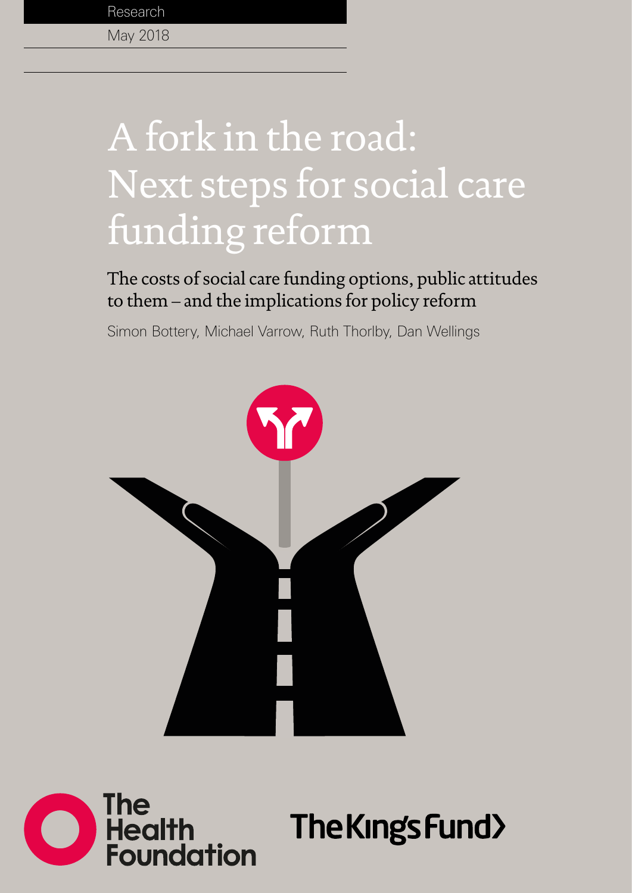Research

May 2018

# A fork in the road: Next steps for social care funding reform

## The costs of social care funding options, public attitudes to them – and the implications for policy reform

Simon Bottery, Michael Varrow, Ruth Thorlby, Dan Wellings

The Health Foundation

The King's Fund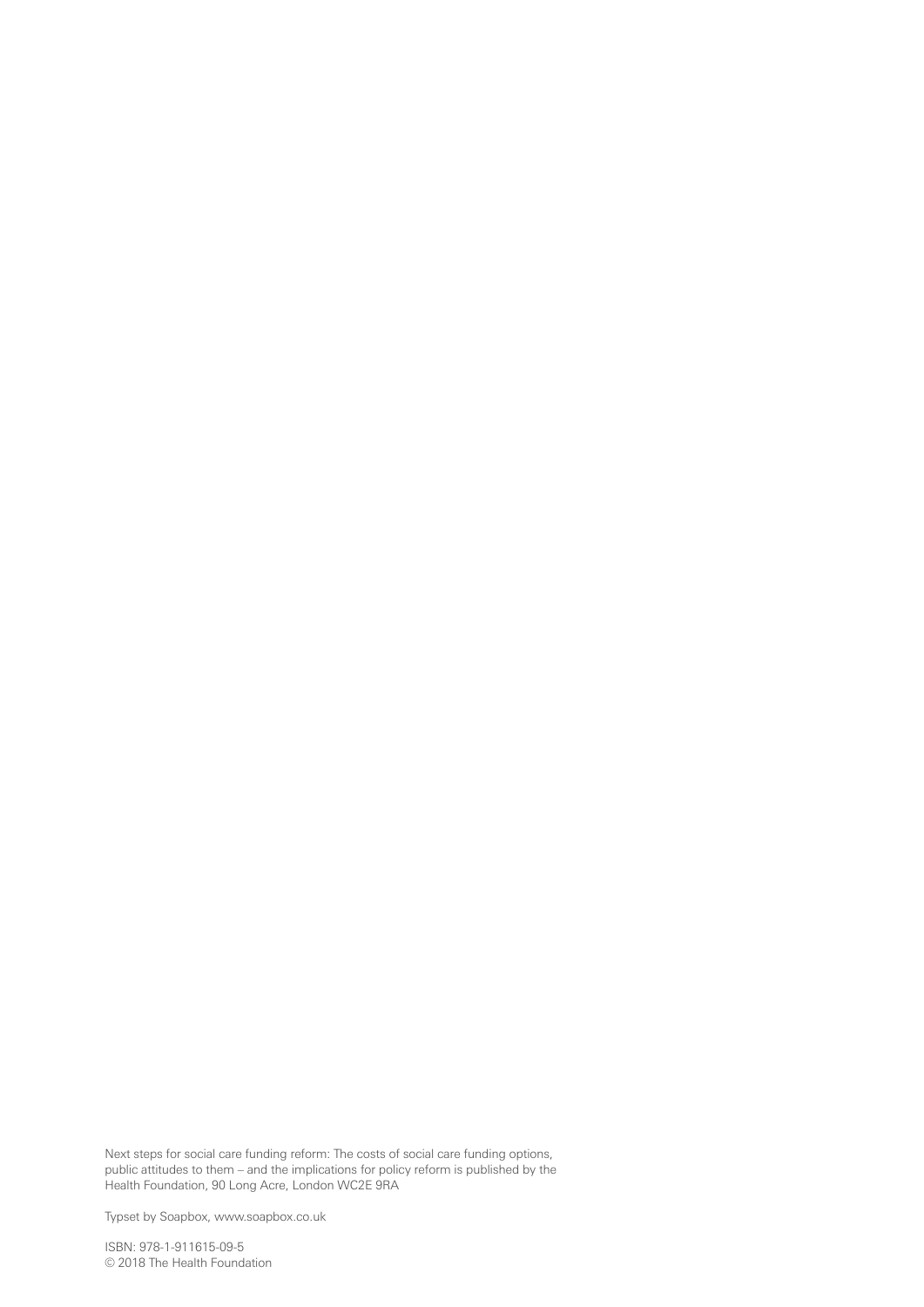Next steps for social care funding reform: The costs of social care funding options, public attitudes to them – and the implications for policy reform is published by the Health Foundation, 90 Long Acre, London WC2E 9RA

Typset by Soapbox, www.soapbox.co.uk

ISBN: 978-1-911615-09-5
© 2018 The Health Foundation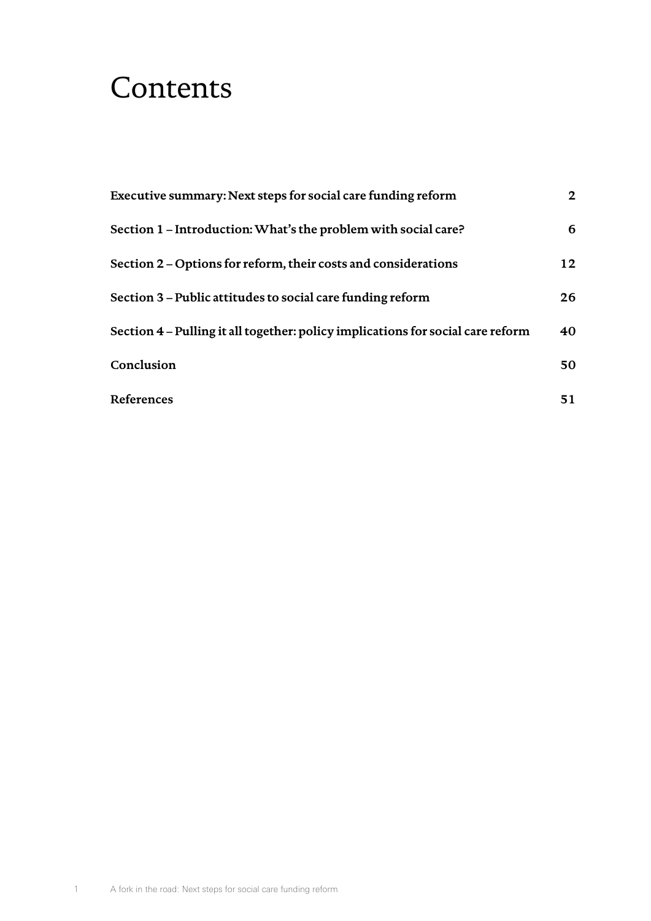# Contents

| | |
|---|---|
| **Executive summary: Next steps for social care funding reform** | **2** |
| **Section 1 – Introduction: What's the problem with social care?** | **6** |
| **Section 2 – Options for reform, their costs and considerations** | **12** |
| **Section 3 – Public attitudes to social care funding reform** | **26** |
| **Section 4 – Pulling it all together: policy implications for social care reform** | **40** |
| **Conclusion** | **50** |
| **References** | **51** |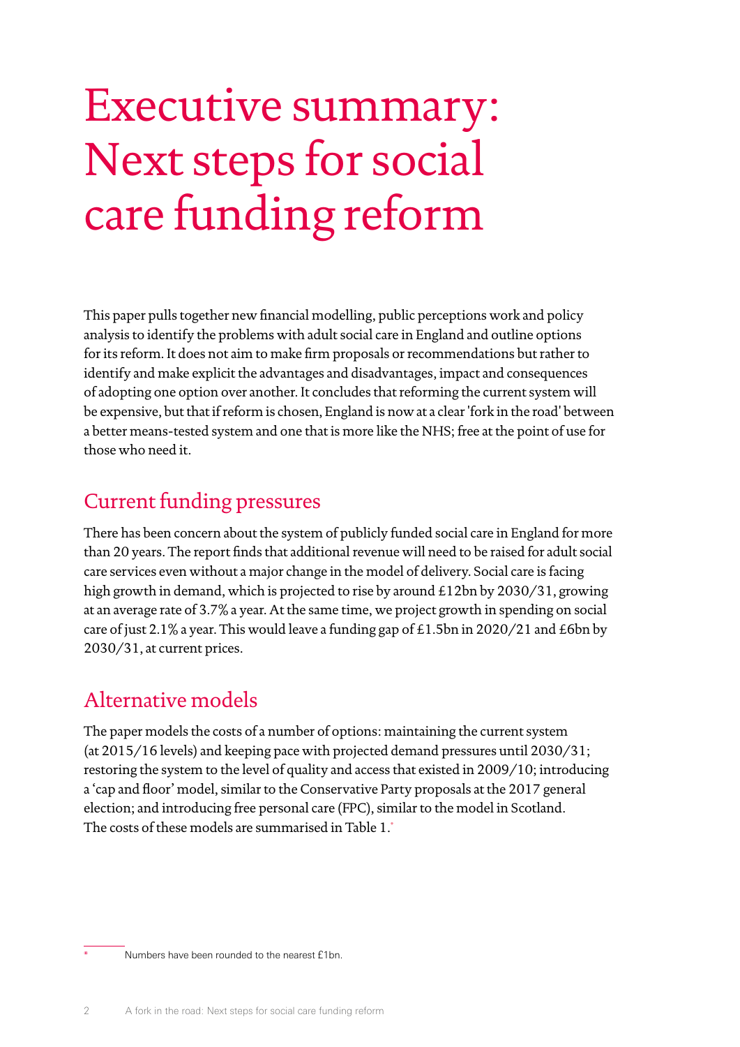# Executive summary: Next steps for social care funding reform

This paper pulls together new financial modelling, public perceptions work and policy analysis to identify the problems with adult social care in England and outline options for its reform. It does not aim to make firm proposals or recommendations but rather to identify and make explicit the advantages and disadvantages, impact and consequences of adopting one option over another. It concludes that reforming the current system will be expensive, but that if reform is chosen, England is now at a clear 'fork in the road' between a better means-tested system and one that is more like the NHS; free at the point of use for those who need it.

## Current funding pressures

There has been concern about the system of publicly funded social care in England for more than 20 years. The report finds that additional revenue will need to be raised for adult social care services even without a major change in the model of delivery. Social care is facing high growth in demand, which is projected to rise by around £12bn by 2030/31, growing at an average rate of 3.7% a year. At the same time, we project growth in spending on social care of just 2.1% a year. This would leave a funding gap of £1.5bn in 2020/21 and £6bn by 2030/31, at current prices.

## Alternative models

The paper models the costs of a number of options: maintaining the current system (at 2015/16 levels) and keeping pace with projected demand pressures until 2030/31; restoring the system to the level of quality and access that existed in 2009/10; introducing a 'cap and floor' model, similar to the Conservative Party proposals at the 2017 general election; and introducing free personal care (FPC), similar to the model in Scotland. The costs of these models are summarised in Table 1.*

* Numbers have been rounded to the nearest £1bn.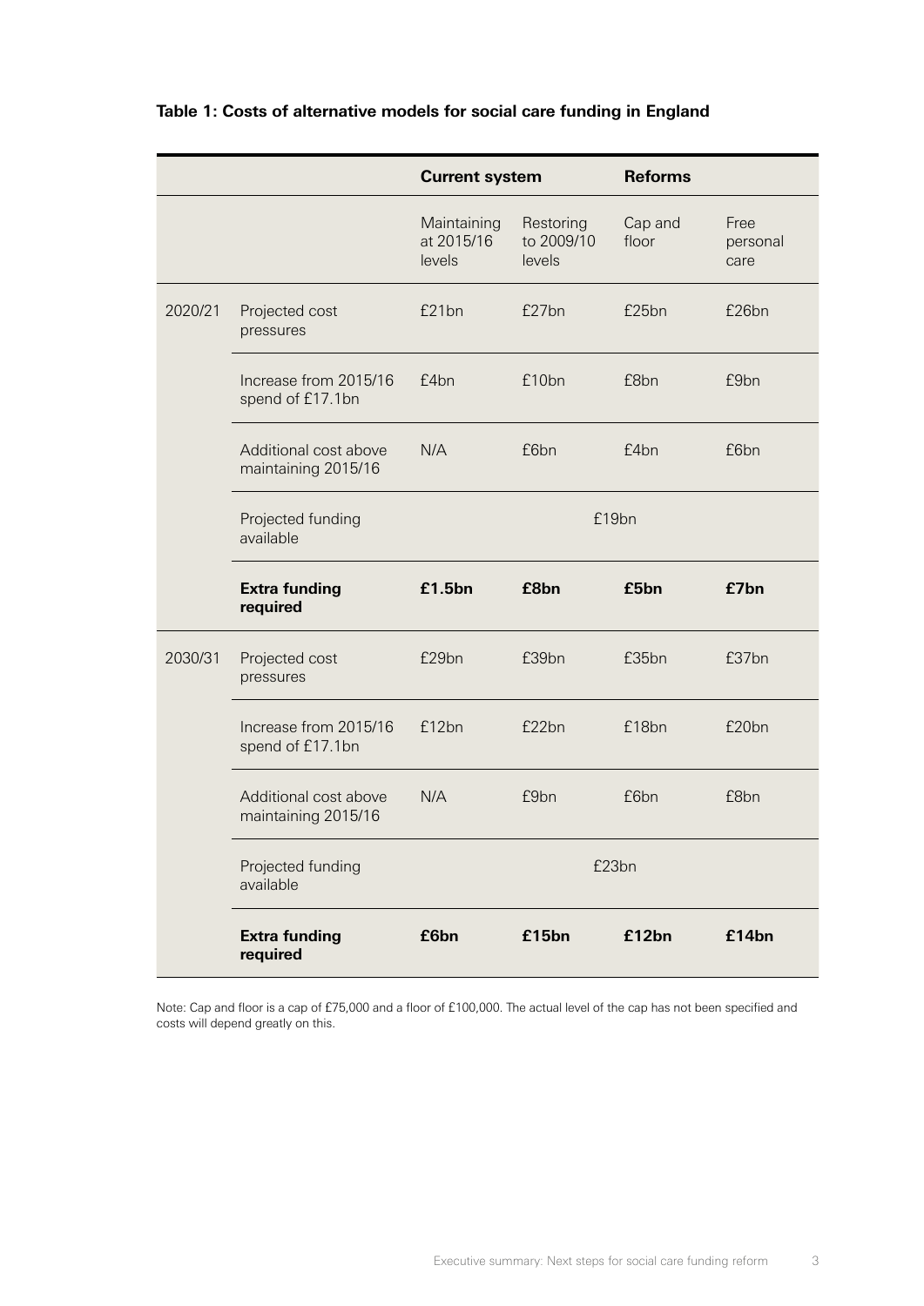**Table 1: Costs of alternative models for social care funding in England**

| | | Current system | | Reforms | |
|---|---|---|---|---|---|
| | | Maintaining at 2015/16 levels | Restoring to 2009/10 levels | Cap and floor | Free personal care |
| 2020/21 | Projected cost pressures | £21bn | £27bn | £25bn | £26bn |
| | Increase from 2015/16 spend of £17.1bn | £4bn | £10bn | £8bn | £9bn |
| | Additional cost above maintaining 2015/16 | N/A | £6bn | £4bn | £6bn |
| | Projected funding available | £19bn | | | |
| | **Extra funding required** | **£1.5bn** | **£8bn** | **£5bn** | **£7bn** |
| 2030/31 | Projected cost pressures | £29bn | £39bn | £35bn | £37bn |
| | Increase from 2015/16 spend of £17.1bn | £12bn | £22bn | £18bn | £20bn |
| | Additional cost above maintaining 2015/16 | N/A | £9bn | £6bn | £8bn |
| | Projected funding available | £23bn | | | |
| | **Extra funding required** | **£6bn** | **£15bn** | **£12bn** | **£14bn** |

Note: Cap and floor is a cap of £75,000 and a floor of £100,000. The actual level of the cap has not been specified and costs will depend greatly on this.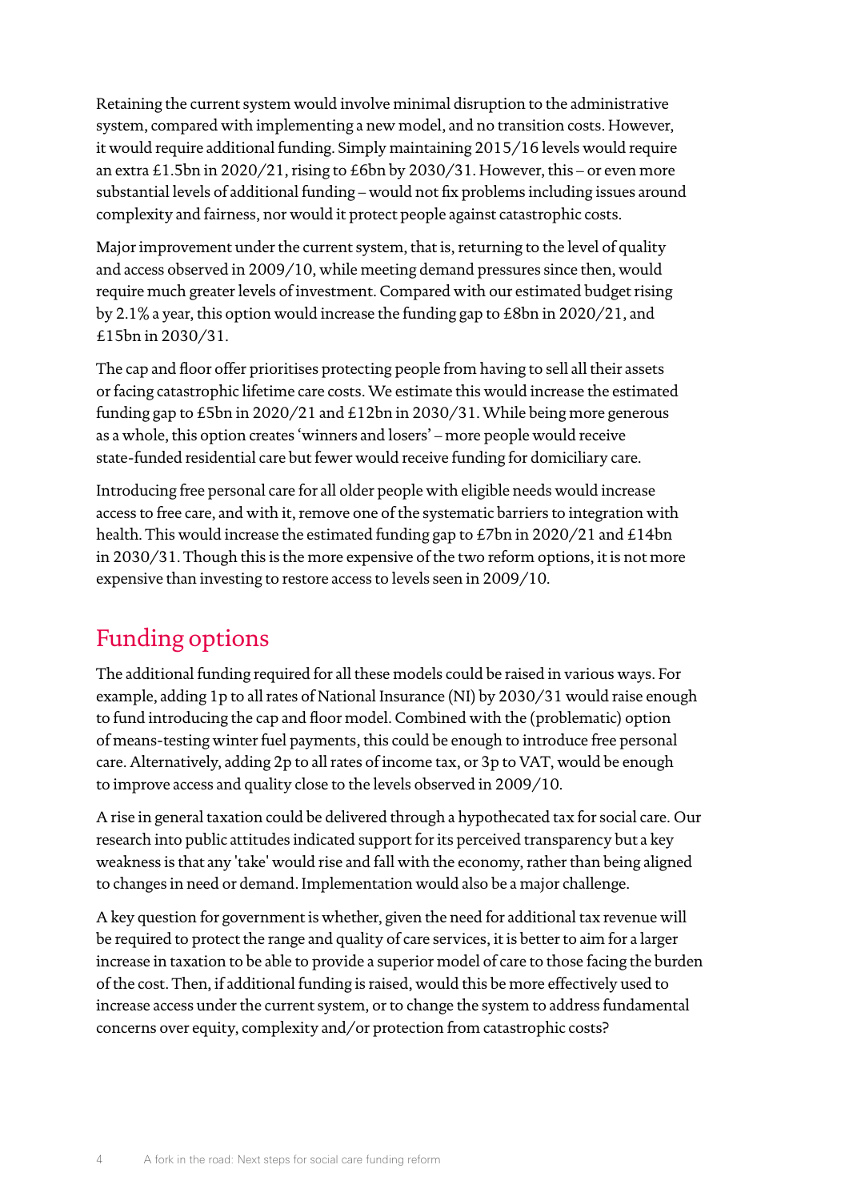Retaining the current system would involve minimal disruption to the administrative system, compared with implementing a new model, and no transition costs. However, it would require additional funding. Simply maintaining 2015/16 levels would require an extra £1.5bn in 2020/21, rising to £6bn by 2030/31. However, this – or even more substantial levels of additional funding – would not fix problems including issues around complexity and fairness, nor would it protect people against catastrophic costs.

Major improvement under the current system, that is, returning to the level of quality and access observed in 2009/10, while meeting demand pressures since then, would require much greater levels of investment. Compared with our estimated budget rising by 2.1% a year, this option would increase the funding gap to £8bn in 2020/21, and £15bn in 2030/31.

The cap and floor offer prioritises protecting people from having to sell all their assets or facing catastrophic lifetime care costs. We estimate this would increase the estimated funding gap to £5bn in 2020/21 and £12bn in 2030/31. While being more generous as a whole, this option creates 'winners and losers' – more people would receive state-funded residential care but fewer would receive funding for domiciliary care.

Introducing free personal care for all older people with eligible needs would increase access to free care, and with it, remove one of the systematic barriers to integration with health. This would increase the estimated funding gap to £7bn in 2020/21 and £14bn in 2030/31. Though this is the more expensive of the two reform options, it is not more expensive than investing to restore access to levels seen in 2009/10.

## Funding options

The additional funding required for all these models could be raised in various ways. For example, adding 1p to all rates of National Insurance (NI) by 2030/31 would raise enough to fund introducing the cap and floor model. Combined with the (problematic) option of means-testing winter fuel payments, this could be enough to introduce free personal care. Alternatively, adding 2p to all rates of income tax, or 3p to VAT, would be enough to improve access and quality close to the levels observed in 2009/10.

A rise in general taxation could be delivered through a hypothecated tax for social care. Our research into public attitudes indicated support for its perceived transparency but a key weakness is that any 'take' would rise and fall with the economy, rather than being aligned to changes in need or demand. Implementation would also be a major challenge.

A key question for government is whether, given the need for additional tax revenue will be required to protect the range and quality of care services, it is better to aim for a larger increase in taxation to be able to provide a superior model of care to those facing the burden of the cost. Then, if additional funding is raised, would this be more effectively used to increase access under the current system, or to change the system to address fundamental concerns over equity, complexity and/or protection from catastrophic costs?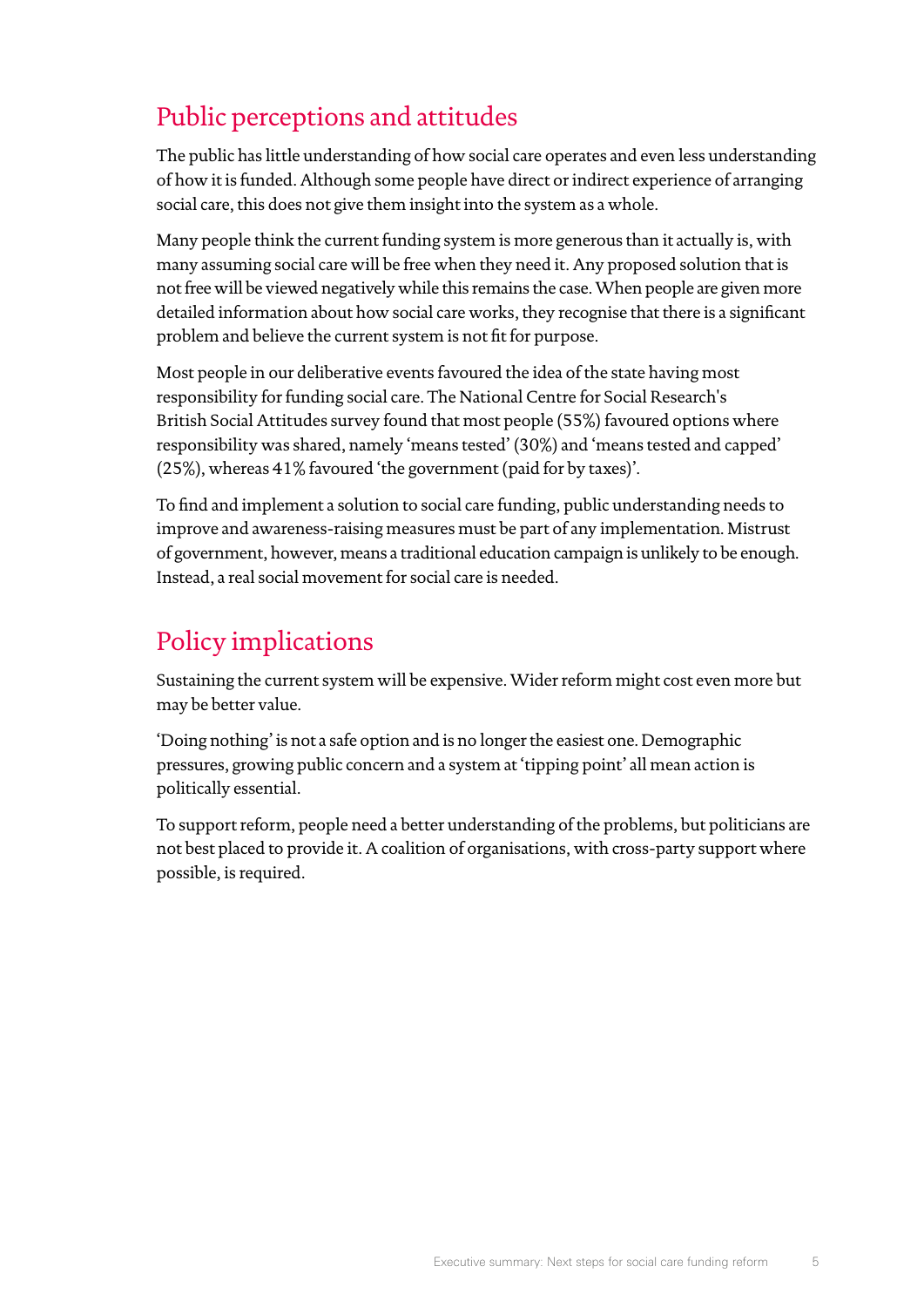## Public perceptions and attitudes

The public has little understanding of how social care operates and even less understanding of how it is funded. Although some people have direct or indirect experience of arranging social care, this does not give them insight into the system as a whole.

Many people think the current funding system is more generous than it actually is, with many assuming social care will be free when they need it. Any proposed solution that is not free will be viewed negatively while this remains the case. When people are given more detailed information about how social care works, they recognise that there is a significant problem and believe the current system is not fit for purpose.

Most people in our deliberative events favoured the idea of the state having most responsibility for funding social care. The National Centre for Social Research's British Social Attitudes survey found that most people (55%) favoured options where responsibility was shared, namely 'means tested' (30%) and 'means tested and capped' (25%), whereas 41% favoured 'the government (paid for by taxes)'.

To find and implement a solution to social care funding, public understanding needs to improve and awareness-raising measures must be part of any implementation. Mistrust of government, however, means a traditional education campaign is unlikely to be enough. Instead, a real social movement for social care is needed.

## Policy implications

Sustaining the current system will be expensive. Wider reform might cost even more but may be better value.

'Doing nothing' is not a safe option and is no longer the easiest one. Demographic pressures, growing public concern and a system at 'tipping point' all mean action is politically essential.

To support reform, people need a better understanding of the problems, but politicians are not best placed to provide it. A coalition of organisations, with cross-party support where possible, is required.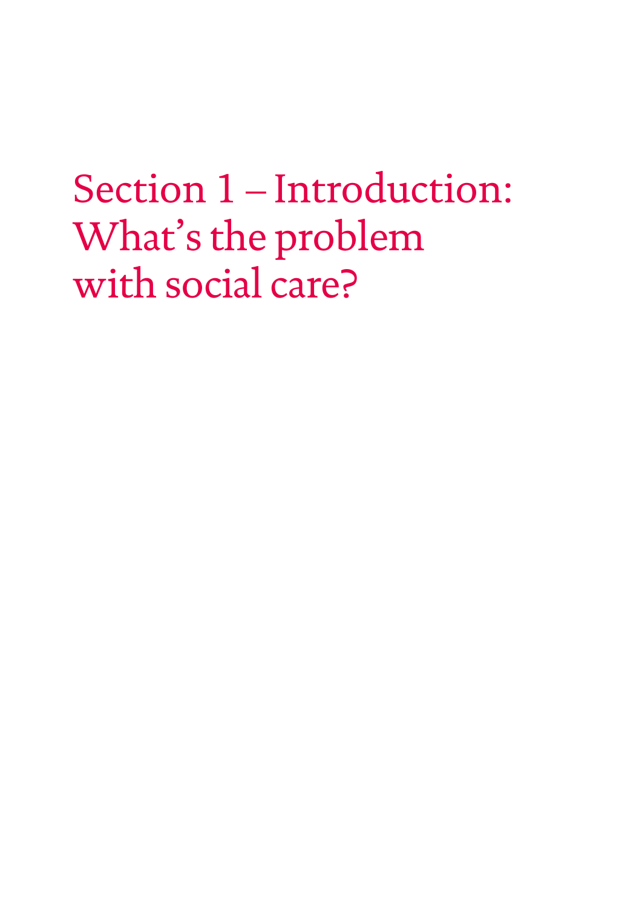# Section 1 – Introduction: What's the problem with social care?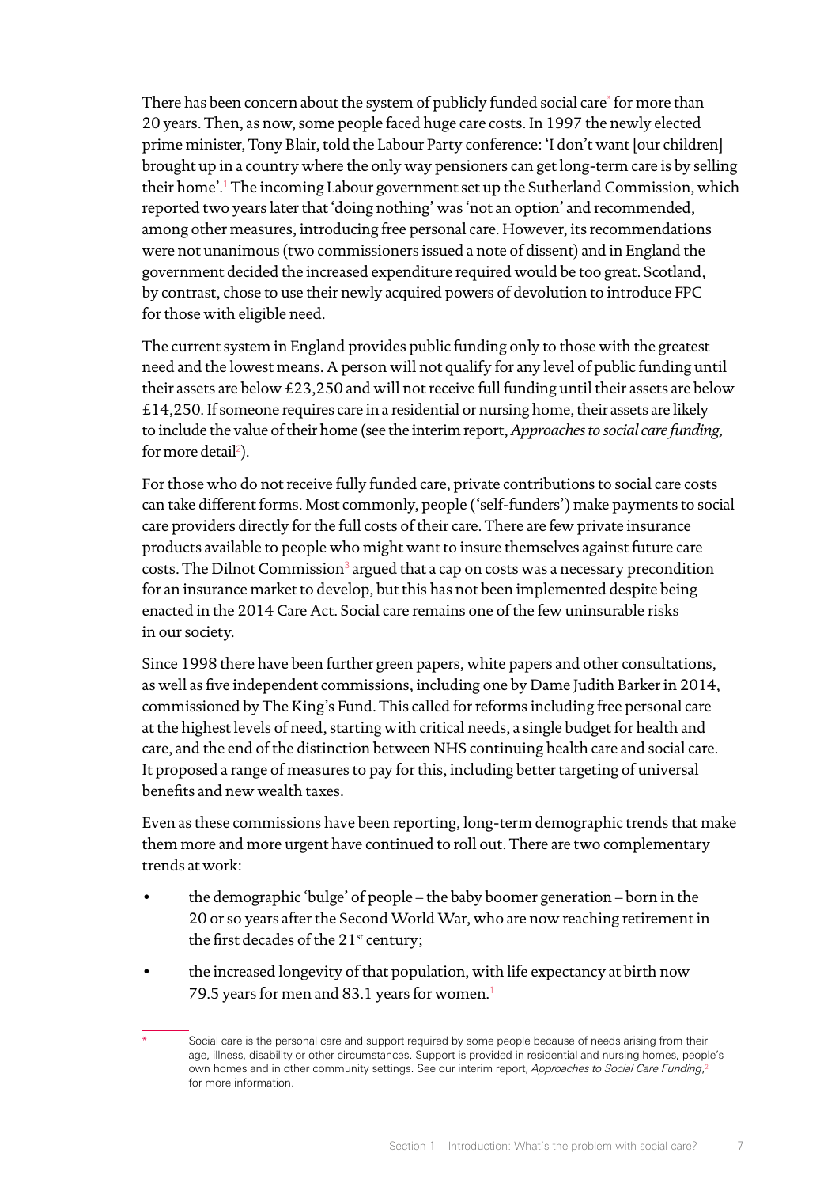There has been concern about the system of publicly funded social care[*] for more than 20 years. Then, as now, some people faced huge care costs. In 1997 the newly elected prime minister, Tony Blair, told the Labour Party conference: 'I don't want [our children] brought up in a country where the only way pensioners can get long-term care is by selling their home'.[1] The incoming Labour government set up the Sutherland Commission, which reported two years later that 'doing nothing' was 'not an option' and recommended, among other measures, introducing free personal care. However, its recommendations were not unanimous (two commissioners issued a note of dissent) and in England the government decided the increased expenditure required would be too great. Scotland, by contrast, chose to use their newly acquired powers of devolution to introduce FPC for those with eligible need.

The current system in England provides public funding only to those with the greatest need and the lowest means. A person will not qualify for any level of public funding until their assets are below £23,250 and will not receive full funding until their assets are below £14,250. If someone requires care in a residential or nursing home, their assets are likely to include the value of their home (see the interim report, *Approaches to social care funding,* for more detail[2]).

For those who do not receive fully funded care, private contributions to social care costs can take different forms. Most commonly, people ('self-funders') make payments to social care providers directly for the full costs of their care. There are few private insurance products available to people who might want to insure themselves against future care costs. The Dilnot Commission[3] argued that a cap on costs was a necessary precondition for an insurance market to develop, but this has not been implemented despite being enacted in the 2014 Care Act. Social care remains one of the few uninsurable risks in our society.

Since 1998 there have been further green papers, white papers and other consultations, as well as five independent commissions, including one by Dame Judith Barker in 2014, commissioned by The King's Fund. This called for reforms including free personal care at the highest levels of need, starting with critical needs, a single budget for health and care, and the end of the distinction between NHS continuing health care and social care. It proposed a range of measures to pay for this, including better targeting of universal benefits and new wealth taxes.

Even as these commissions have been reporting, long-term demographic trends that make them more and more urgent have continued to roll out. There are two complementary trends at work:

- the demographic 'bulge' of people – the baby boomer generation – born in the 20 or so years after the Second World War, who are now reaching retirement in the first decades of the 21st century;
- the increased longevity of that population, with life expectancy at birth now 79.5 years for men and 83.1 years for women.[1]

[*] Social care is the personal care and support required by some people because of needs arising from their age, illness, disability or other circumstances. Support is provided in residential and nursing homes, people's own homes and in other community settings. See our interim report, *Approaches to Social Care Funding*,[2] for more information.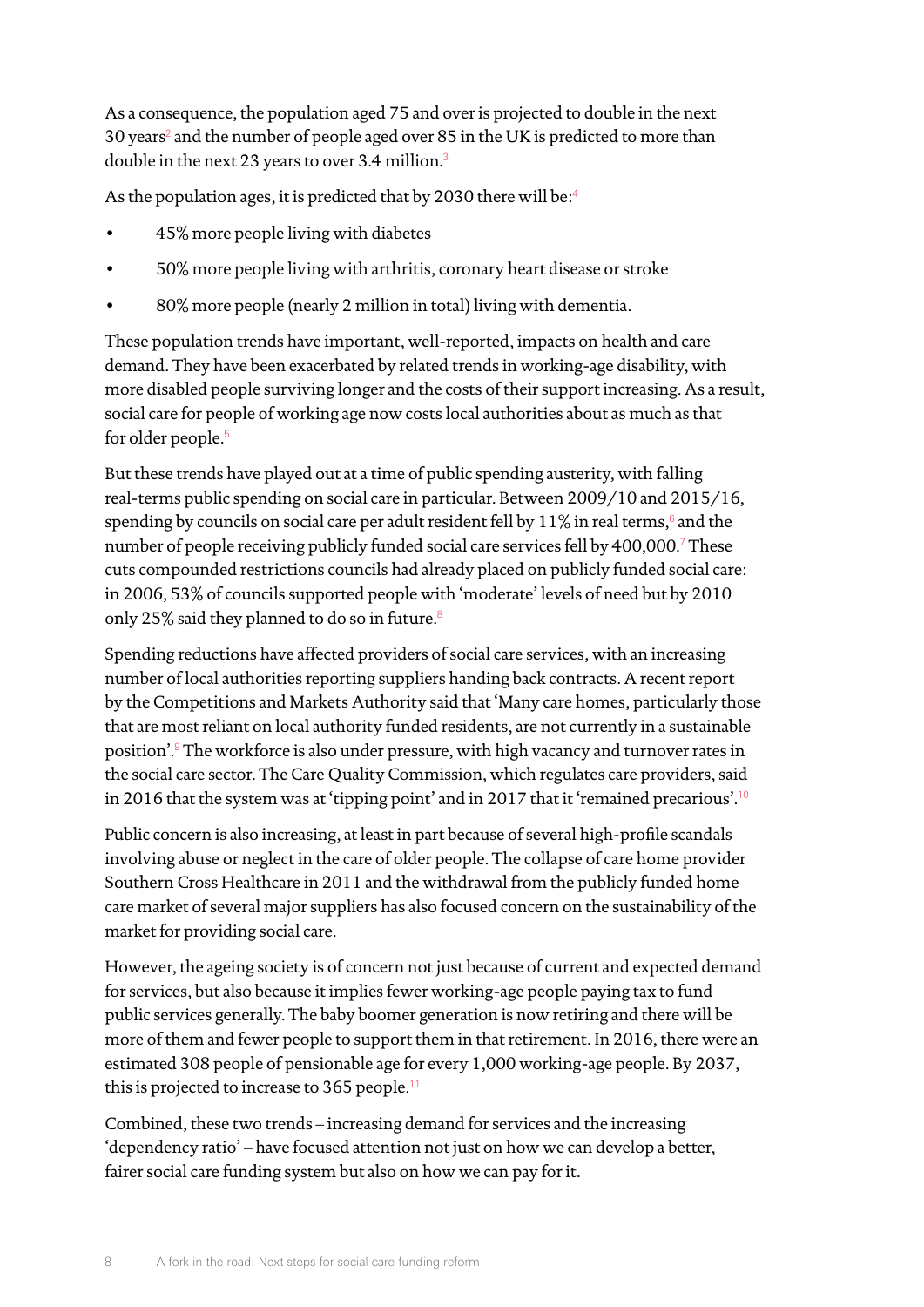As a consequence, the population aged 75 and over is projected to double in the next 30 years[2] and the number of people aged over 85 in the UK is predicted to more than double in the next 23 years to over 3.4 million.[3]

As the population ages, it is predicted that by 2030 there will be:[4]

- 45% more people living with diabetes
- 50% more people living with arthritis, coronary heart disease or stroke
- 80% more people (nearly 2 million in total) living with dementia.

These population trends have important, well-reported, impacts on health and care demand. They have been exacerbated by related trends in working-age disability, with more disabled people surviving longer and the costs of their support increasing. As a result, social care for people of working age now costs local authorities about as much as that for older people.[5]

But these trends have played out at a time of public spending austerity, with falling real-terms public spending on social care in particular. Between 2009/10 and 2015/16, spending by councils on social care per adult resident fell by 11% in real terms,[6] and the number of people receiving publicly funded social care services fell by 400,000.[7] These cuts compounded restrictions councils had already placed on publicly funded social care: in 2006, 53% of councils supported people with 'moderate' levels of need but by 2010 only 25% said they planned to do so in future.[8]

Spending reductions have affected providers of social care services, with an increasing number of local authorities reporting suppliers handing back contracts. A recent report by the Competitions and Markets Authority said that 'Many care homes, particularly those that are most reliant on local authority funded residents, are not currently in a sustainable position'.[9] The workforce is also under pressure, with high vacancy and turnover rates in the social care sector. The Care Quality Commission, which regulates care providers, said in 2016 that the system was at 'tipping point' and in 2017 that it 'remained precarious'.[10]

Public concern is also increasing, at least in part because of several high-profile scandals involving abuse or neglect in the care of older people. The collapse of care home provider Southern Cross Healthcare in 2011 and the withdrawal from the publicly funded home care market of several major suppliers has also focused concern on the sustainability of the market for providing social care.

However, the ageing society is of concern not just because of current and expected demand for services, but also because it implies fewer working-age people paying tax to fund public services generally. The baby boomer generation is now retiring and there will be more of them and fewer people to support them in that retirement. In 2016, there were an estimated 308 people of pensionable age for every 1,000 working-age people. By 2037, this is projected to increase to 365 people.[11]

Combined, these two trends – increasing demand for services and the increasing 'dependency ratio' – have focused attention not just on how we can develop a better, fairer social care funding system but also on how we can pay for it.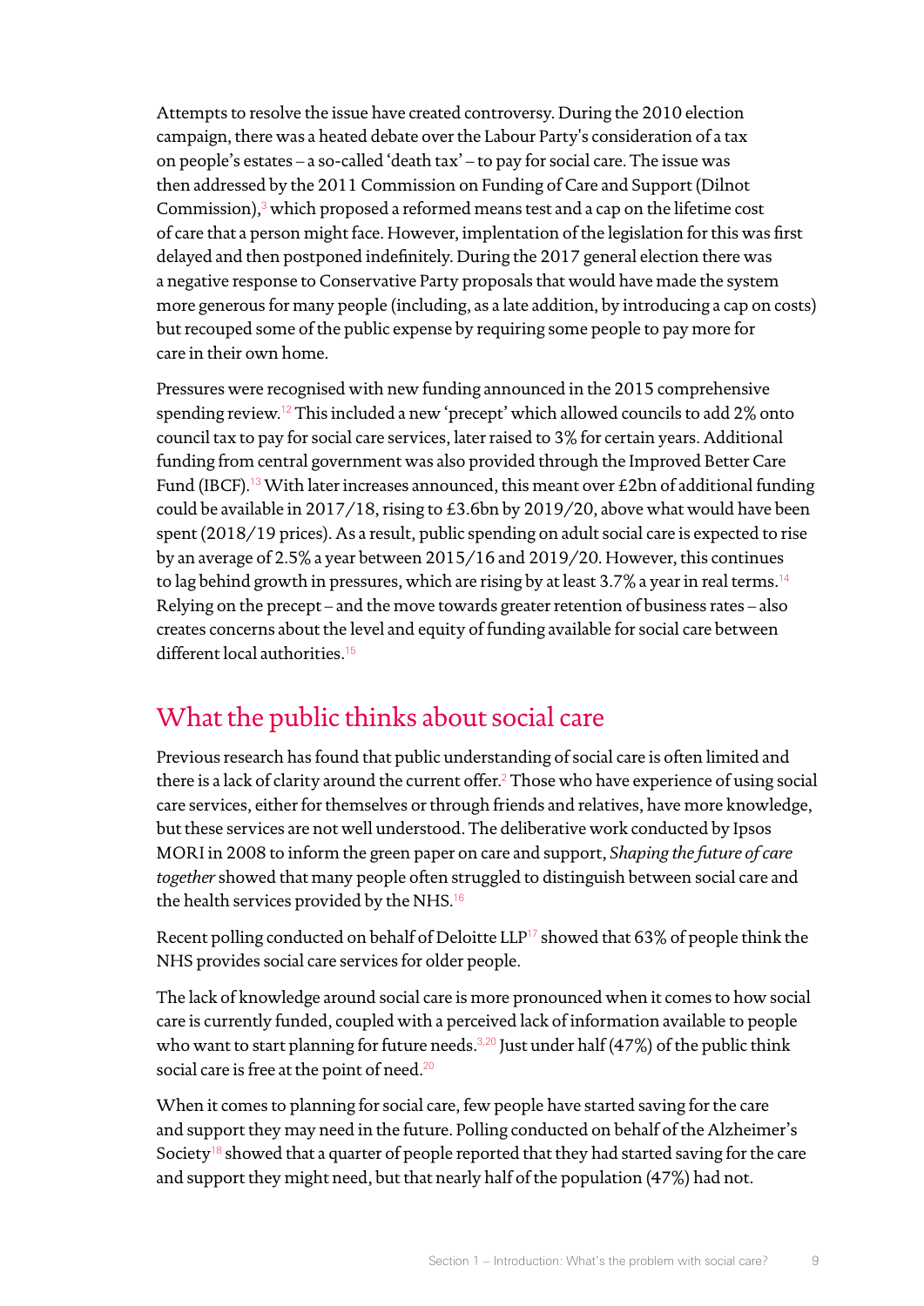Attempts to resolve the issue have created controversy. During the 2010 election campaign, there was a heated debate over the Labour Party's consideration of a tax on people's estates – a so-called 'death tax' – to pay for social care. The issue was then addressed by the 2011 Commission on Funding of Care and Support (Dilnot Commission),[3] which proposed a reformed means test and a cap on the lifetime cost of care that a person might face. However, implentation of the legislation for this was first delayed and then postponed indefinitely. During the 2017 general election there was a negative response to Conservative Party proposals that would have made the system more generous for many people (including, as a late addition, by introducing a cap on costs) but recouped some of the public expense by requiring some people to pay more for care in their own home.

Pressures were recognised with new funding announced in the 2015 comprehensive spending review.[12] This included a new 'precept' which allowed councils to add 2% onto council tax to pay for social care services, later raised to 3% for certain years. Additional funding from central government was also provided through the Improved Better Care Fund (IBCF).[13] With later increases announced, this meant over £2bn of additional funding could be available in 2017/18, rising to £3.6bn by 2019/20, above what would have been spent (2018/19 prices). As a result, public spending on adult social care is expected to rise by an average of 2.5% a year between 2015/16 and 2019/20. However, this continues to lag behind growth in pressures, which are rising by at least 3.7% a year in real terms.[14] Relying on the precept – and the move towards greater retention of business rates – also creates concerns about the level and equity of funding available for social care between different local authorities.[15]

## What the public thinks about social care

Previous research has found that public understanding of social care is often limited and there is a lack of clarity around the current offer.[2] Those who have experience of using social care services, either for themselves or through friends and relatives, have more knowledge, but these services are not well understood. The deliberative work conducted by Ipsos MORI in 2008 to inform the green paper on care and support, *Shaping the future of care together* showed that many people often struggled to distinguish between social care and the health services provided by the NHS.[16]

Recent polling conducted on behalf of Deloitte LLP[17] showed that 63% of people think the NHS provides social care services for older people.

The lack of knowledge around social care is more pronounced when it comes to how social care is currently funded, coupled with a perceived lack of information available to people who want to start planning for future needs.[3,20] Just under half (47%) of the public think social care is free at the point of need.[20]

When it comes to planning for social care, few people have started saving for the care and support they may need in the future. Polling conducted on behalf of the Alzheimer's Society[18] showed that a quarter of people reported that they had started saving for the care and support they might need, but that nearly half of the population (47%) had not.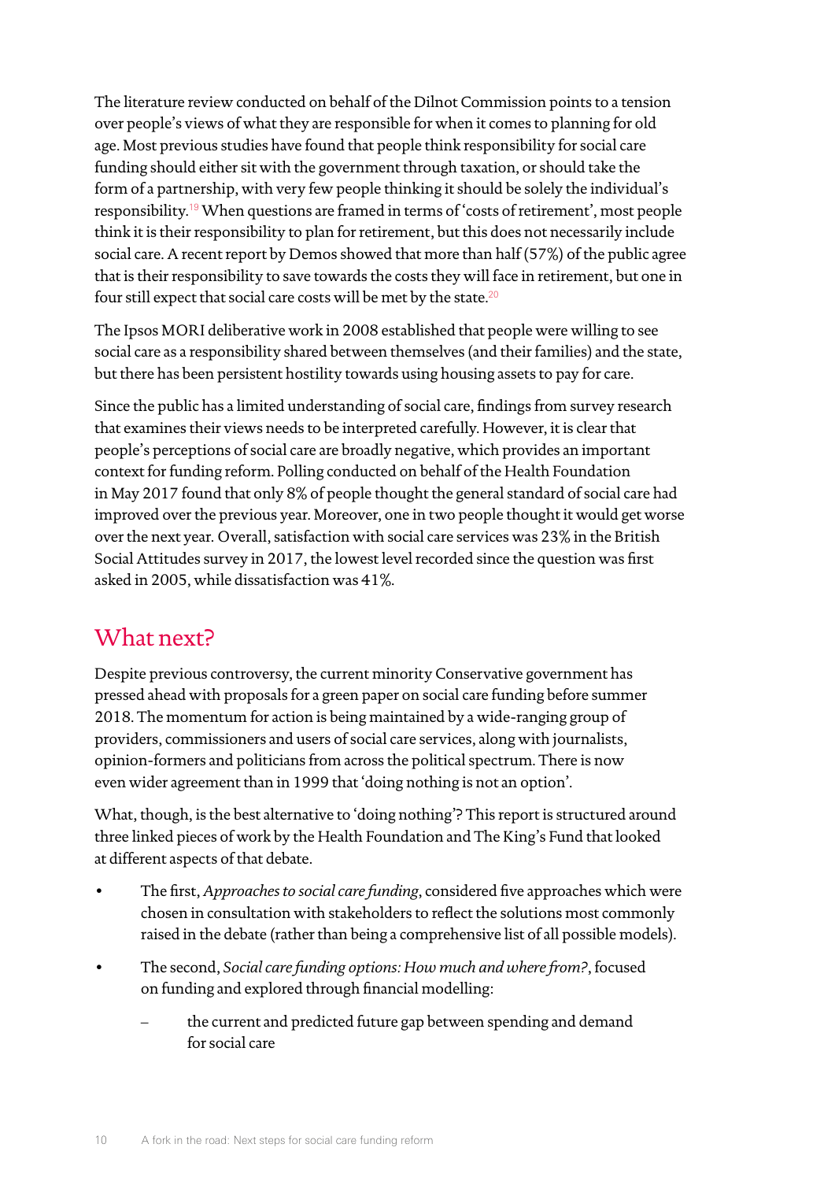The literature review conducted on behalf of the Dilnot Commission points to a tension over people's views of what they are responsible for when it comes to planning for old age. Most previous studies have found that people think responsibility for social care funding should either sit with the government through taxation, or should take the form of a partnership, with very few people thinking it should be solely the individual's responsibility.[19] When questions are framed in terms of 'costs of retirement', most people think it is their responsibility to plan for retirement, but this does not necessarily include social care. A recent report by Demos showed that more than half (57%) of the public agree that is their responsibility to save towards the costs they will face in retirement, but one in four still expect that social care costs will be met by the state.[20]

The Ipsos MORI deliberative work in 2008 established that people were willing to see social care as a responsibility shared between themselves (and their families) and the state, but there has been persistent hostility towards using housing assets to pay for care.

Since the public has a limited understanding of social care, findings from survey research that examines their views needs to be interpreted carefully. However, it is clear that people's perceptions of social care are broadly negative, which provides an important context for funding reform. Polling conducted on behalf of the Health Foundation in May 2017 found that only 8% of people thought the general standard of social care had improved over the previous year. Moreover, one in two people thought it would get worse over the next year. Overall, satisfaction with social care services was 23% in the British Social Attitudes survey in 2017, the lowest level recorded since the question was first asked in 2005, while dissatisfaction was 41%.

## What next?

Despite previous controversy, the current minority Conservative government has pressed ahead with proposals for a green paper on social care funding before summer 2018. The momentum for action is being maintained by a wide-ranging group of providers, commissioners and users of social care services, along with journalists, opinion-formers and politicians from across the political spectrum. There is now even wider agreement than in 1999 that 'doing nothing is not an option'.

What, though, is the best alternative to 'doing nothing'? This report is structured around three linked pieces of work by the Health Foundation and The King's Fund that looked at different aspects of that debate.

- The first, *Approaches to social care funding*, considered five approaches which were chosen in consultation with stakeholders to reflect the solutions most commonly raised in the debate (rather than being a comprehensive list of all possible models).
- The second, *Social care funding options: How much and where from?*, focused on funding and explored through financial modelling:
  - the current and predicted future gap between spending and demand for social care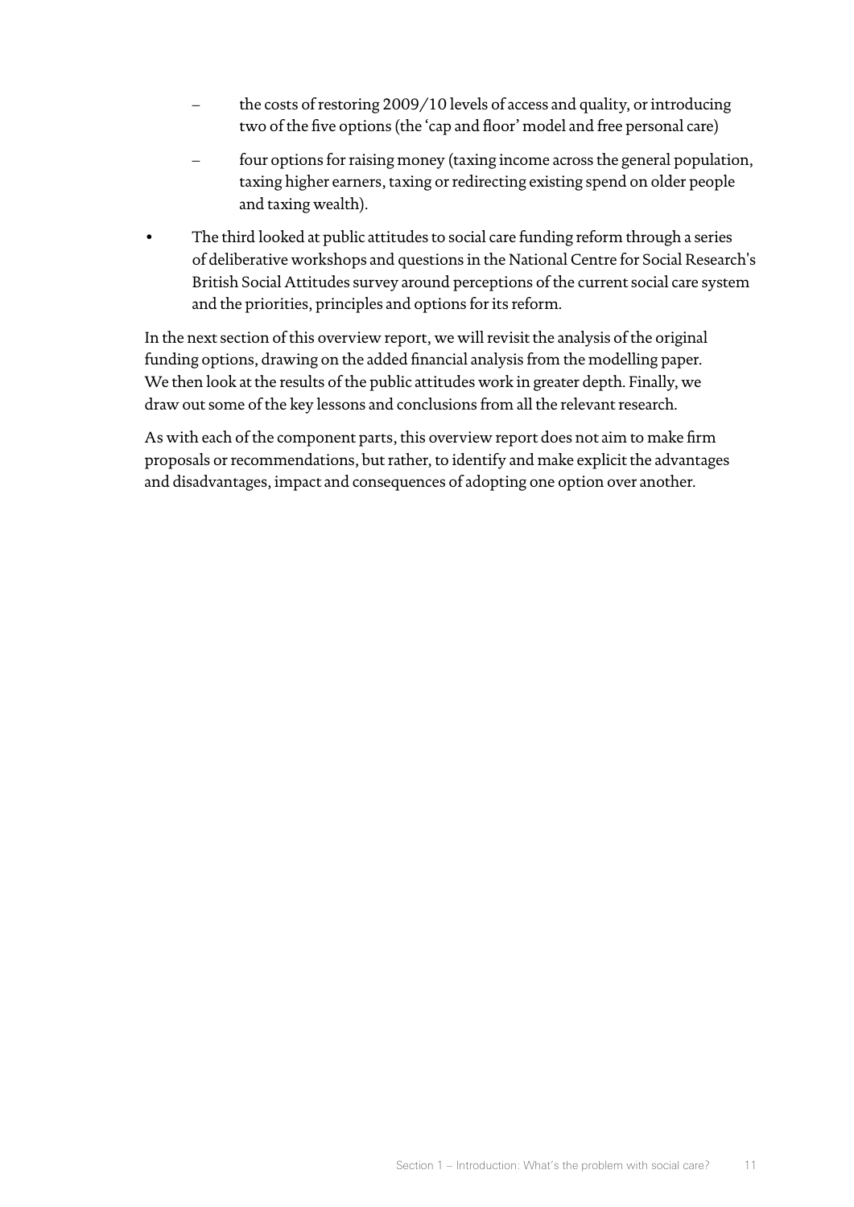- the costs of restoring 2009/10 levels of access and quality, or introducing two of the five options (the 'cap and floor' model and free personal care)
  - four options for raising money (taxing income across the general population, taxing higher earners, taxing or redirecting existing spend on older people and taxing wealth).
- The third looked at public attitudes to social care funding reform through a series of deliberative workshops and questions in the National Centre for Social Research's British Social Attitudes survey around perceptions of the current social care system and the priorities, principles and options for its reform.

In the next section of this overview report, we will revisit the analysis of the original funding options, drawing on the added financial analysis from the modelling paper. We then look at the results of the public attitudes work in greater depth. Finally, we draw out some of the key lessons and conclusions from all the relevant research.

As with each of the component parts, this overview report does not aim to make firm proposals or recommendations, but rather, to identify and make explicit the advantages and disadvantages, impact and consequences of adopting one option over another.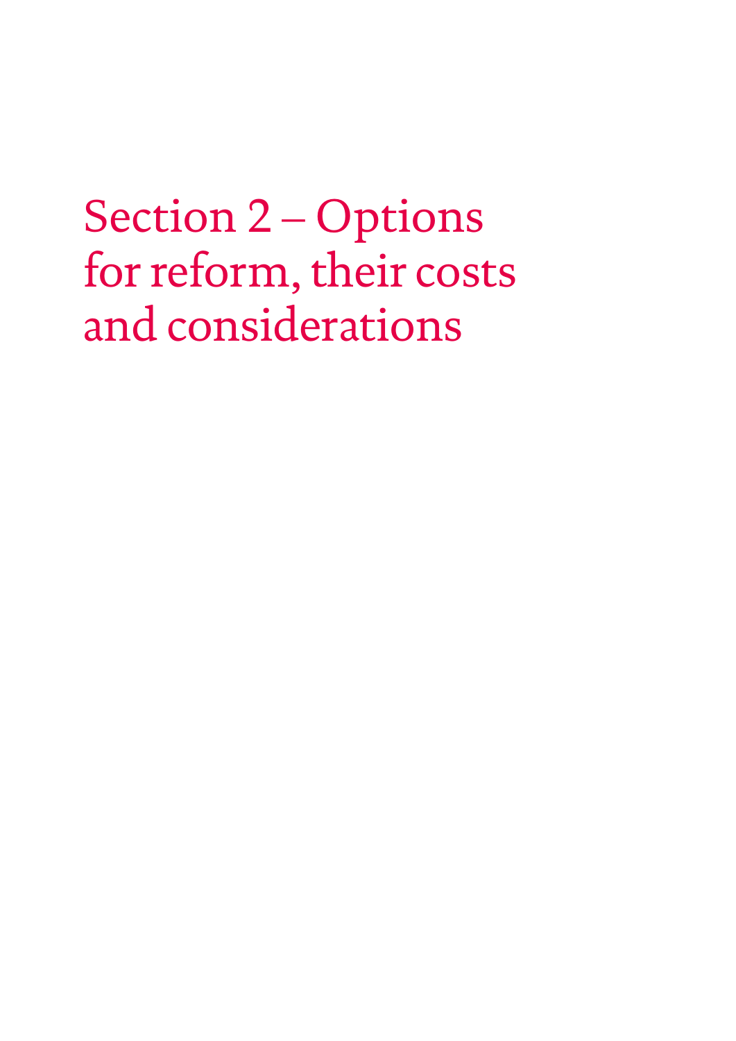# Section 2 – Options for reform, their costs and considerations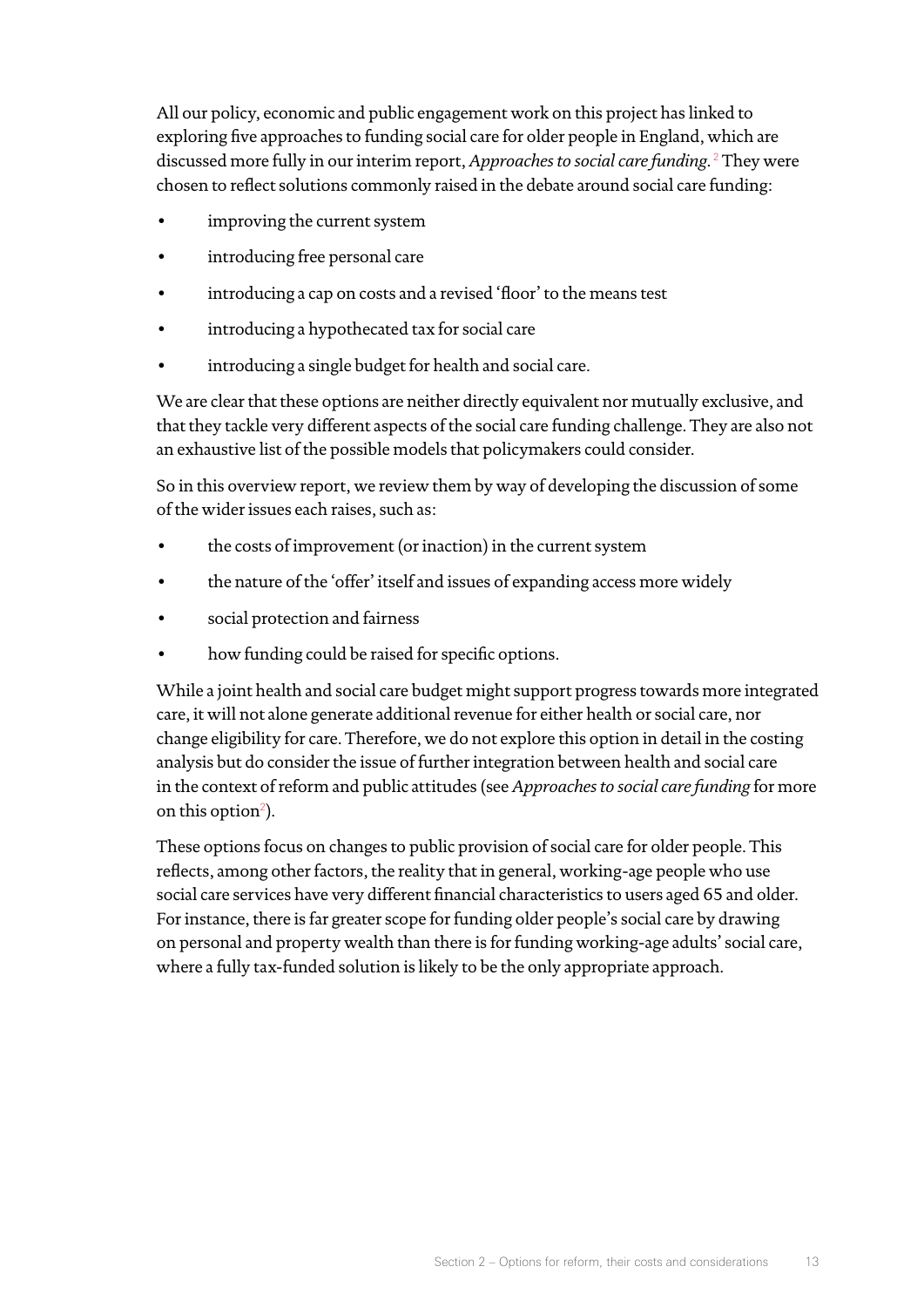All our policy, economic and public engagement work on this project has linked to exploring five approaches to funding social care for older people in England, which are discussed more fully in our interim report, *Approaches to social care funding*.[2] They were chosen to reflect solutions commonly raised in the debate around social care funding:

- improving the current system
- introducing free personal care
- introducing a cap on costs and a revised 'floor' to the means test
- introducing a hypothecated tax for social care
- introducing a single budget for health and social care.

We are clear that these options are neither directly equivalent nor mutually exclusive, and that they tackle very different aspects of the social care funding challenge. They are also not an exhaustive list of the possible models that policymakers could consider.

So in this overview report, we review them by way of developing the discussion of some of the wider issues each raises, such as:

- the costs of improvement (or inaction) in the current system
- the nature of the 'offer' itself and issues of expanding access more widely
- social protection and fairness
- how funding could be raised for specific options.

While a joint health and social care budget might support progress towards more integrated care, it will not alone generate additional revenue for either health or social care, nor change eligibility for care. Therefore, we do not explore this option in detail in the costing analysis but do consider the issue of further integration between health and social care in the context of reform and public attitudes (see *Approaches to social care funding* for more on this option[2]).

These options focus on changes to public provision of social care for older people. This reflects, among other factors, the reality that in general, working-age people who use social care services have very different financial characteristics to users aged 65 and older. For instance, there is far greater scope for funding older people's social care by drawing on personal and property wealth than there is for funding working-age adults' social care, where a fully tax-funded solution is likely to be the only appropriate approach.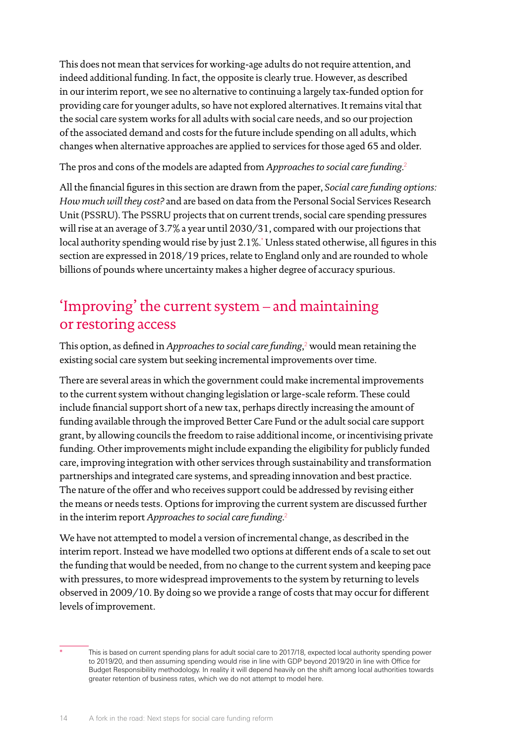This does not mean that services for working-age adults do not require attention, and indeed additional funding. In fact, the opposite is clearly true. However, as described in our interim report, we see no alternative to continuing a largely tax-funded option for providing care for younger adults, so have not explored alternatives. It remains vital that the social care system works for all adults with social care needs, and so our projection of the associated demand and costs for the future include spending on all adults, which changes when alternative approaches are applied to services for those aged 65 and older.

The pros and cons of the models are adapted from *Approaches to social care funding*.[2]

All the financial figures in this section are drawn from the paper, *Social care funding options: How much will they cost?* and are based on data from the Personal Social Services Research Unit (PSSRU). The PSSRU projects that on current trends, social care spending pressures will rise at an average of 3.7% a year until 2030/31, compared with our projections that local authority spending would rise by just 2.1%.[*] Unless stated otherwise, all figures in this section are expressed in 2018/19 prices, relate to England only and are rounded to whole billions of pounds where uncertainty makes a higher degree of accuracy spurious.

## 'Improving' the current system – and maintaining or restoring access

This option, as defined in *Approaches to social care funding*,[2] would mean retaining the existing social care system but seeking incremental improvements over time.

There are several areas in which the government could make incremental improvements to the current system without changing legislation or large-scale reform. These could include financial support short of a new tax, perhaps directly increasing the amount of funding available through the improved Better Care Fund or the adult social care support grant, by allowing councils the freedom to raise additional income, or incentivising private funding. Other improvements might include expanding the eligibility for publicly funded care, improving integration with other services through sustainability and transformation partnerships and integrated care systems, and spreading innovation and best practice. The nature of the offer and who receives support could be addressed by revising either the means or needs tests. Options for improving the current system are discussed further in the interim report *Approaches to social care funding*.[2]

We have not attempted to model a version of incremental change, as described in the interim report. Instead we have modelled two options at different ends of a scale to set out the funding that would be needed, from no change to the current system and keeping pace with pressures, to more widespread improvements to the system by returning to levels observed in 2009/10. By doing so we provide a range of costs that may occur for different levels of improvement.

---

* This is based on current spending plans for adult social care to 2017/18, expected local authority spending power to 2019/20, and then assuming spending would rise in line with GDP beyond 2019/20 in line with Office for Budget Responsibility methodology. In reality it will depend heavily on the shift among local authorities towards greater retention of business rates, which we do not attempt to model here.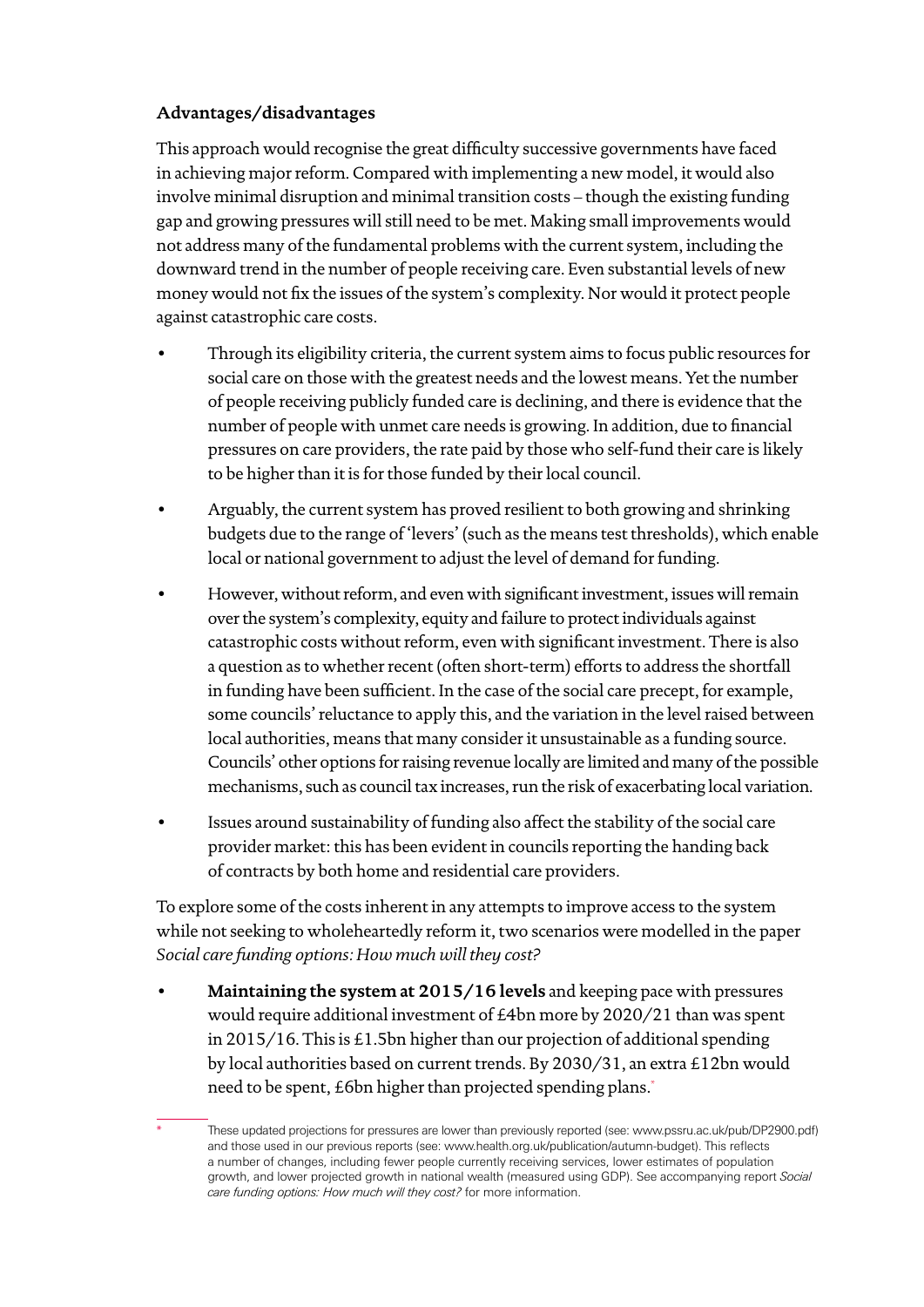### Advantages/disadvantages

This approach would recognise the great difficulty successive governments have faced in achieving major reform. Compared with implementing a new model, it would also involve minimal disruption and minimal transition costs – though the existing funding gap and growing pressures will still need to be met. Making small improvements would not address many of the fundamental problems with the current system, including the downward trend in the number of people receiving care. Even substantial levels of new money would not fix the issues of the system's complexity. Nor would it protect people against catastrophic care costs.

- Through its eligibility criteria, the current system aims to focus public resources for social care on those with the greatest needs and the lowest means. Yet the number of people receiving publicly funded care is declining, and there is evidence that the number of people with unmet care needs is growing. In addition, due to financial pressures on care providers, the rate paid by those who self-fund their care is likely to be higher than it is for those funded by their local council.
- Arguably, the current system has proved resilient to both growing and shrinking budgets due to the range of 'levers' (such as the means test thresholds), which enable local or national government to adjust the level of demand for funding.
- However, without reform, and even with significant investment, issues will remain over the system's complexity, equity and failure to protect individuals against catastrophic costs without reform, even with significant investment. There is also a question as to whether recent (often short-term) efforts to address the shortfall in funding have been sufficient. In the case of the social care precept, for example, some councils' reluctance to apply this, and the variation in the level raised between local authorities, means that many consider it unsustainable as a funding source. Councils' other options for raising revenue locally are limited and many of the possible mechanisms, such as council tax increases, run the risk of exacerbating local variation.
- Issues around sustainability of funding also affect the stability of the social care provider market: this has been evident in councils reporting the handing back of contracts by both home and residential care providers.

To explore some of the costs inherent in any attempts to improve access to the system while not seeking to wholeheartedly reform it, two scenarios were modelled in the paper *Social care funding options: How much will they cost?*

- **Maintaining the system at 2015/16 levels** and keeping pace with pressures would require additional investment of £4bn more by 2020/21 than was spent in 2015/16. This is £1.5bn higher than our projection of additional spending by local authorities based on current trends. By 2030/31, an extra £12bn would need to be spent, £6bn higher than projected spending plans.*

\* These updated projections for pressures are lower than previously reported (see: www.pssru.ac.uk/pub/DP2900.pdf) and those used in our previous reports (see: www.health.org.uk/publication/autumn-budget). This reflects a number of changes, including fewer people currently receiving services, lower estimates of population growth, and lower projected growth in national wealth (measured using GDP). See accompanying report *Social care funding options: How much will they cost?* for more information.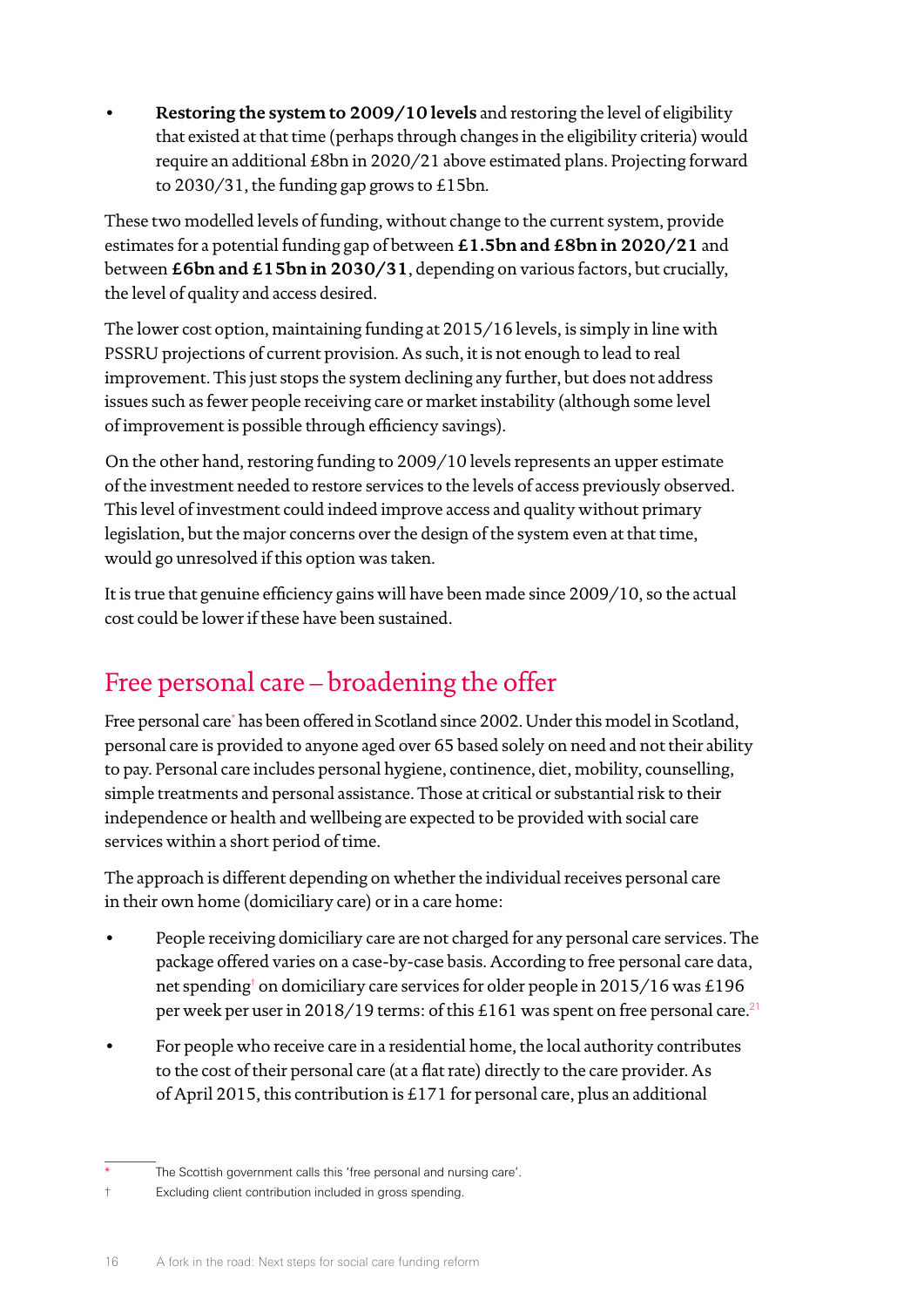- **Restoring the system to 2009/10 levels** and restoring the level of eligibility that existed at that time (perhaps through changes in the eligibility criteria) would require an additional £8bn in 2020/21 above estimated plans. Projecting forward to 2030/31, the funding gap grows to £15bn.

These two modelled levels of funding, without change to the current system, provide estimates for a potential funding gap of between **£1.5bn and £8bn in 2020/21** and between **£6bn and £15bn in 2030/31**, depending on various factors, but crucially, the level of quality and access desired.

The lower cost option, maintaining funding at 2015/16 levels, is simply in line with PSSRU projections of current provision. As such, it is not enough to lead to real improvement. This just stops the system declining any further, but does not address issues such as fewer people receiving care or market instability (although some level of improvement is possible through efficiency savings).

On the other hand, restoring funding to 2009/10 levels represents an upper estimate of the investment needed to restore services to the levels of access previously observed. This level of investment could indeed improve access and quality without primary legislation, but the major concerns over the design of the system even at that time, would go unresolved if this option was taken.

It is true that genuine efficiency gains will have been made since 2009/10, so the actual cost could be lower if these have been sustained.

## Free personal care – broadening the offer

Free personal care* has been offered in Scotland since 2002. Under this model in Scotland, personal care is provided to anyone aged over 65 based solely on need and not their ability to pay. Personal care includes personal hygiene, continence, diet, mobility, counselling, simple treatments and personal assistance. Those at critical or substantial risk to their independence or health and wellbeing are expected to be provided with social care services within a short period of time.

The approach is different depending on whether the individual receives personal care in their own home (domiciliary care) or in a care home:

- People receiving domiciliary care are not charged for any personal care services. The package offered varies on a case-by-case basis. According to free personal care data, net spending† on domiciliary care services for older people in 2015/16 was £196 per week per user in 2018/19 terms: of this £161 was spent on free personal care.[21]
- For people who receive care in a residential home, the local authority contributes to the cost of their personal care (at a flat rate) directly to the care provider. As of April 2015, this contribution is £171 for personal care, plus an additional

\* The Scottish government calls this 'free personal and nursing care'.

† Excluding client contribution included in gross spending.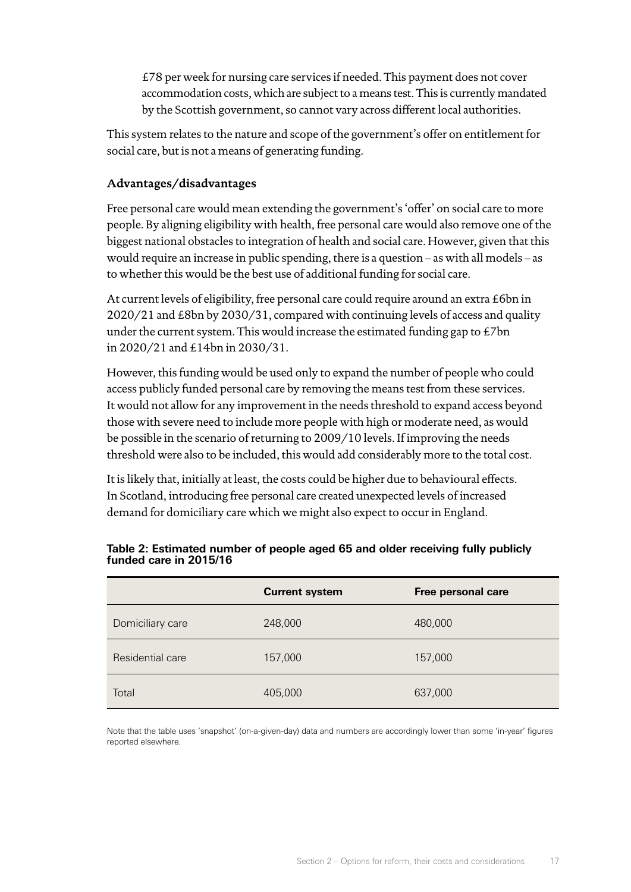£78 per week for nursing care services if needed. This payment does not cover accommodation costs, which are subject to a means test. This is currently mandated by the Scottish government, so cannot vary across different local authorities.

This system relates to the nature and scope of the government's offer on entitlement for social care, but is not a means of generating funding.

### Advantages/disadvantages

Free personal care would mean extending the government's 'offer' on social care to more people. By aligning eligibility with health, free personal care would also remove one of the biggest national obstacles to integration of health and social care. However, given that this would require an increase in public spending, there is a question – as with all models – as to whether this would be the best use of additional funding for social care.

At current levels of eligibility, free personal care could require around an extra £6bn in 2020/21 and £8bn by 2030/31, compared with continuing levels of access and quality under the current system. This would increase the estimated funding gap to £7bn in 2020/21 and £14bn in 2030/31.

However, this funding would be used only to expand the number of people who could access publicly funded personal care by removing the means test from these services. It would not allow for any improvement in the needs threshold to expand access beyond those with severe need to include more people with high or moderate need, as would be possible in the scenario of returning to 2009/10 levels. If improving the needs threshold were also to be included, this would add considerably more to the total cost.

It is likely that, initially at least, the costs could be higher due to behavioural effects. In Scotland, introducing free personal care created unexpected levels of increased demand for domiciliary care which we might also expect to occur in England.

**Table 2: Estimated number of people aged 65 and older receiving fully publicly funded care in 2015/16**

| | Current system | Free personal care |
|---|---|---|
| Domiciliary care | 248,000 | 480,000 |
| Residential care | 157,000 | 157,000 |
| Total | 405,000 | 637,000 |

Note that the table uses 'snapshot' (on-a-given-day) data and numbers are accordingly lower than some 'in-year' figures reported elsewhere.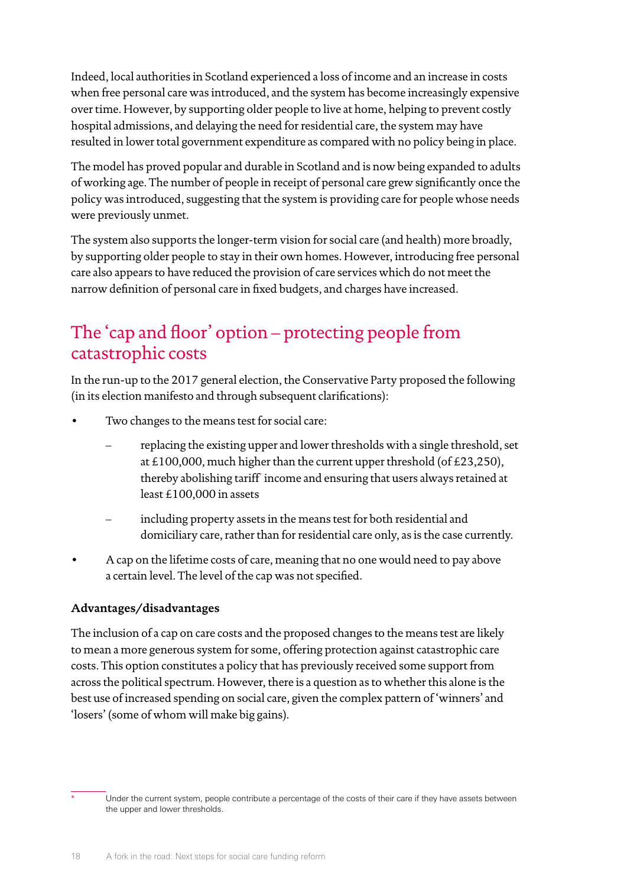Indeed, local authorities in Scotland experienced a loss of income and an increase in costs when free personal care was introduced, and the system has become increasingly expensive over time. However, by supporting older people to live at home, helping to prevent costly hospital admissions, and delaying the need for residential care, the system may have resulted in lower total government expenditure as compared with no policy being in place.

The model has proved popular and durable in Scotland and is now being expanded to adults of working age. The number of people in receipt of personal care grew significantly once the policy was introduced, suggesting that the system is providing care for people whose needs were previously unmet.

The system also supports the longer-term vision for social care (and health) more broadly, by supporting older people to stay in their own homes. However, introducing free personal care also appears to have reduced the provision of care services which do not meet the narrow definition of personal care in fixed budgets, and charges have increased.

## The 'cap and floor' option – protecting people from catastrophic costs

In the run-up to the 2017 general election, the Conservative Party proposed the following (in its election manifesto and through subsequent clarifications):

- Two changes to the means test for social care:
  - replacing the existing upper and lower thresholds with a single threshold, set at £100,000, much higher than the current upper threshold (of £23,250), thereby abolishing tariff* income and ensuring that users always retained at least £100,000 in assets
  - including property assets in the means test for both residential and domiciliary care, rather than for residential care only, as is the case currently.
- A cap on the lifetime costs of care, meaning that no one would need to pay above a certain level. The level of the cap was not specified.

### Advantages/disadvantages

The inclusion of a cap on care costs and the proposed changes to the means test are likely to mean a more generous system for some, offering protection against catastrophic care costs. This option constitutes a policy that has previously received some support from across the political spectrum. However, there is a question as to whether this alone is the best use of increased spending on social care, given the complex pattern of 'winners' and 'losers' (some of whom will make big gains).

---

* Under the current system, people contribute a percentage of the costs of their care if they have assets between the upper and lower thresholds.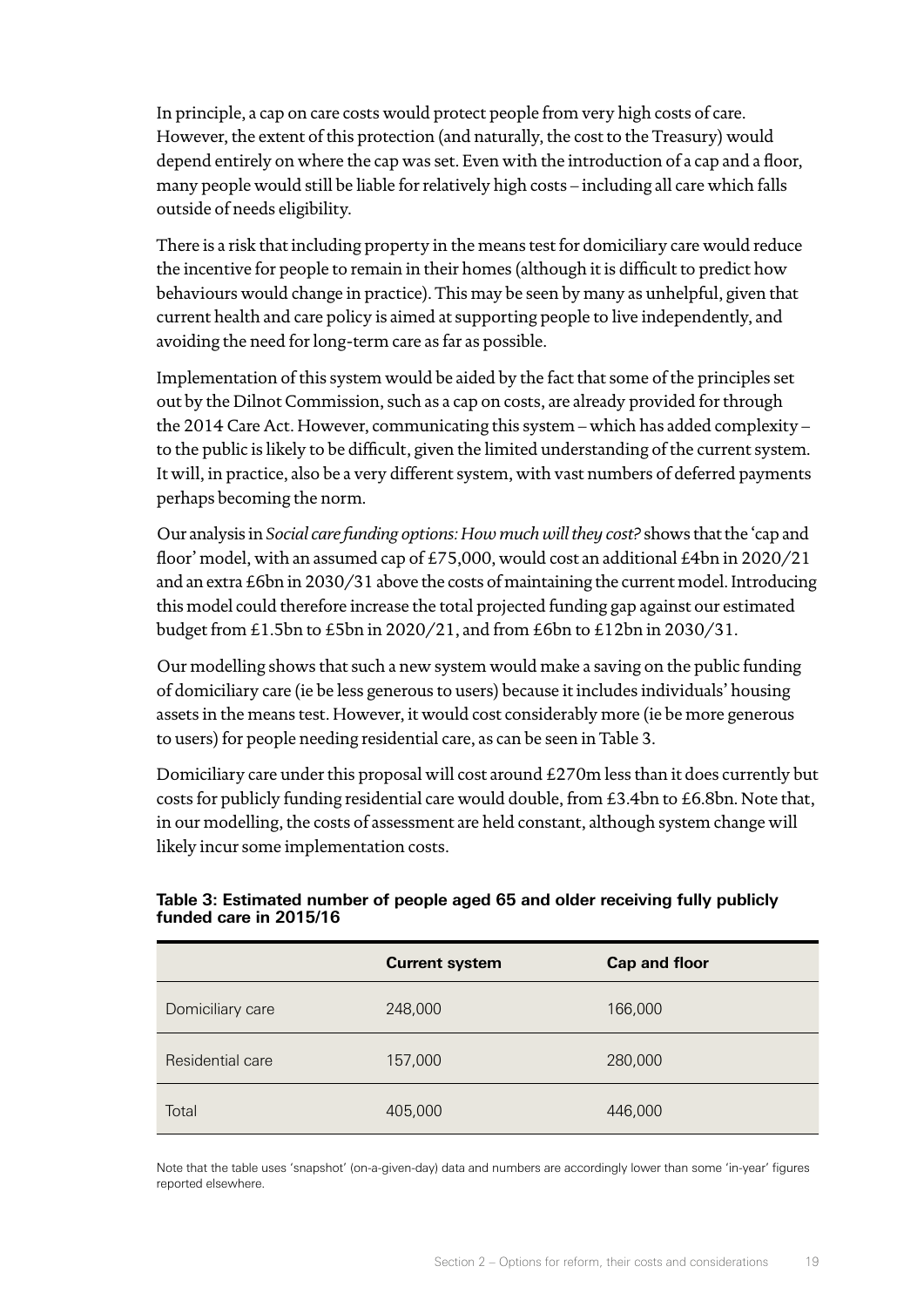In principle, a cap on care costs would protect people from very high costs of care. However, the extent of this protection (and naturally, the cost to the Treasury) would depend entirely on where the cap was set. Even with the introduction of a cap and a floor, many people would still be liable for relatively high costs – including all care which falls outside of needs eligibility.

There is a risk that including property in the means test for domiciliary care would reduce the incentive for people to remain in their homes (although it is difficult to predict how behaviours would change in practice). This may be seen by many as unhelpful, given that current health and care policy is aimed at supporting people to live independently, and avoiding the need for long-term care as far as possible.

Implementation of this system would be aided by the fact that some of the principles set out by the Dilnot Commission, such as a cap on costs, are already provided for through the 2014 Care Act. However, communicating this system – which has added complexity – to the public is likely to be difficult, given the limited understanding of the current system. It will, in practice, also be a very different system, with vast numbers of deferred payments perhaps becoming the norm.

Our analysis in *Social care funding options: How much will they cost?* shows that the 'cap and floor' model, with an assumed cap of £75,000, would cost an additional £4bn in 2020/21 and an extra £6bn in 2030/31 above the costs of maintaining the current model. Introducing this model could therefore increase the total projected funding gap against our estimated budget from £1.5bn to £5bn in 2020/21, and from £6bn to £12bn in 2030/31.

Our modelling shows that such a new system would make a saving on the public funding of domiciliary care (ie be less generous to users) because it includes individuals' housing assets in the means test. However, it would cost considerably more (ie be more generous to users) for people needing residential care, as can be seen in Table 3.

Domiciliary care under this proposal will cost around £270m less than it does currently but costs for publicly funding residential care would double, from £3.4bn to £6.8bn. Note that, in our modelling, the costs of assessment are held constant, although system change will likely incur some implementation costs.

**Table 3: Estimated number of people aged 65 and older receiving fully publicly funded care in 2015/16**

| | Current system | Cap and floor |
|---|---|---|
| Domiciliary care | 248,000 | 166,000 |
| Residential care | 157,000 | 280,000 |
| Total | 405,000 | 446,000 |

Note that the table uses 'snapshot' (on-a-given-day) data and numbers are accordingly lower than some 'in-year' figures reported elsewhere.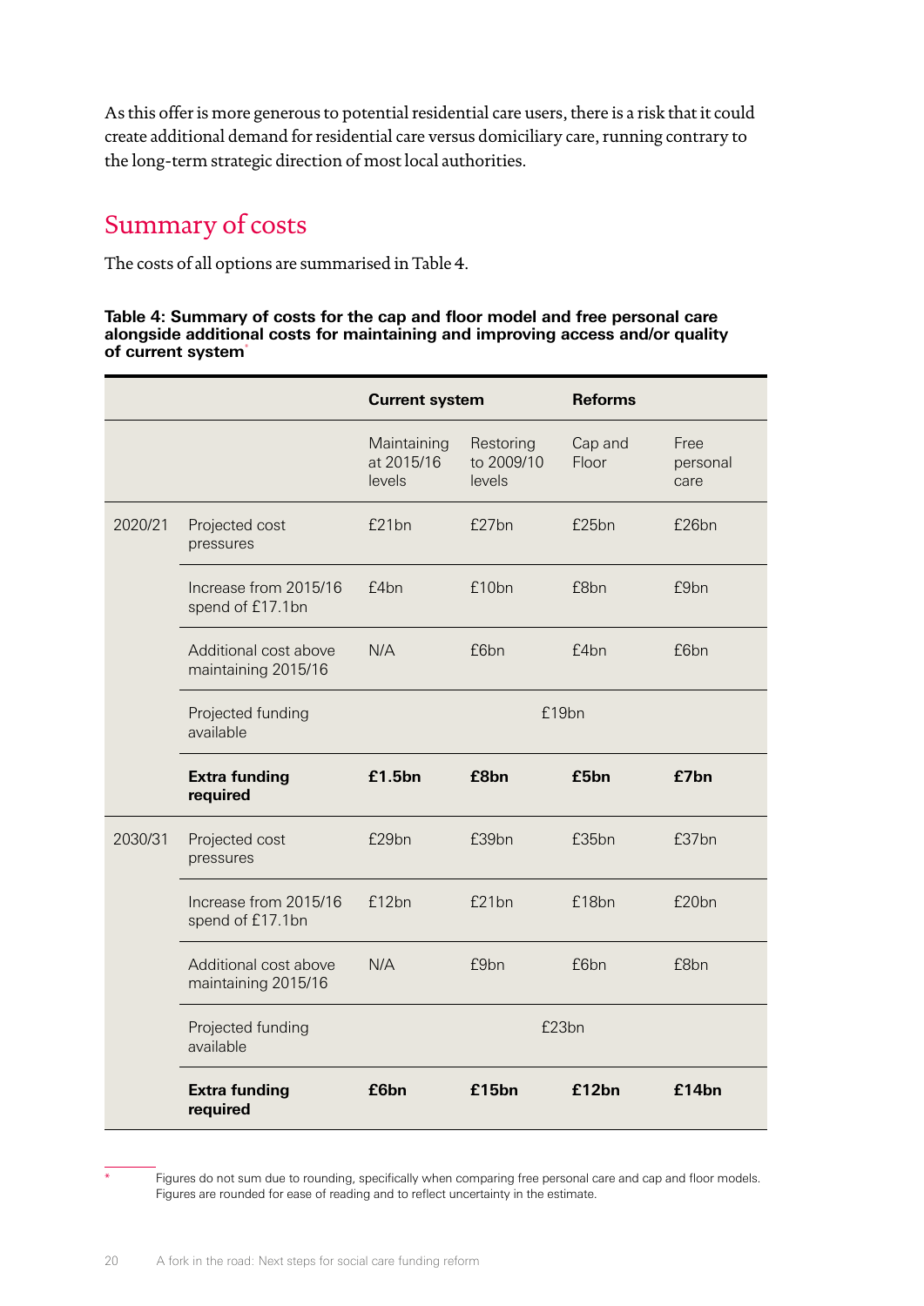As this offer is more generous to potential residential care users, there is a risk that it could create additional demand for residential care versus domiciliary care, running contrary to the long-term strategic direction of most local authorities.

## Summary of costs

The costs of all options are summarised in Table 4.

**Table 4: Summary of costs for the cap and floor model and free personal care alongside additional costs for maintaining and improving access and/or quality of current system***

| | | **Current system** | | **Reforms** | |
|---|---|---|---|---|---|
| | | Maintaining at 2015/16 levels | Restoring to 2009/10 levels | Cap and Floor | Free personal care |
| 2020/21 | Projected cost pressures | £21bn | £27bn | £25bn | £26bn |
| | Increase from 2015/16 spend of £17.1bn | £4bn | £10bn | £8bn | £9bn |
| | Additional cost above maintaining 2015/16 | N/A | £6bn | £4bn | £6bn |
| | Projected funding available | £19bn | | | |
| | **Extra funding required** | **£1.5bn** | **£8bn** | **£5bn** | **£7bn** |
| 2030/31 | Projected cost pressures | £29bn | £39bn | £35bn | £37bn |
| | Increase from 2015/16 spend of £17.1bn | £12bn | £21bn | £18bn | £20bn |
| | Additional cost above maintaining 2015/16 | N/A | £9bn | £6bn | £8bn |
| | Projected funding available | £23bn | | | |
| | **Extra funding required** | **£6bn** | **£15bn** | **£12bn** | **£14bn** |

* Figures do not sum due to rounding, specifically when comparing free personal care and cap and floor models. Figures are rounded for ease of reading and to reflect uncertainty in the estimate.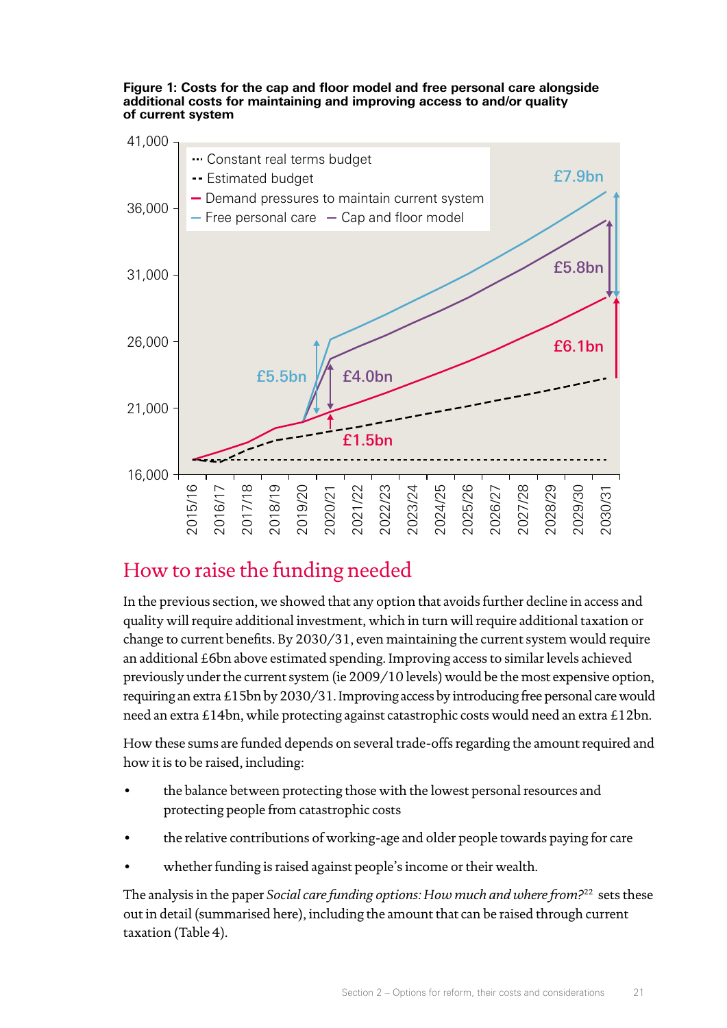**Figure 1: Costs for the cap and floor model and free personal care alongside additional costs for maintaining and improving access to and/or quality of current system**

# How to raise the funding needed

In the previous section, we showed that any option that avoids further decline in access and quality will require additional investment, which in turn will require additional taxation or change to current benefits. By 2030/31, even maintaining the current system would require an additional £6bn above estimated spending. Improving access to similar levels achieved previously under the current system (ie 2009/10 levels) would be the most expensive option, requiring an extra £15bn by 2030/31. Improving access by introducing free personal care would need an extra £14bn, while protecting against catastrophic costs would need an extra £12bn.

How these sums are funded depends on several trade-offs regarding the amount required and how it is to be raised, including:

- the balance between protecting those with the lowest personal resources and protecting people from catastrophic costs
- the relative contributions of working-age and older people towards paying for care
- whether funding is raised against people's income or their wealth.

The analysis in the paper *Social care funding options: How much and where from?*[22] sets these out in detail (summarised here), including the amount that can be raised through current taxation (Table 4).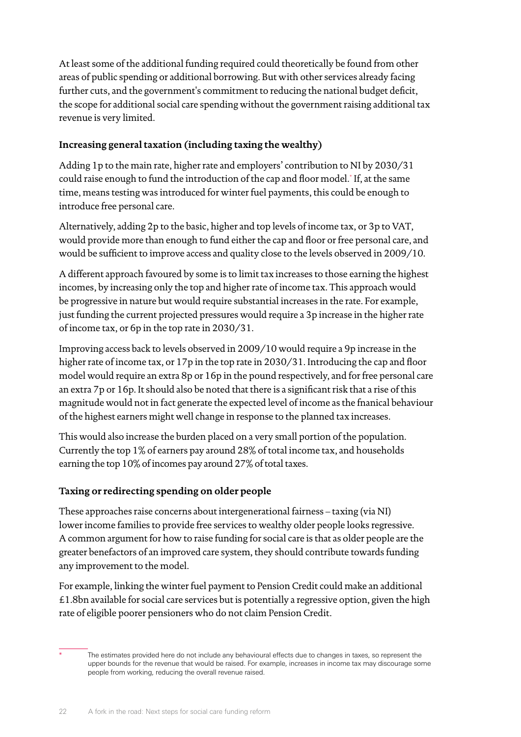At least some of the additional funding required could theoretically be found from other areas of public spending or additional borrowing. But with other services already facing further cuts, and the government's commitment to reducing the national budget deficit, the scope for additional social care spending without the government raising additional tax revenue is very limited.

### Increasing general taxation (including taxing the wealthy)

Adding 1p to the main rate, higher rate and employers' contribution to NI by 2030/31 could raise enough to fund the introduction of the cap and floor model.* If, at the same time, means testing was introduced for winter fuel payments, this could be enough to introduce free personal care.

Alternatively, adding 2p to the basic, higher and top levels of income tax, or 3p to VAT, would provide more than enough to fund either the cap and floor or free personal care, and would be sufficient to improve access and quality close to the levels observed in 2009/10.

A different approach favoured by some is to limit tax increases to those earning the highest incomes, by increasing only the top and higher rate of income tax. This approach would be progressive in nature but would require substantial increases in the rate. For example, just funding the current projected pressures would require a 3p increase in the higher rate of income tax, or 6p in the top rate in 2030/31.

Improving access back to levels observed in 2009/10 would require a 9p increase in the higher rate of income tax, or 17p in the top rate in 2030/31. Introducing the cap and floor model would require an extra 8p or 16p in the pound respectively, and for free personal care an extra 7p or 16p. It should also be noted that there is a significant risk that a rise of this magnitude would not in fact generate the expected level of income as the fnanical behaviour of the highest earners might well change in response to the planned tax increases.

This would also increase the burden placed on a very small portion of the population. Currently the top 1% of earners pay around 28% of total income tax, and households earning the top 10% of incomes pay around 27% of total taxes.

### Taxing or redirecting spending on older people

These approaches raise concerns about intergenerational fairness – taxing (via NI) lower income families to provide free services to wealthy older people looks regressive. A common argument for how to raise funding for social care is that as older people are the greater benefactors of an improved care system, they should contribute towards funding any improvement to the model.

For example, linking the winter fuel payment to Pension Credit could make an additional £1.8bn available for social care services but is potentially a regressive option, given the high rate of eligible poorer pensioners who do not claim Pension Credit.

---

\* The estimates provided here do not include any behavioural effects due to changes in taxes, so represent the upper bounds for the revenue that would be raised. For example, increases in income tax may discourage some people from working, reducing the overall revenue raised.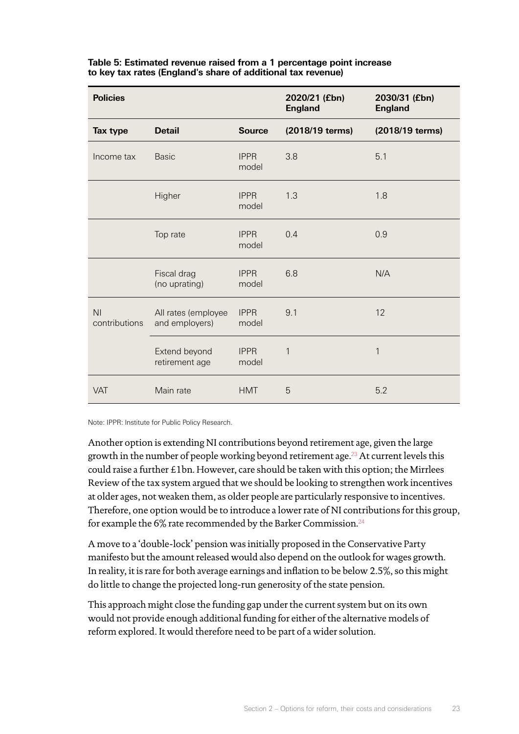**Table 5: Estimated revenue raised from a 1 percentage point increase to key tax rates (England's share of additional tax revenue)**

| Policies | | | 2020/21 (£bn) England | 2030/31 (£bn) England |
|---|---|---|---|---|
| **Tax type** | **Detail** | **Source** | **(2018/19 terms)** | **(2018/19 terms)** |
| Income tax | Basic | IPPR model | 3.8 | 5.1 |
| | Higher | IPPR model | 1.3 | 1.8 |
| | Top rate | IPPR model | 0.4 | 0.9 |
| | Fiscal drag (no uprating) | IPPR model | 6.8 | N/A |
| NI contributions | All rates (employee and employers) | IPPR model | 9.1 | 12 |
| | Extend beyond retirement age | IPPR model | 1 | 1 |
| VAT | Main rate | HMT | 5 | 5.2 |

Note: IPPR: Institute for Public Policy Research.

Another option is extending NI contributions beyond retirement age, given the large growth in the number of people working beyond retirement age.[23] At current levels this could raise a further £1bn. However, care should be taken with this option; the Mirrlees Review of the tax system argued that we should be looking to strengthen work incentives at older ages, not weaken them, as older people are particularly responsive to incentives. Therefore, one option would be to introduce a lower rate of NI contributions for this group, for example the 6% rate recommended by the Barker Commission.[24]

A move to a 'double-lock' pension was initially proposed in the Conservative Party manifesto but the amount released would also depend on the outlook for wages growth. In reality, it is rare for both average earnings and inflation to be below 2.5%, so this might do little to change the projected long-run generosity of the state pension.

This approach might close the funding gap under the current system but on its own would not provide enough additional funding for either of the alternative models of reform explored. It would therefore need to be part of a wider solution.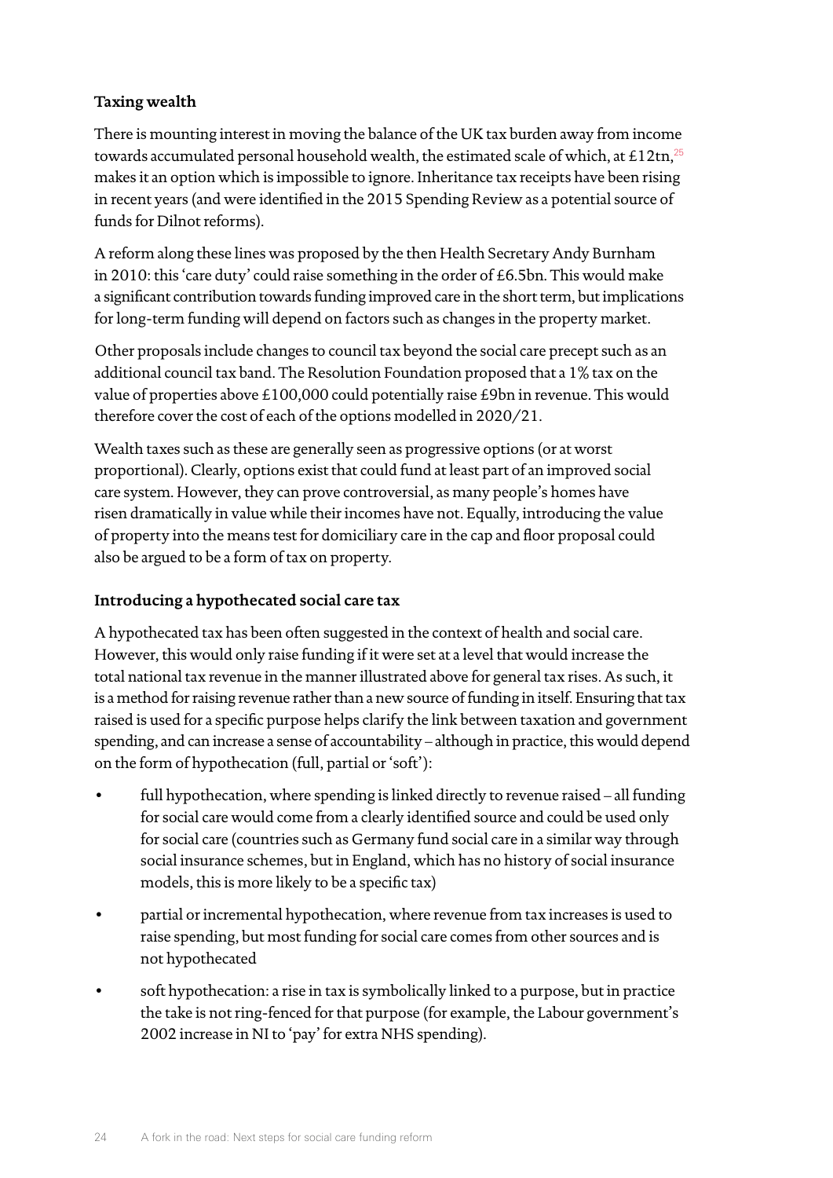### Taxing wealth

There is mounting interest in moving the balance of the UK tax burden away from income towards accumulated personal household wealth, the estimated scale of which, at £12tn,[25] makes it an option which is impossible to ignore. Inheritance tax receipts have been rising in recent years (and were identified in the 2015 Spending Review as a potential source of funds for Dilnot reforms).

A reform along these lines was proposed by the then Health Secretary Andy Burnham in 2010: this 'care duty' could raise something in the order of £6.5bn. This would make a significant contribution towards funding improved care in the short term, but implications for long-term funding will depend on factors such as changes in the property market.

Other proposals include changes to council tax beyond the social care precept such as an additional council tax band. The Resolution Foundation proposed that a 1% tax on the value of properties above £100,000 could potentially raise £9bn in revenue. This would therefore cover the cost of each of the options modelled in 2020/21.

Wealth taxes such as these are generally seen as progressive options (or at worst proportional). Clearly, options exist that could fund at least part of an improved social care system. However, they can prove controversial, as many people's homes have risen dramatically in value while their incomes have not. Equally, introducing the value of property into the means test for domiciliary care in the cap and floor proposal could also be argued to be a form of tax on property.

### Introducing a hypothecated social care tax

A hypothecated tax has been often suggested in the context of health and social care. However, this would only raise funding if it were set at a level that would increase the total national tax revenue in the manner illustrated above for general tax rises. As such, it is a method for raising revenue rather than a new source of funding in itself. Ensuring that tax raised is used for a specific purpose helps clarify the link between taxation and government spending, and can increase a sense of accountability – although in practice, this would depend on the form of hypothecation (full, partial or 'soft'):

- full hypothecation, where spending is linked directly to revenue raised – all funding for social care would come from a clearly identified source and could be used only for social care (countries such as Germany fund social care in a similar way through social insurance schemes, but in England, which has no history of social insurance models, this is more likely to be a specific tax)
- partial or incremental hypothecation, where revenue from tax increases is used to raise spending, but most funding for social care comes from other sources and is not hypothecated
- soft hypothecation: a rise in tax is symbolically linked to a purpose, but in practice the take is not ring-fenced for that purpose (for example, the Labour government's 2002 increase in NI to 'pay' for extra NHS spending).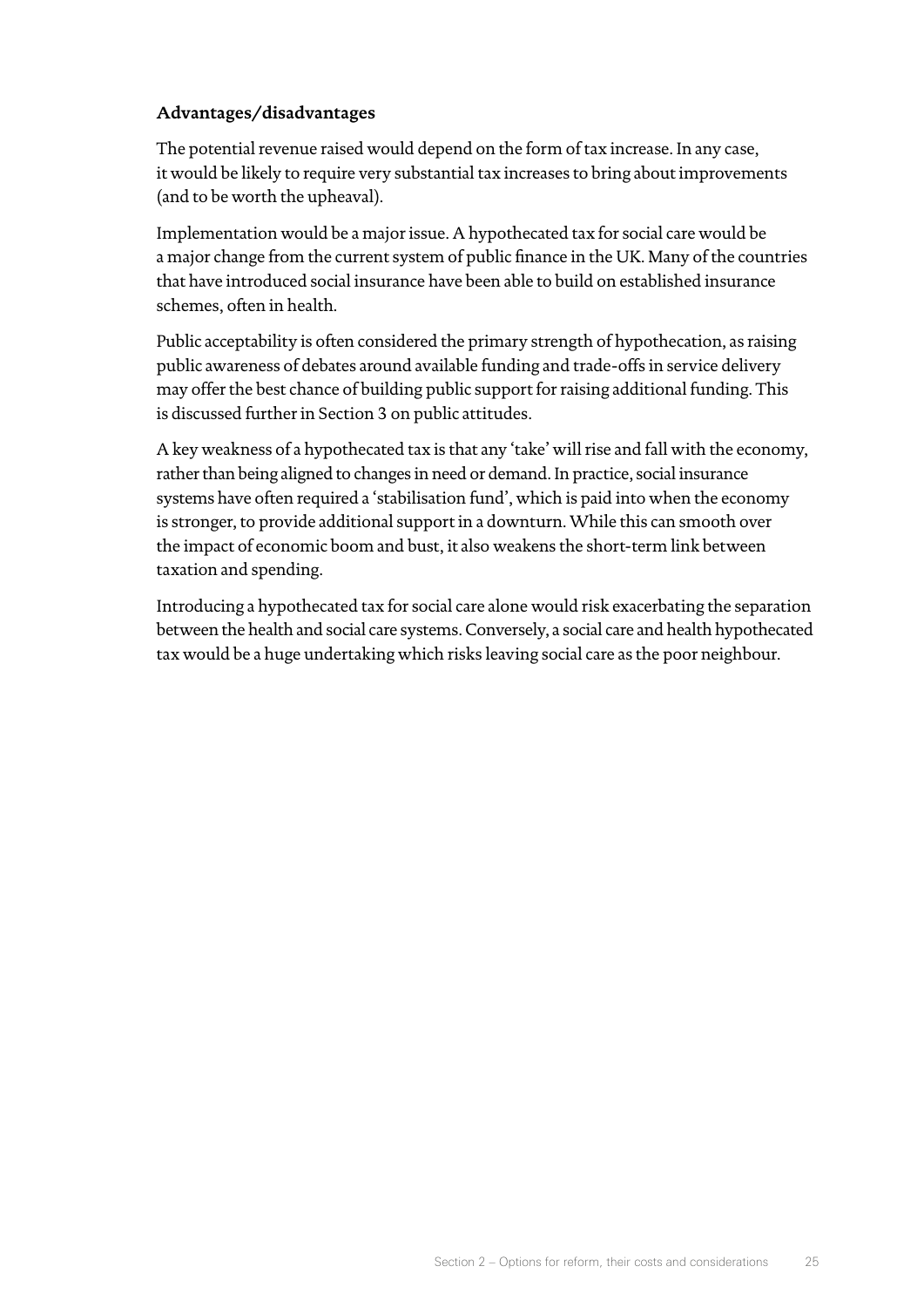### Advantages/disadvantages

The potential revenue raised would depend on the form of tax increase. In any case, it would be likely to require very substantial tax increases to bring about improvements (and to be worth the upheaval).

Implementation would be a major issue. A hypothecated tax for social care would be a major change from the current system of public finance in the UK. Many of the countries that have introduced social insurance have been able to build on established insurance schemes, often in health.

Public acceptability is often considered the primary strength of hypothecation, as raising public awareness of debates around available funding and trade-offs in service delivery may offer the best chance of building public support for raising additional funding. This is discussed further in Section 3 on public attitudes.

A key weakness of a hypothecated tax is that any 'take' will rise and fall with the economy, rather than being aligned to changes in need or demand. In practice, social insurance systems have often required a 'stabilisation fund', which is paid into when the economy is stronger, to provide additional support in a downturn. While this can smooth over the impact of economic boom and bust, it also weakens the short-term link between taxation and spending.

Introducing a hypothecated tax for social care alone would risk exacerbating the separation between the health and social care systems. Conversely, a social care and health hypothecated tax would be a huge undertaking which risks leaving social care as the poor neighbour.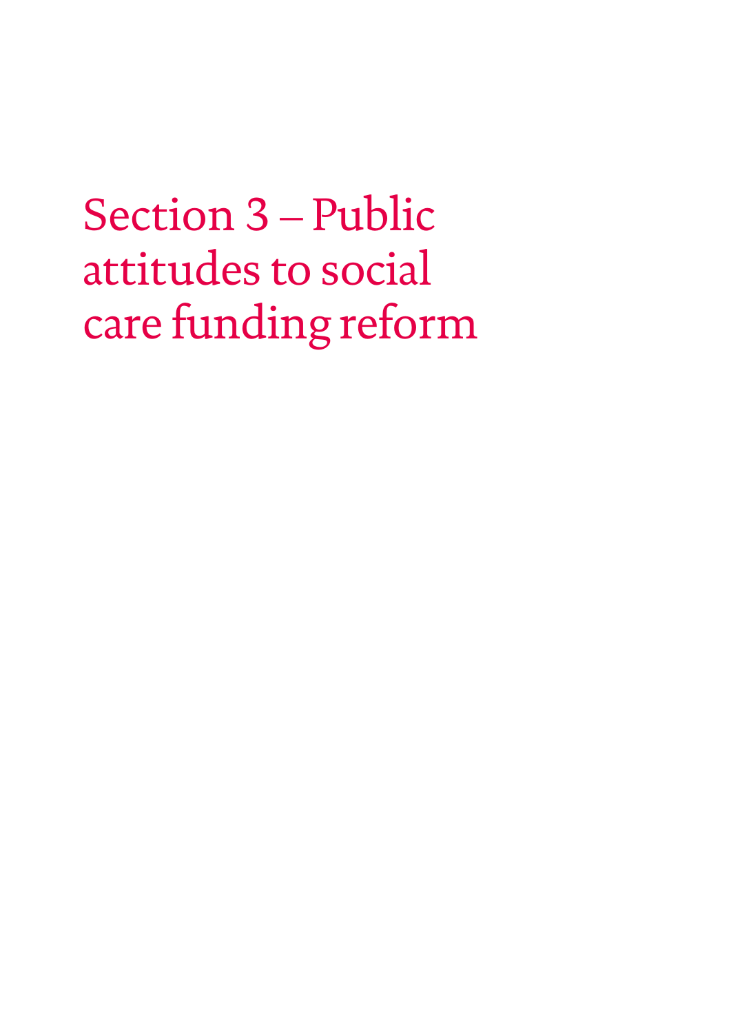# Section 3 – Public attitudes to social care funding reform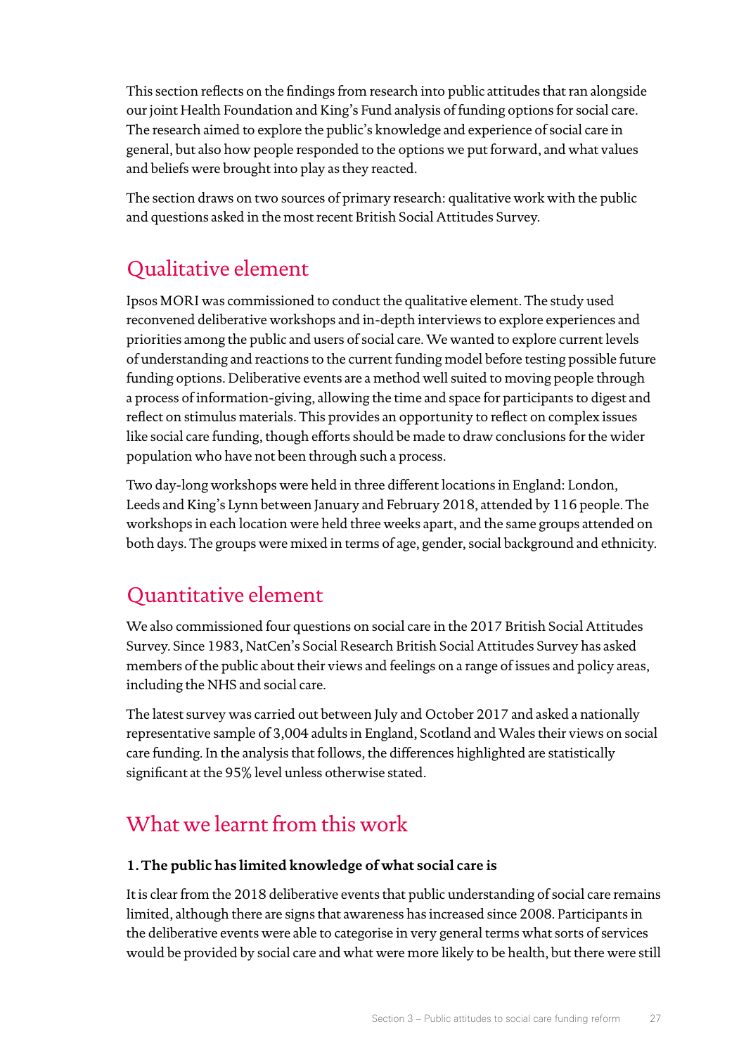This section reflects on the findings from research into public attitudes that ran alongside our joint Health Foundation and King's Fund analysis of funding options for social care. The research aimed to explore the public's knowledge and experience of social care in general, but also how people responded to the options we put forward, and what values and beliefs were brought into play as they reacted.

The section draws on two sources of primary research: qualitative work with the public and questions asked in the most recent British Social Attitudes Survey.

## Qualitative element

Ipsos MORI was commissioned to conduct the qualitative element. The study used reconvened deliberative workshops and in-depth interviews to explore experiences and priorities among the public and users of social care. We wanted to explore current levels of understanding and reactions to the current funding model before testing possible future funding options. Deliberative events are a method well suited to moving people through a process of information-giving, allowing the time and space for participants to digest and reflect on stimulus materials. This provides an opportunity to reflect on complex issues like social care funding, though efforts should be made to draw conclusions for the wider population who have not been through such a process.

Two day-long workshops were held in three different locations in England: London, Leeds and King's Lynn between January and February 2018, attended by 116 people. The workshops in each location were held three weeks apart, and the same groups attended on both days. The groups were mixed in terms of age, gender, social background and ethnicity.

## Quantitative element

We also commissioned four questions on social care in the 2017 British Social Attitudes Survey. Since 1983, NatCen's Social Research British Social Attitudes Survey has asked members of the public about their views and feelings on a range of issues and policy areas, including the NHS and social care.

The latest survey was carried out between July and October 2017 and asked a nationally representative sample of 3,004 adults in England, Scotland and Wales their views on social care funding. In the analysis that follows, the differences highlighted are statistically significant at the 95% level unless otherwise stated.

## What we learnt from this work

**1. The public has limited knowledge of what social care is**

It is clear from the 2018 deliberative events that public understanding of social care remains limited, although there are signs that awareness has increased since 2008. Participants in the deliberative events were able to categorise in very general terms what sorts of services would be provided by social care and what were more likely to be health, but there were still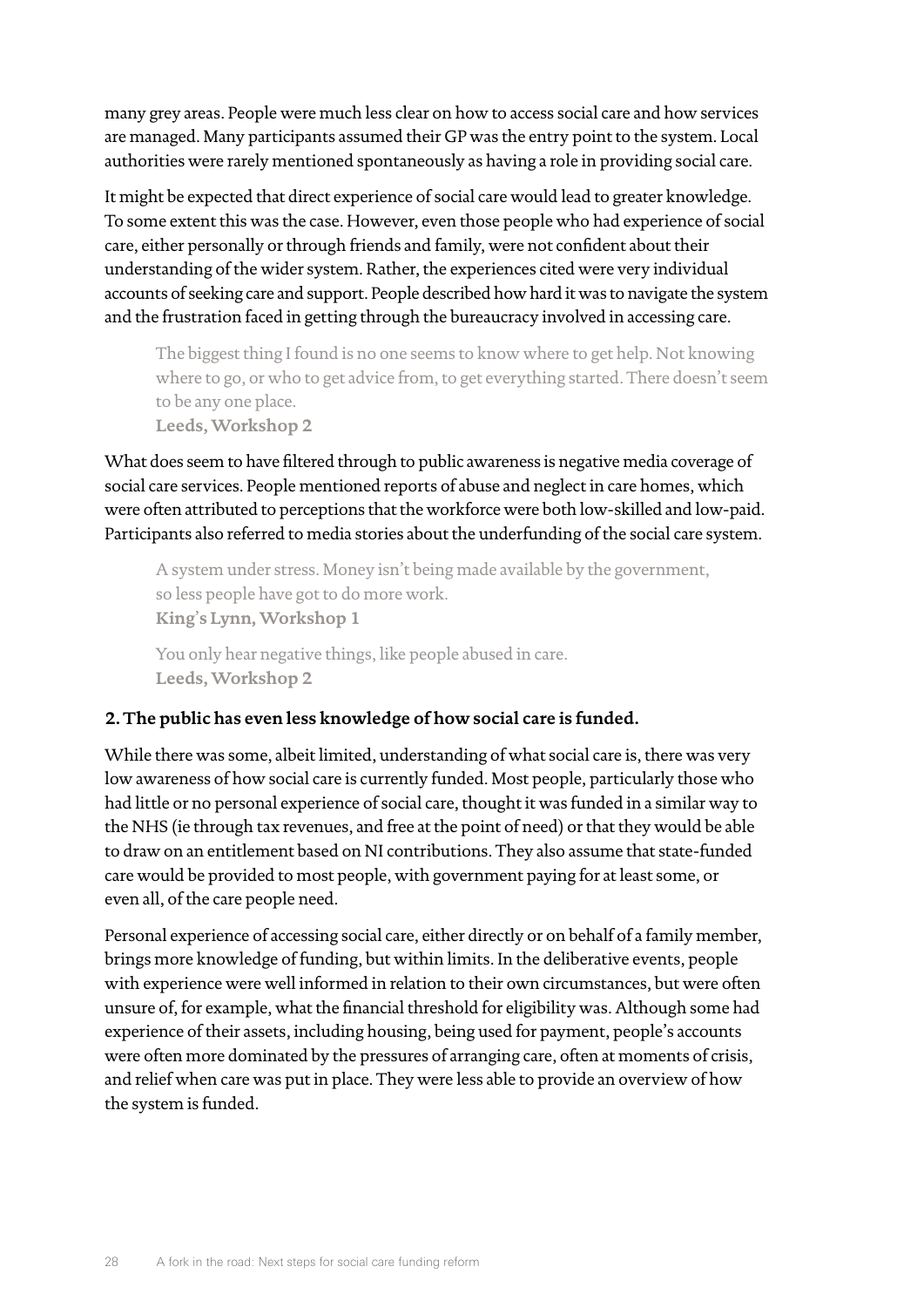many grey areas. People were much less clear on how to access social care and how services are managed. Many participants assumed their GP was the entry point to the system. Local authorities were rarely mentioned spontaneously as having a role in providing social care.

It might be expected that direct experience of social care would lead to greater knowledge. To some extent this was the case. However, even those people who had experience of social care, either personally or through friends and family, were not confident about their understanding of the wider system. Rather, the experiences cited were very individual accounts of seeking care and support. People described how hard it was to navigate the system and the frustration faced in getting through the bureaucracy involved in accessing care.

> The biggest thing I found is no one seems to know where to get help. Not knowing where to go, or who to get advice from, to get everything started. There doesn't seem to be any one place.
> **Leeds, Workshop 2**

What does seem to have filtered through to public awareness is negative media coverage of social care services. People mentioned reports of abuse and neglect in care homes, which were often attributed to perceptions that the workforce were both low-skilled and low-paid. Participants also referred to media stories about the underfunding of the social care system.

> A system under stress. Money isn't being made available by the government, so less people have got to do more work.
> **King's Lynn, Workshop 1**

> You only hear negative things, like people abused in care.
> **Leeds, Workshop 2**

**2. The public has even less knowledge of how social care is funded.**

While there was some, albeit limited, understanding of what social care is, there was very low awareness of how social care is currently funded. Most people, particularly those who had little or no personal experience of social care, thought it was funded in a similar way to the NHS (ie through tax revenues, and free at the point of need) or that they would be able to draw on an entitlement based on NI contributions. They also assume that state-funded care would be provided to most people, with government paying for at least some, or even all, of the care people need.

Personal experience of accessing social care, either directly or on behalf of a family member, brings more knowledge of funding, but within limits. In the deliberative events, people with experience were well informed in relation to their own circumstances, but were often unsure of, for example, what the financial threshold for eligibility was. Although some had experience of their assets, including housing, being used for payment, people's accounts were often more dominated by the pressures of arranging care, often at moments of crisis, and relief when care was put in place. They were less able to provide an overview of how the system is funded.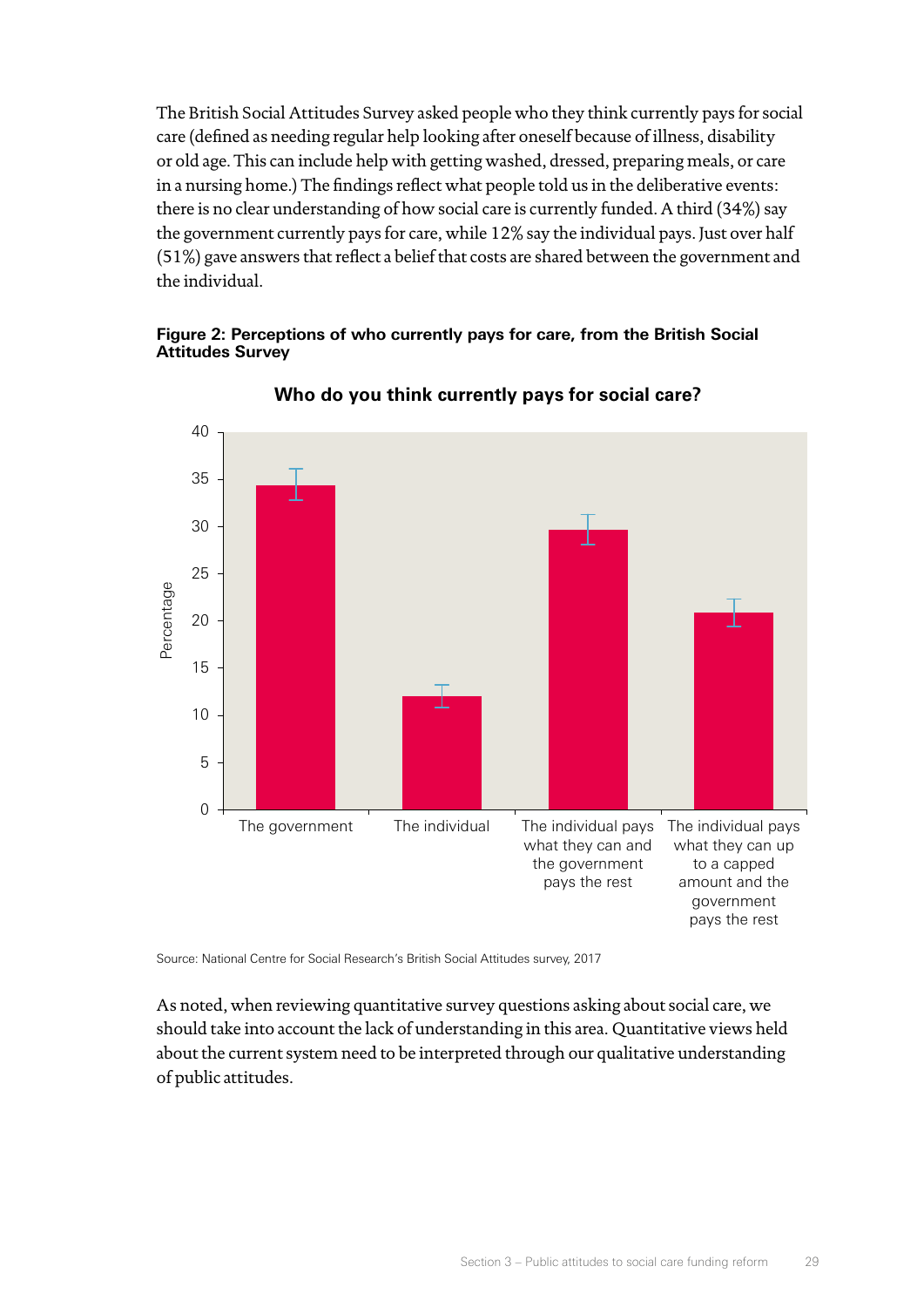The British Social Attitudes Survey asked people who they think currently pays for social care (defined as needing regular help looking after oneself because of illness, disability or old age. This can include help with getting washed, dressed, preparing meals, or care in a nursing home.) The findings reflect what people told us in the deliberative events: there is no clear understanding of how social care is currently funded. A third (34%) say the government currently pays for care, while 12% say the individual pays. Just over half (51%) gave answers that reflect a belief that costs are shared between the government and the individual.

**Figure 2: Perceptions of who currently pays for care, from the British Social Attitudes Survey**

**Who do you think currently pays for social care?**

| Response | Percentage |
|---|---|
| The government | 34 |
| The individual | 12 |
| The individual pays what they can and the government pays the rest | 30 |
| The individual pays what they can up to a capped amount and the government pays the rest | 21 |

Source: National Centre for Social Research's British Social Attitudes survey, 2017

As noted, when reviewing quantitative survey questions asking about social care, we should take into account the lack of understanding in this area. Quantitative views held about the current system need to be interpreted through our qualitative understanding of public attitudes.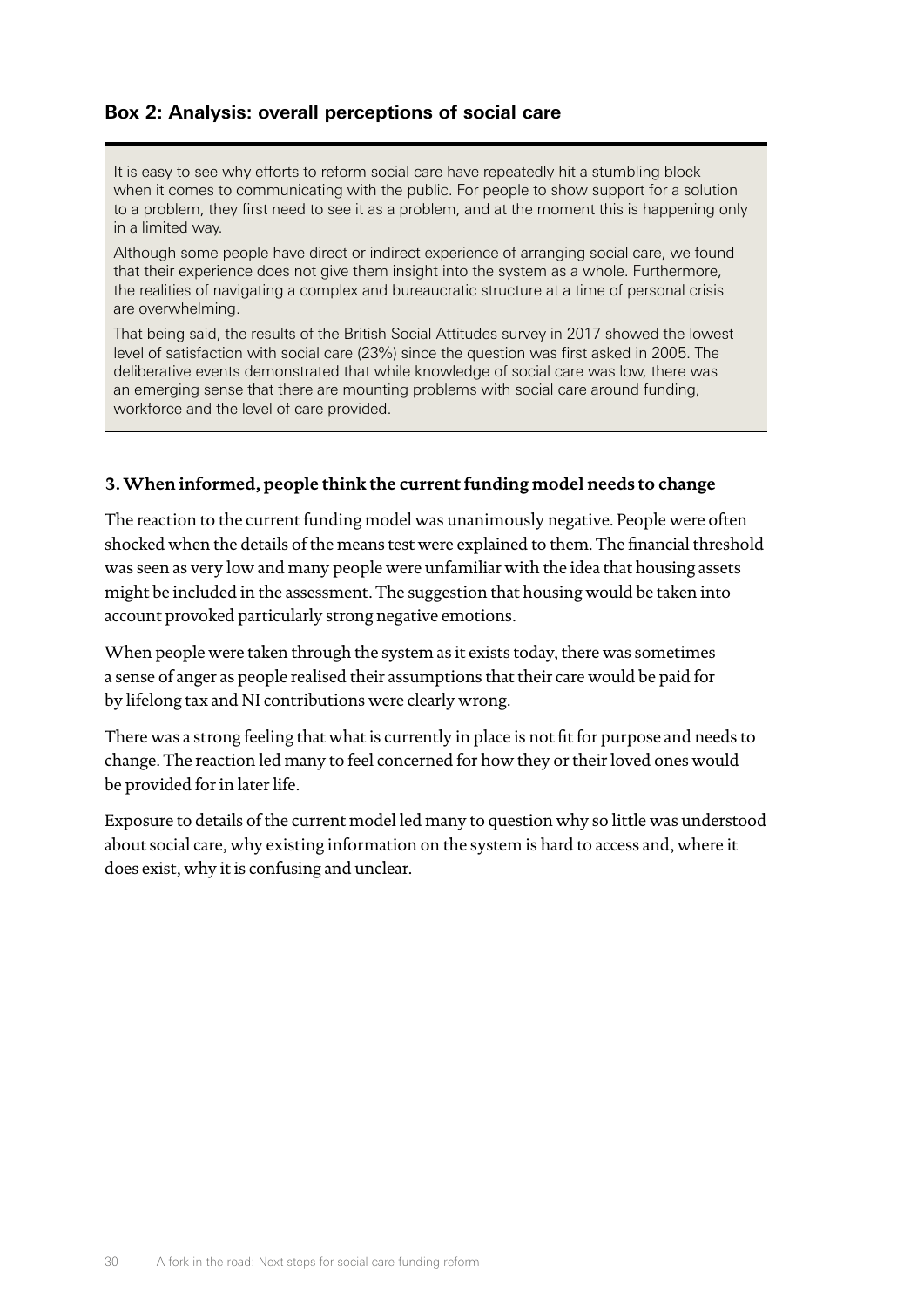### Box 2: Analysis: overall perceptions of social care

It is easy to see why efforts to reform social care have repeatedly hit a stumbling block when it comes to communicating with the public. For people to show support for a solution to a problem, they first need to see it as a problem, and at the moment this is happening only in a limited way.

Although some people have direct or indirect experience of arranging social care, we found that their experience does not give them insight into the system as a whole. Furthermore, the realities of navigating a complex and bureaucratic structure at a time of personal crisis are overwhelming.

That being said, the results of the British Social Attitudes survey in 2017 showed the lowest level of satisfaction with social care (23%) since the question was first asked in 2005. The deliberative events demonstrated that while knowledge of social care was low, there was an emerging sense that there are mounting problems with social care around funding, workforce and the level of care provided.

### 3. When informed, people think the current funding model needs to change

The reaction to the current funding model was unanimously negative. People were often shocked when the details of the means test were explained to them. The financial threshold was seen as very low and many people were unfamiliar with the idea that housing assets might be included in the assessment. The suggestion that housing would be taken into account provoked particularly strong negative emotions.

When people were taken through the system as it exists today, there was sometimes a sense of anger as people realised their assumptions that their care would be paid for by lifelong tax and NI contributions were clearly wrong.

There was a strong feeling that what is currently in place is not fit for purpose and needs to change. The reaction led many to feel concerned for how they or their loved ones would be provided for in later life.

Exposure to details of the current model led many to question why so little was understood about social care, why existing information on the system is hard to access and, where it does exist, why it is confusing and unclear.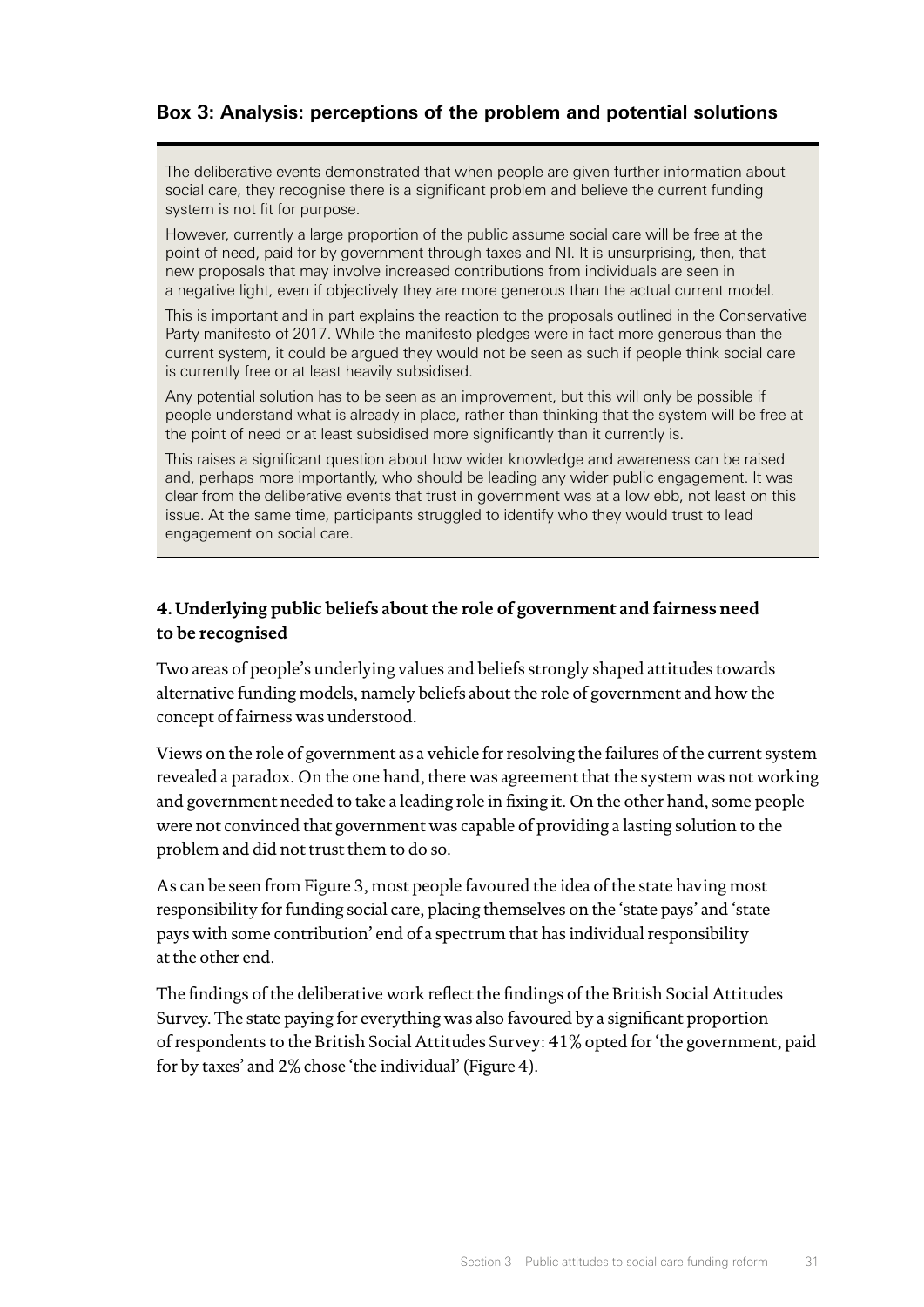### Box 3: Analysis: perceptions of the problem and potential solutions

The deliberative events demonstrated that when people are given further information about social care, they recognise there is a significant problem and believe the current funding system is not fit for purpose.

However, currently a large proportion of the public assume social care will be free at the point of need, paid for by government through taxes and NI. It is unsurprising, then, that new proposals that may involve increased contributions from individuals are seen in a negative light, even if objectively they are more generous than the actual current model.

This is important and in part explains the reaction to the proposals outlined in the Conservative Party manifesto of 2017. While the manifesto pledges were in fact more generous than the current system, it could be argued they would not be seen as such if people think social care is currently free or at least heavily subsidised.

Any potential solution has to be seen as an improvement, but this will only be possible if people understand what is already in place, rather than thinking that the system will be free at the point of need or at least subsidised more significantly than it currently is.

This raises a significant question about how wider knowledge and awareness can be raised and, perhaps more importantly, who should be leading any wider public engagement. It was clear from the deliberative events that trust in government was at a low ebb, not least on this issue. At the same time, participants struggled to identify who they would trust to lead engagement on social care.

### 4. Underlying public beliefs about the role of government and fairness need to be recognised

Two areas of people's underlying values and beliefs strongly shaped attitudes towards alternative funding models, namely beliefs about the role of government and how the concept of fairness was understood.

Views on the role of government as a vehicle for resolving the failures of the current system revealed a paradox. On the one hand, there was agreement that the system was not working and government needed to take a leading role in fixing it. On the other hand, some people were not convinced that government was capable of providing a lasting solution to the problem and did not trust them to do so.

As can be seen from Figure 3, most people favoured the idea of the state having most responsibility for funding social care, placing themselves on the 'state pays' and 'state pays with some contribution' end of a spectrum that has individual responsibility at the other end.

The findings of the deliberative work reflect the findings of the British Social Attitudes Survey. The state paying for everything was also favoured by a significant proportion of respondents to the British Social Attitudes Survey: 41% opted for 'the government, paid for by taxes' and 2% chose 'the individual' (Figure 4).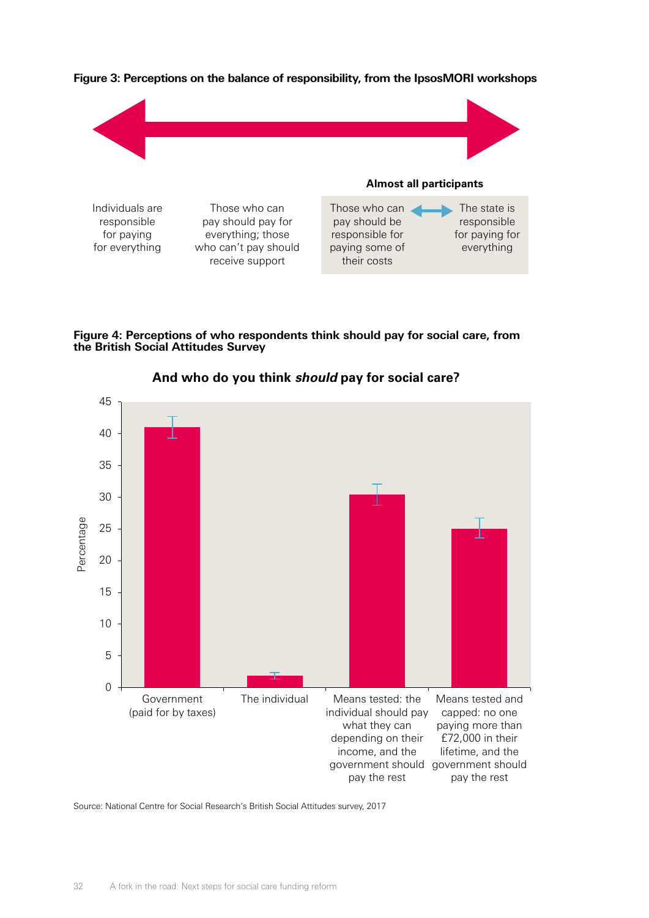**Figure 3: Perceptions on the balance of responsibility, from the IpsosMORI workshops**

| Individuals are responsible for paying for everything | Those who can pay should pay for everything; those who can't pay should receive support | Those who can pay should be responsible for paying some of their costs | The state is responsible for paying for everything |
|---|---|---|---|
| | | **Almost all participants** | |

**Figure 4: Perceptions of who respondents think should pay for social care, from the British Social Attitudes Survey**

**And who do you think *should* pay for social care?**

| Option | Percentage (approx.) |
|---|---|
| Government (paid for by taxes) | 41 |
| The individual | 2 |
| Means tested: the individual should pay what they can depending on their income, and the government should pay the rest | 30 |
| Means tested and capped: no one paying more than £72,000 in their lifetime, and the government should pay the rest | 25 |

Source: National Centre for Social Research's British Social Attitudes survey, 2017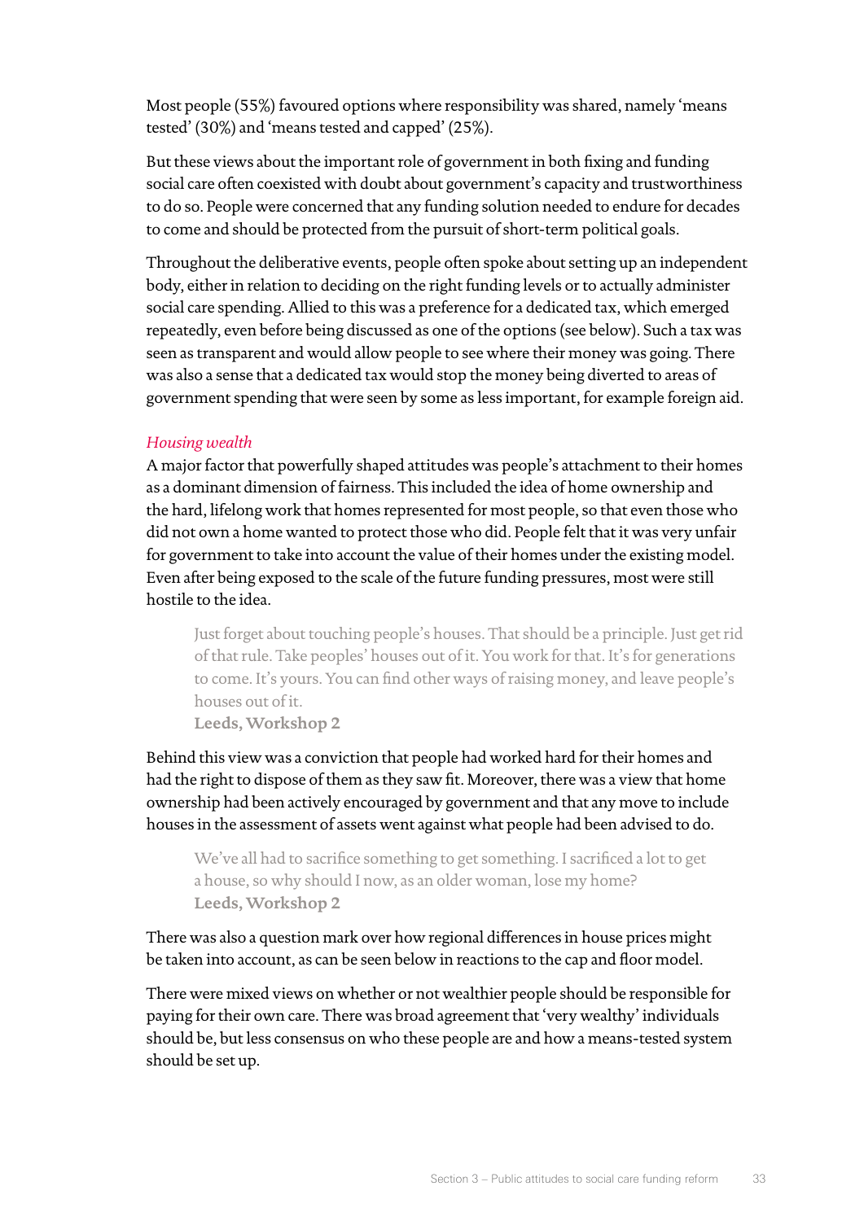Most people (55%) favoured options where responsibility was shared, namely 'means tested' (30%) and 'means tested and capped' (25%).

But these views about the important role of government in both fixing and funding social care often coexisted with doubt about government's capacity and trustworthiness to do so. People were concerned that any funding solution needed to endure for decades to come and should be protected from the pursuit of short-term political goals.

Throughout the deliberative events, people often spoke about setting up an independent body, either in relation to deciding on the right funding levels or to actually administer social care spending. Allied to this was a preference for a dedicated tax, which emerged repeatedly, even before being discussed as one of the options (see below). Such a tax was seen as transparent and would allow people to see where their money was going. There was also a sense that a dedicated tax would stop the money being diverted to areas of government spending that were seen by some as less important, for example foreign aid.

*Housing wealth*

A major factor that powerfully shaped attitudes was people's attachment to their homes as a dominant dimension of fairness. This included the idea of home ownership and the hard, lifelong work that homes represented for most people, so that even those who did not own a home wanted to protect those who did. People felt that it was very unfair for government to take into account the value of their homes under the existing model. Even after being exposed to the scale of the future funding pressures, most were still hostile to the idea.

> Just forget about touching people's houses. That should be a principle. Just get rid of that rule. Take peoples' houses out of it. You work for that. It's for generations to come. It's yours. You can find other ways of raising money, and leave people's houses out of it.
> **Leeds, Workshop 2**

Behind this view was a conviction that people had worked hard for their homes and had the right to dispose of them as they saw fit. Moreover, there was a view that home ownership had been actively encouraged by government and that any move to include houses in the assessment of assets went against what people had been advised to do.

> We've all had to sacrifice something to get something. I sacrificed a lot to get a house, so why should I now, as an older woman, lose my home?
> **Leeds, Workshop 2**

There was also a question mark over how regional differences in house prices might be taken into account, as can be seen below in reactions to the cap and floor model.

There were mixed views on whether or not wealthier people should be responsible for paying for their own care. There was broad agreement that 'very wealthy' individuals should be, but less consensus on who these people are and how a means-tested system should be set up.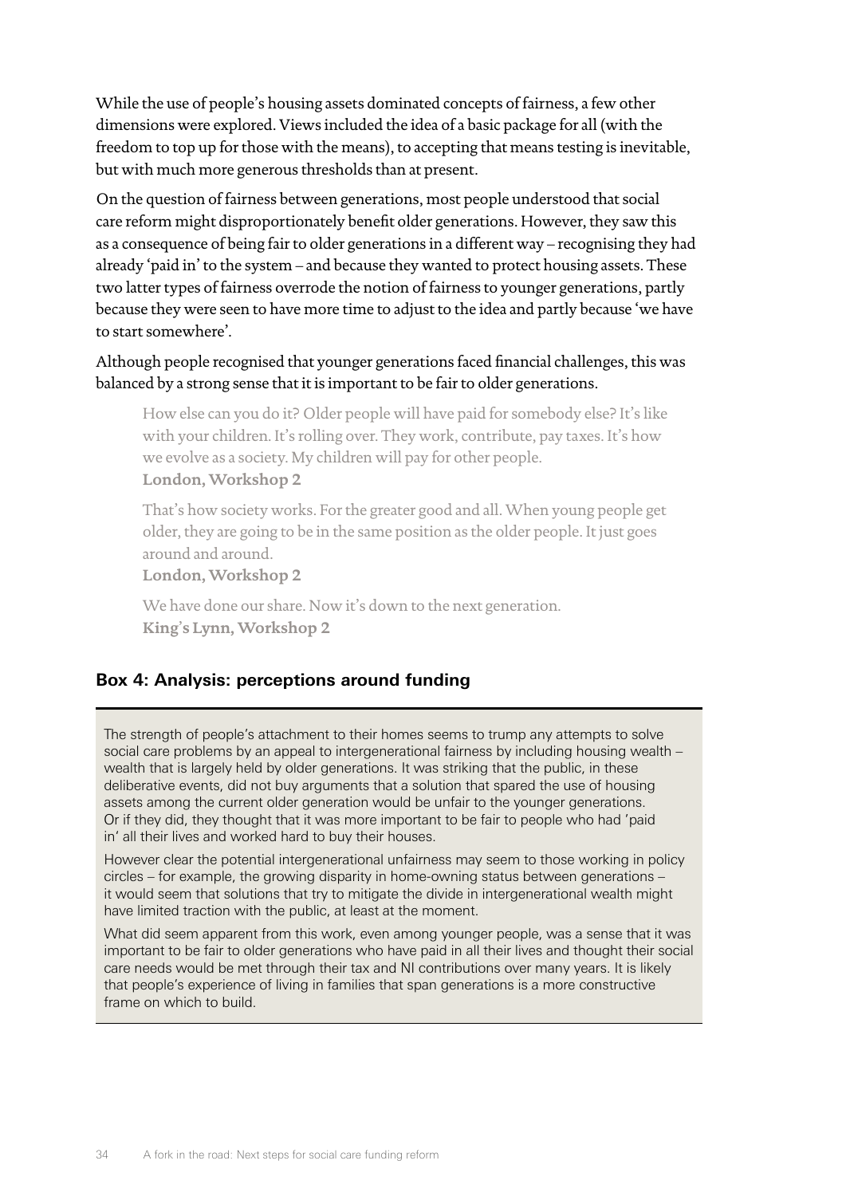While the use of people's housing assets dominated concepts of fairness, a few other dimensions were explored. Views included the idea of a basic package for all (with the freedom to top up for those with the means), to accepting that means testing is inevitable, but with much more generous thresholds than at present.

On the question of fairness between generations, most people understood that social care reform might disproportionately benefit older generations. However, they saw this as a consequence of being fair to older generations in a different way – recognising they had already 'paid in' to the system – and because they wanted to protect housing assets. These two latter types of fairness overrode the notion of fairness to younger generations, partly because they were seen to have more time to adjust to the idea and partly because 'we have to start somewhere'.

Although people recognised that younger generations faced financial challenges, this was balanced by a strong sense that it is important to be fair to older generations.

> How else can you do it? Older people will have paid for somebody else? It's like with your children. It's rolling over. They work, contribute, pay taxes. It's how we evolve as a society. My children will pay for other people.
> **London, Workshop 2**

> That's how society works. For the greater good and all. When young people get older, they are going to be in the same position as the older people. It just goes around and around.
> **London, Workshop 2**

> We have done our share. Now it's down to the next generation.
> **King's Lynn, Workshop 2**

### Box 4: Analysis: perceptions around funding

The strength of people's attachment to their homes seems to trump any attempts to solve social care problems by an appeal to intergenerational fairness by including housing wealth – wealth that is largely held by older generations. It was striking that the public, in these deliberative events, did not buy arguments that a solution that spared the use of housing assets among the current older generation would be unfair to the younger generations. Or if they did, they thought that it was more important to be fair to people who had 'paid in' all their lives and worked hard to buy their houses.

However clear the potential intergenerational unfairness may seem to those working in policy circles – for example, the growing disparity in home-owning status between generations – it would seem that solutions that try to mitigate the divide in intergenerational wealth might have limited traction with the public, at least at the moment.

What did seem apparent from this work, even among younger people, was a sense that it was important to be fair to older generations who have paid in all their lives and thought their social care needs would be met through their tax and NI contributions over many years. It is likely that people's experience of living in families that span generations is a more constructive frame on which to build.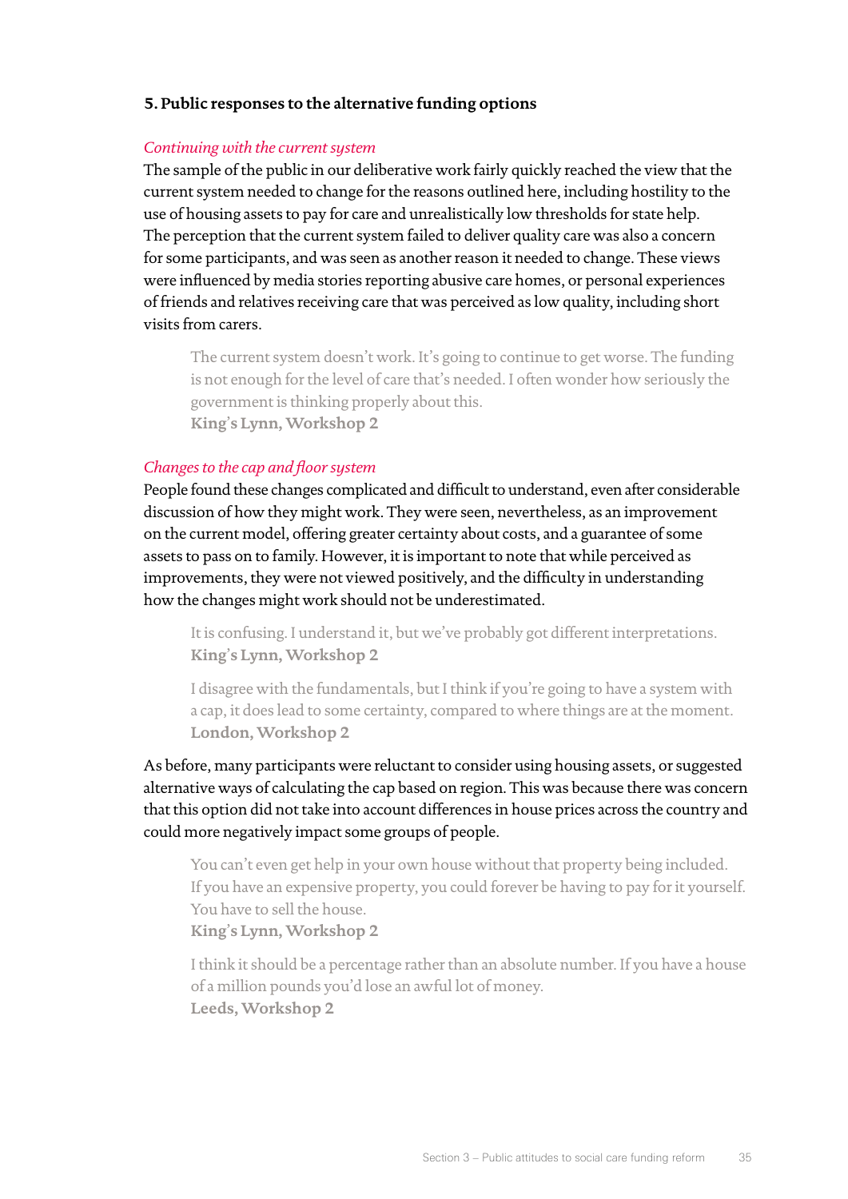### 5. Public responses to the alternative funding options

*Continuing with the current system*

The sample of the public in our deliberative work fairly quickly reached the view that the current system needed to change for the reasons outlined here, including hostility to the use of housing assets to pay for care and unrealistically low thresholds for state help. The perception that the current system failed to deliver quality care was also a concern for some participants, and was seen as another reason it needed to change. These views were influenced by media stories reporting abusive care homes, or personal experiences of friends and relatives receiving care that was perceived as low quality, including short visits from carers.

> The current system doesn't work. It's going to continue to get worse. The funding is not enough for the level of care that's needed. I often wonder how seriously the government is thinking properly about this.
> **King's Lynn, Workshop 2**

*Changes to the cap and floor system*

People found these changes complicated and difficult to understand, even after considerable discussion of how they might work. They were seen, nevertheless, as an improvement on the current model, offering greater certainty about costs, and a guarantee of some assets to pass on to family. However, it is important to note that while perceived as improvements, they were not viewed positively, and the difficulty in understanding how the changes might work should not be underestimated.

> It is confusing. I understand it, but we've probably got different interpretations.
> **King's Lynn, Workshop 2**

> I disagree with the fundamentals, but I think if you're going to have a system with a cap, it does lead to some certainty, compared to where things are at the moment.
> **London, Workshop 2**

As before, many participants were reluctant to consider using housing assets, or suggested alternative ways of calculating the cap based on region. This was because there was concern that this option did not take into account differences in house prices across the country and could more negatively impact some groups of people.

> You can't even get help in your own house without that property being included. If you have an expensive property, you could forever be having to pay for it yourself. You have to sell the house.
> **King's Lynn, Workshop 2**

> I think it should be a percentage rather than an absolute number. If you have a house of a million pounds you'd lose an awful lot of money.
> **Leeds, Workshop 2**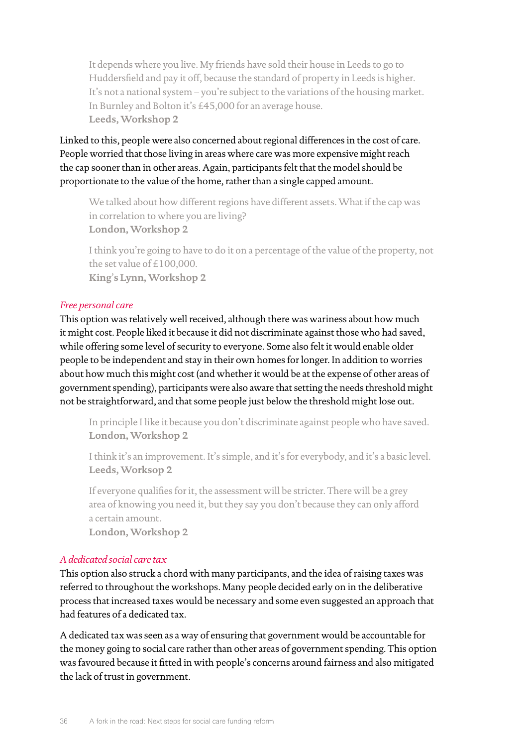> It depends where you live. My friends have sold their house in Leeds to go to Huddersfield and pay it off, because the standard of property in Leeds is higher. It's not a national system – you're subject to the variations of the housing market. In Burnley and Bolton it's £45,000 for an average house.
> **Leeds, Workshop 2**

Linked to this, people were also concerned about regional differences in the cost of care. People worried that those living in areas where care was more expensive might reach the cap sooner than in other areas. Again, participants felt that the model should be proportionate to the value of the home, rather than a single capped amount.

> We talked about how different regions have different assets. What if the cap was in correlation to where you are living?
> **London, Workshop 2**

> I think you're going to have to do it on a percentage of the value of the property, not the set value of £100,000.
> **King's Lynn, Workshop 2**

*Free personal care*

This option was relatively well received, although there was wariness about how much it might cost. People liked it because it did not discriminate against those who had saved, while offering some level of security to everyone. Some also felt it would enable older people to be independent and stay in their own homes for longer. In addition to worries about how much this might cost (and whether it would be at the expense of other areas of government spending), participants were also aware that setting the needs threshold might not be straightforward, and that some people just below the threshold might lose out.

> In principle I like it because you don't discriminate against people who have saved.
> **London, Workshop 2**

> I think it's an improvement. It's simple, and it's for everybody, and it's a basic level.
> **Leeds, Worksop 2**

> If everyone qualifies for it, the assessment will be stricter. There will be a grey area of knowing you need it, but they say you don't because they can only afford a certain amount.
> **London, Workshop 2**

*A dedicated social care tax*

This option also struck a chord with many participants, and the idea of raising taxes was referred to throughout the workshops. Many people decided early on in the deliberative process that increased taxes would be necessary and some even suggested an approach that had features of a dedicated tax.

A dedicated tax was seen as a way of ensuring that government would be accountable for the money going to social care rather than other areas of government spending. This option was favoured because it fitted in with people's concerns around fairness and also mitigated the lack of trust in government.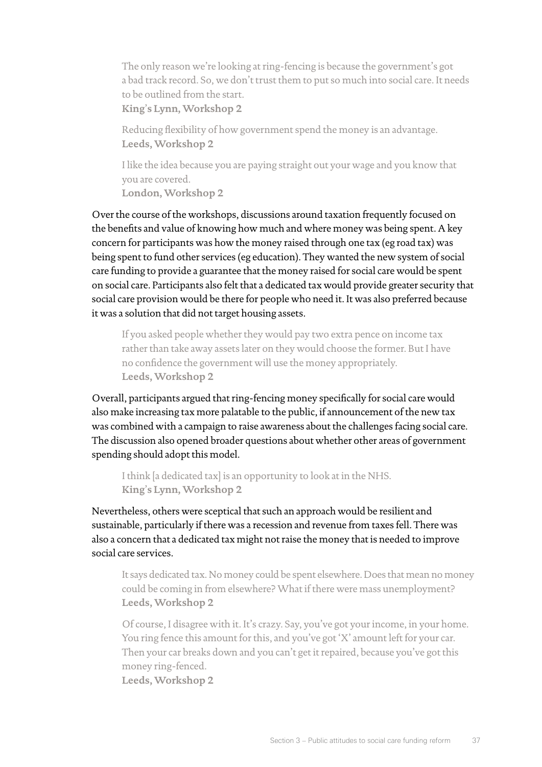> The only reason we're looking at ring-fencing is because the government's got a bad track record. So, we don't trust them to put so much into social care. It needs to be outlined from the start.
> **King's Lynn, Workshop 2**

> Reducing flexibility of how government spend the money is an advantage.
> **Leeds, Workshop 2**

> I like the idea because you are paying straight out your wage and you know that you are covered.
> **London, Workshop 2**

Over the course of the workshops, discussions around taxation frequently focused on the benefits and value of knowing how much and where money was being spent. A key concern for participants was how the money raised through one tax (eg road tax) was being spent to fund other services (eg education). They wanted the new system of social care funding to provide a guarantee that the money raised for social care would be spent on social care. Participants also felt that a dedicated tax would provide greater security that social care provision would be there for people who need it. It was also preferred because it was a solution that did not target housing assets.

> If you asked people whether they would pay two extra pence on income tax rather than take away assets later on they would choose the former. But I have no confidence the government will use the money appropriately.
> **Leeds, Workshop 2**

Overall, participants argued that ring-fencing money specifically for social care would also make increasing tax more palatable to the public, if announcement of the new tax was combined with a campaign to raise awareness about the challenges facing social care. The discussion also opened broader questions about whether other areas of government spending should adopt this model.

> I think [a dedicated tax] is an opportunity to look at in the NHS.
> **King's Lynn, Workshop 2**

Nevertheless, others were sceptical that such an approach would be resilient and sustainable, particularly if there was a recession and revenue from taxes fell. There was also a concern that a dedicated tax might not raise the money that is needed to improve social care services.

> It says dedicated tax. No money could be spent elsewhere. Does that mean no money could be coming in from elsewhere? What if there were mass unemployment?
> **Leeds, Workshop 2**

> Of course, I disagree with it. It's crazy. Say, you've got your income, in your home. You ring fence this amount for this, and you've got 'X' amount left for your car. Then your car breaks down and you can't get it repaired, because you've got this money ring-fenced.
> **Leeds, Workshop 2**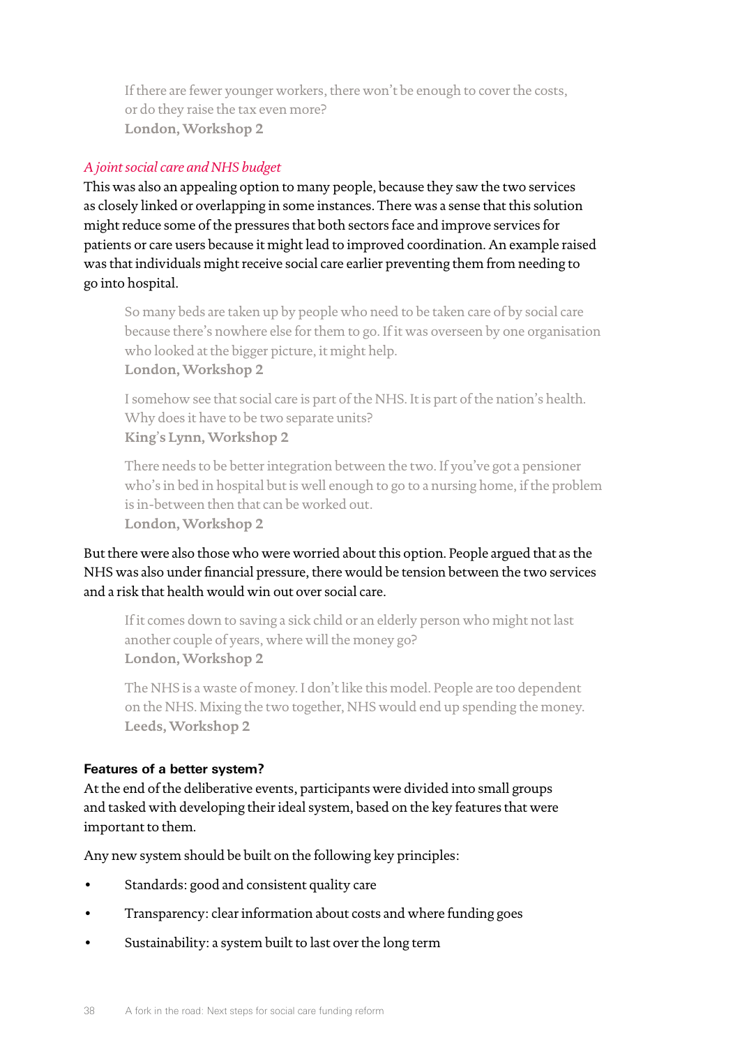> If there are fewer younger workers, there won't be enough to cover the costs, or do they raise the tax even more?
> **London, Workshop 2**

*A joint social care and NHS budget*

This was also an appealing option to many people, because they saw the two services as closely linked or overlapping in some instances. There was a sense that this solution might reduce some of the pressures that both sectors face and improve services for patients or care users because it might lead to improved coordination. An example raised was that individuals might receive social care earlier preventing them from needing to go into hospital.

> So many beds are taken up by people who need to be taken care of by social care because there's nowhere else for them to go. If it was overseen by one organisation who looked at the bigger picture, it might help.
> **London, Workshop 2**

> I somehow see that social care is part of the NHS. It is part of the nation's health. Why does it have to be two separate units?
> **King's Lynn, Workshop 2**

> There needs to be better integration between the two. If you've got a pensioner who's in bed in hospital but is well enough to go to a nursing home, if the problem is in-between then that can be worked out.
> **London, Workshop 2**

But there were also those who were worried about this option. People argued that as the NHS was also under financial pressure, there would be tension between the two services and a risk that health would win out over social care.

> If it comes down to saving a sick child or an elderly person who might not last another couple of years, where will the money go?
> **London, Workshop 2**

> The NHS is a waste of money. I don't like this model. People are too dependent on the NHS. Mixing the two together, NHS would end up spending the money.
> **Leeds, Workshop 2**

**Features of a better system?**

At the end of the deliberative events, participants were divided into small groups and tasked with developing their ideal system, based on the key features that were important to them.

Any new system should be built on the following key principles:

- Standards: good and consistent quality care
- Transparency: clear information about costs and where funding goes
- Sustainability: a system built to last over the long term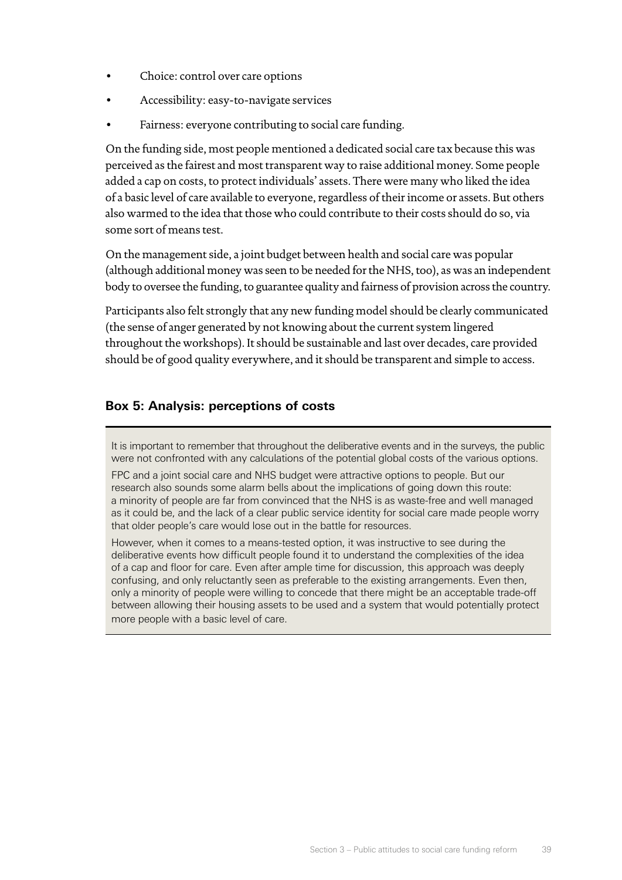- Choice: control over care options
- Accessibility: easy-to-navigate services
- Fairness: everyone contributing to social care funding.

On the funding side, most people mentioned a dedicated social care tax because this was perceived as the fairest and most transparent way to raise additional money. Some people added a cap on costs, to protect individuals' assets. There were many who liked the idea of a basic level of care available to everyone, regardless of their income or assets. But others also warmed to the idea that those who could contribute to their costs should do so, via some sort of means test.

On the management side, a joint budget between health and social care was popular (although additional money was seen to be needed for the NHS, too), as was an independent body to oversee the funding, to guarantee quality and fairness of provision across the country.

Participants also felt strongly that any new funding model should be clearly communicated (the sense of anger generated by not knowing about the current system lingered throughout the workshops). It should be sustainable and last over decades, care provided should be of good quality everywhere, and it should be transparent and simple to access.

### Box 5: Analysis: perceptions of costs

It is important to remember that throughout the deliberative events and in the surveys, the public were not confronted with any calculations of the potential global costs of the various options.

FPC and a joint social care and NHS budget were attractive options to people. But our research also sounds some alarm bells about the implications of going down this route: a minority of people are far from convinced that the NHS is as waste-free and well managed as it could be, and the lack of a clear public service identity for social care made people worry that older people's care would lose out in the battle for resources.

However, when it comes to a means-tested option, it was instructive to see during the deliberative events how difficult people found it to understand the complexities of the idea of a cap and floor for care. Even after ample time for discussion, this approach was deeply confusing, and only reluctantly seen as preferable to the existing arrangements. Even then, only a minority of people were willing to concede that there might be an acceptable trade-off between allowing their housing assets to be used and a system that would potentially protect more people with a basic level of care.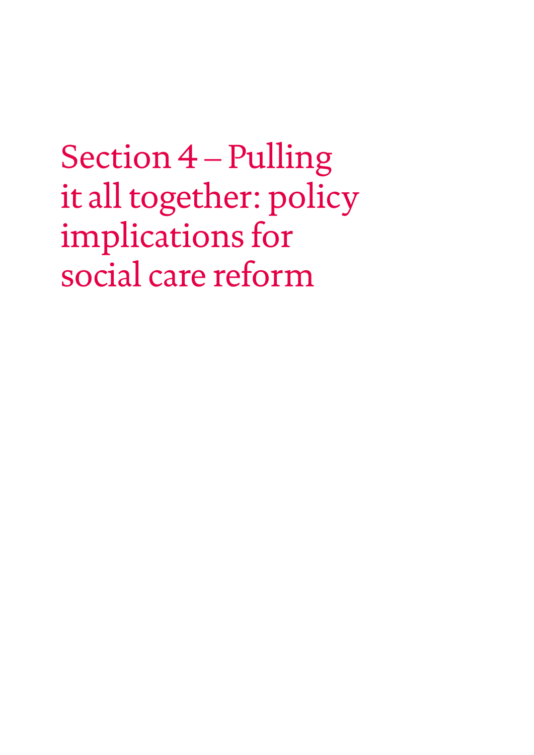# Section 4 – Pulling it all together: policy implications for social care reform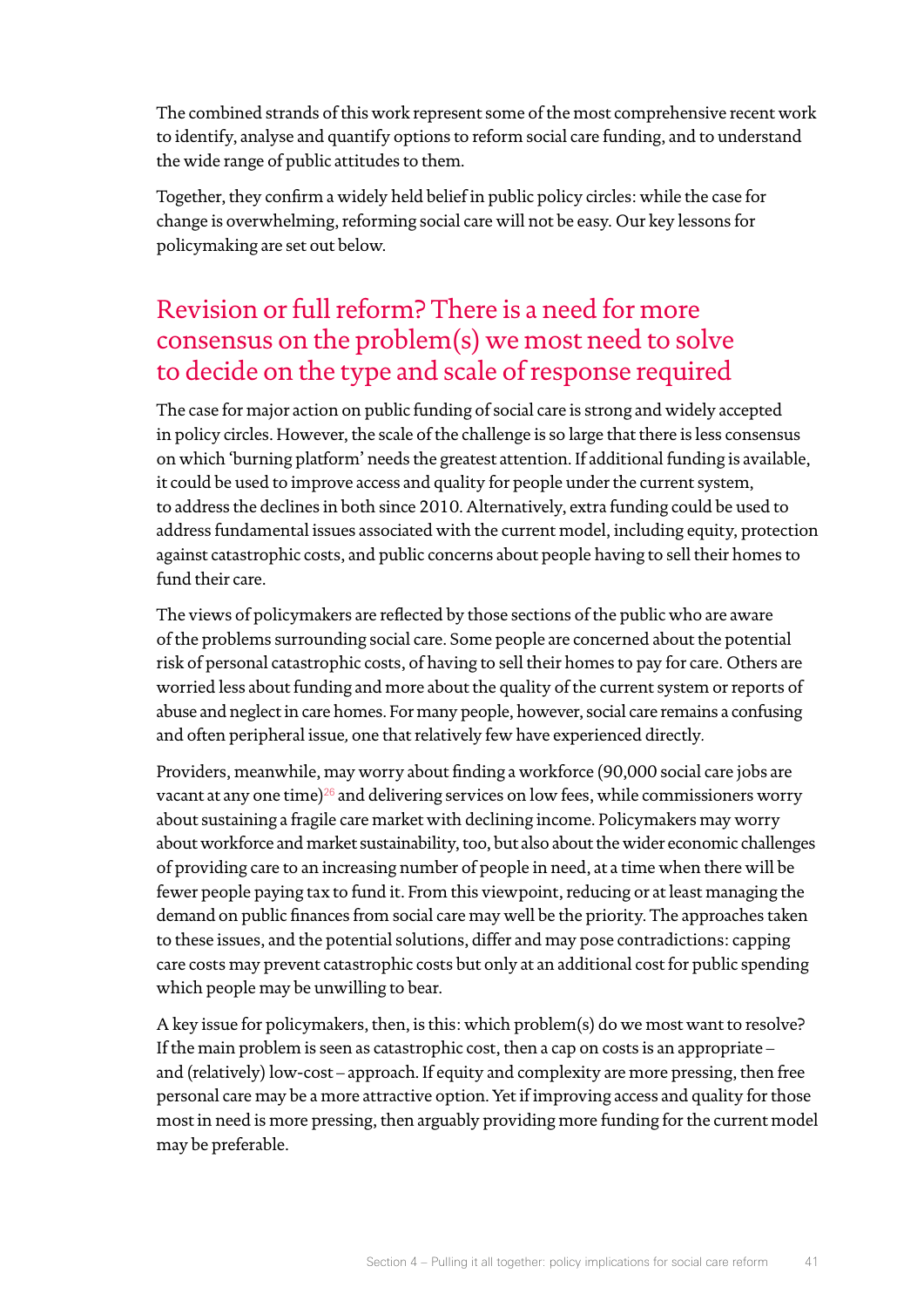The combined strands of this work represent some of the most comprehensive recent work to identify, analyse and quantify options to reform social care funding, and to understand the wide range of public attitudes to them.

Together, they confirm a widely held belief in public policy circles: while the case for change is overwhelming, reforming social care will not be easy. Our key lessons for policymaking are set out below.

## Revision or full reform? There is a need for more consensus on the problem(s) we most need to solve to decide on the type and scale of response required

The case for major action on public funding of social care is strong and widely accepted in policy circles. However, the scale of the challenge is so large that there is less consensus on which 'burning platform' needs the greatest attention. If additional funding is available, it could be used to improve access and quality for people under the current system, to address the declines in both since 2010. Alternatively, extra funding could be used to address fundamental issues associated with the current model, including equity, protection against catastrophic costs, and public concerns about people having to sell their homes to fund their care.

The views of policymakers are reflected by those sections of the public who are aware of the problems surrounding social care. Some people are concerned about the potential risk of personal catastrophic costs, of having to sell their homes to pay for care. Others are worried less about funding and more about the quality of the current system or reports of abuse and neglect in care homes. For many people, however, social care remains a confusing and often peripheral issue, one that relatively few have experienced directly.

Providers, meanwhile, may worry about finding a workforce (90,000 social care jobs are vacant at any one time)[26] and delivering services on low fees, while commissioners worry about sustaining a fragile care market with declining income. Policymakers may worry about workforce and market sustainability, too, but also about the wider economic challenges of providing care to an increasing number of people in need, at a time when there will be fewer people paying tax to fund it. From this viewpoint, reducing or at least managing the demand on public finances from social care may well be the priority. The approaches taken to these issues, and the potential solutions, differ and may pose contradictions: capping care costs may prevent catastrophic costs but only at an additional cost for public spending which people may be unwilling to bear.

A key issue for policymakers, then, is this: which problem(s) do we most want to resolve? If the main problem is seen as catastrophic cost, then a cap on costs is an appropriate – and (relatively) low-cost – approach. If equity and complexity are more pressing, then free personal care may be a more attractive option. Yet if improving access and quality for those most in need is more pressing, then arguably providing more funding for the current model may be preferable.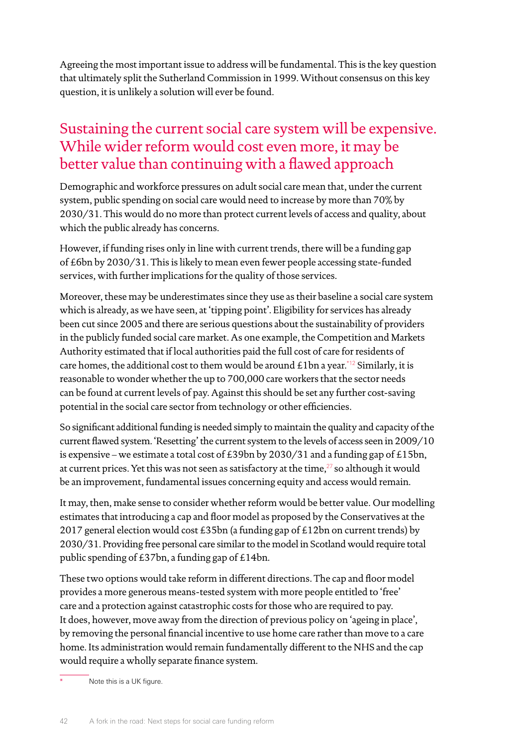Agreeing the most important issue to address will be fundamental. This is the key question that ultimately split the Sutherland Commission in 1999. Without consensus on this key question, it is unlikely a solution will ever be found.

## Sustaining the current social care system will be expensive. While wider reform would cost even more, it may be better value than continuing with a flawed approach

Demographic and workforce pressures on adult social care mean that, under the current system, public spending on social care would need to increase by more than 70% by 2030/31. This would do no more than protect current levels of access and quality, about which the public already has concerns.

However, if funding rises only in line with current trends, there will be a funding gap of £6bn by 2030/31. This is likely to mean even fewer people accessing state-funded services, with further implications for the quality of those services.

Moreover, these may be underestimates since they use as their baseline a social care system which is already, as we have seen, at 'tipping point'. Eligibility for services has already been cut since 2005 and there are serious questions about the sustainability of providers in the publicly funded social care market. As one example, the Competition and Markets Authority estimated that if local authorities paid the full cost of care for residents of care homes, the additional cost to them would be around £1bn a year.*[12] Similarly, it is reasonable to wonder whether the up to 700,000 care workers that the sector needs can be found at current levels of pay. Against this should be set any further cost-saving potential in the social care sector from technology or other efficiencies.

So significant additional funding is needed simply to maintain the quality and capacity of the current flawed system. 'Resetting' the current system to the levels of access seen in 2009/10 is expensive – we estimate a total cost of £39bn by 2030/31 and a funding gap of £15bn, at current prices. Yet this was not seen as satisfactory at the time,[27] so although it would be an improvement, fundamental issues concerning equity and access would remain.

It may, then, make sense to consider whether reform would be better value. Our modelling estimates that introducing a cap and floor model as proposed by the Conservatives at the 2017 general election would cost £35bn (a funding gap of £12bn on current trends) by 2030/31. Providing free personal care similar to the model in Scotland would require total public spending of £37bn, a funding gap of £14bn.

These two options would take reform in different directions. The cap and floor model provides a more generous means-tested system with more people entitled to 'free' care and a protection against catastrophic costs for those who are required to pay. It does, however, move away from the direction of previous policy on 'ageing in place', by removing the personal financial incentive to use home care rather than move to a care home. Its administration would remain fundamentally different to the NHS and the cap would require a wholly separate finance system.

* Note this is a UK figure.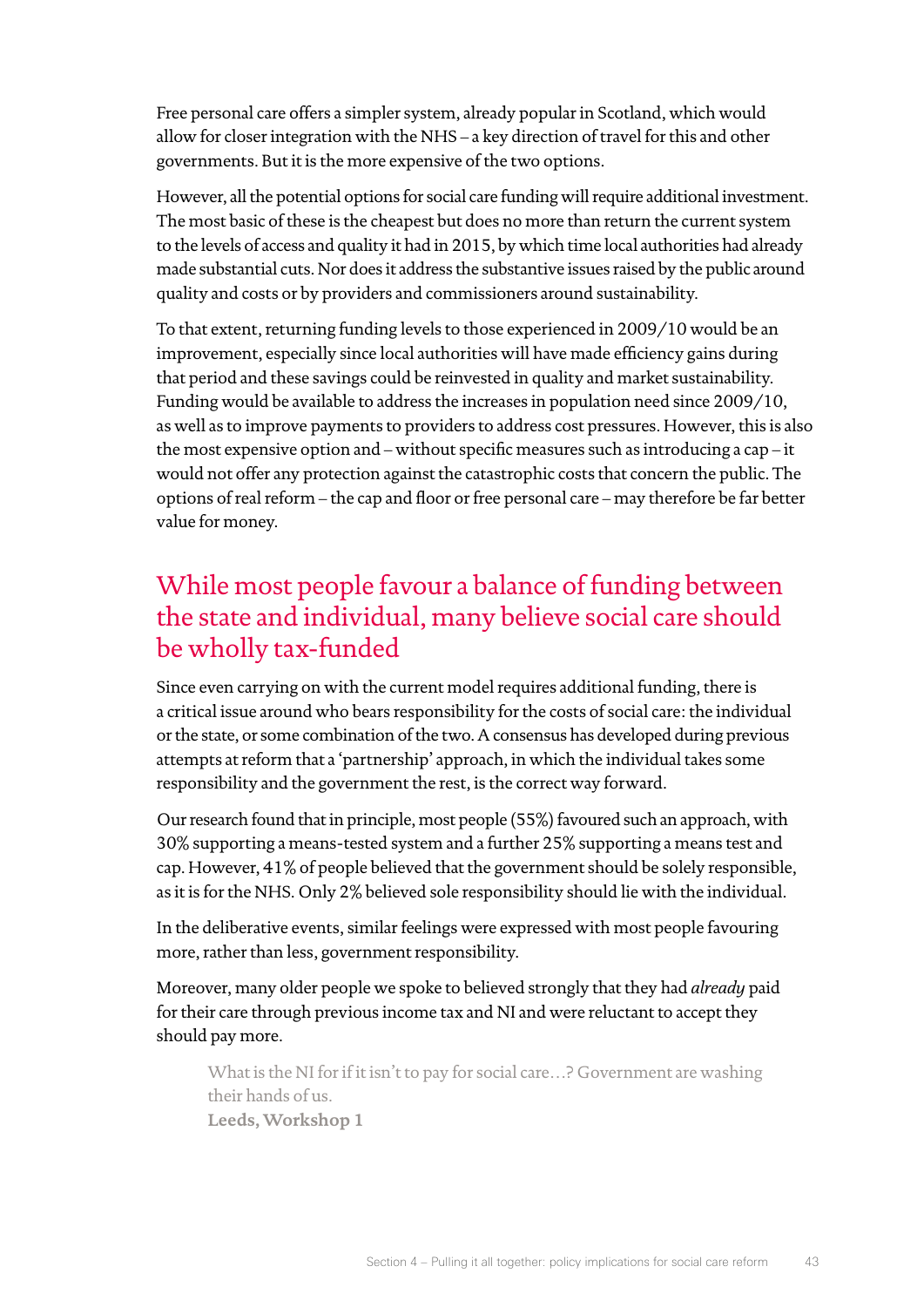Free personal care offers a simpler system, already popular in Scotland, which would allow for closer integration with the NHS – a key direction of travel for this and other governments. But it is the more expensive of the two options.

However, all the potential options for social care funding will require additional investment. The most basic of these is the cheapest but does no more than return the current system to the levels of access and quality it had in 2015, by which time local authorities had already made substantial cuts. Nor does it address the substantive issues raised by the public around quality and costs or by providers and commissioners around sustainability.

To that extent, returning funding levels to those experienced in 2009/10 would be an improvement, especially since local authorities will have made efficiency gains during that period and these savings could be reinvested in quality and market sustainability. Funding would be available to address the increases in population need since 2009/10, as well as to improve payments to providers to address cost pressures. However, this is also the most expensive option and – without specific measures such as introducing a cap – it would not offer any protection against the catastrophic costs that concern the public. The options of real reform – the cap and floor or free personal care – may therefore be far better value for money.

## While most people favour a balance of funding between the state and individual, many believe social care should be wholly tax-funded

Since even carrying on with the current model requires additional funding, there is a critical issue around who bears responsibility for the costs of social care: the individual or the state, or some combination of the two. A consensus has developed during previous attempts at reform that a 'partnership' approach, in which the individual takes some responsibility and the government the rest, is the correct way forward.

Our research found that in principle, most people (55%) favoured such an approach, with 30% supporting a means-tested system and a further 25% supporting a means test and cap. However, 41% of people believed that the government should be solely responsible, as it is for the NHS. Only 2% believed sole responsibility should lie with the individual.

In the deliberative events, similar feelings were expressed with most people favouring more, rather than less, government responsibility.

Moreover, many older people we spoke to believed strongly that they had *already* paid for their care through previous income tax and NI and were reluctant to accept they should pay more.

> What is the NI for if it isn't to pay for social care…? Government are washing their hands of us.
> **Leeds, Workshop 1**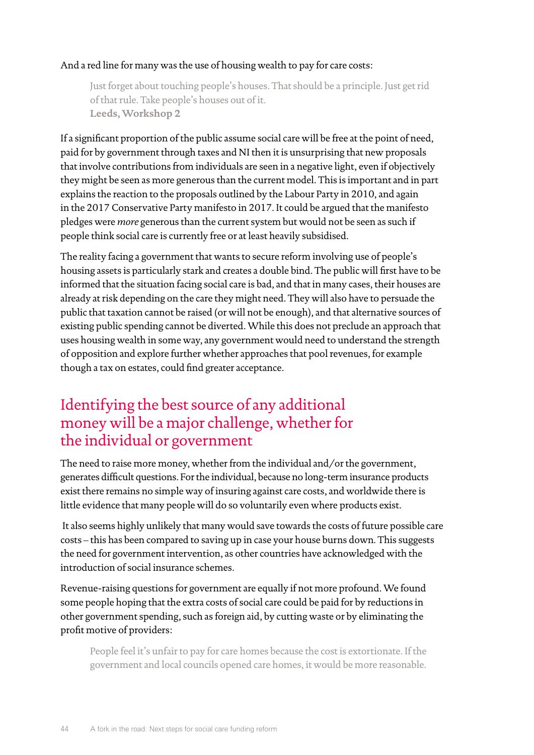And a red line for many was the use of housing wealth to pay for care costs:

> Just forget about touching people's houses. That should be a principle. Just get rid of that rule. Take people's houses out of it.
> **Leeds, Workshop 2**

If a significant proportion of the public assume social care will be free at the point of need, paid for by government through taxes and NI then it is unsurprising that new proposals that involve contributions from individuals are seen in a negative light, even if objectively they might be seen as more generous than the current model. This is important and in part explains the reaction to the proposals outlined by the Labour Party in 2010, and again in the 2017 Conservative Party manifesto in 2017. It could be argued that the manifesto pledges were *more* generous than the current system but would not be seen as such if people think social care is currently free or at least heavily subsidised.

The reality facing a government that wants to secure reform involving use of people's housing assets is particularly stark and creates a double bind. The public will first have to be informed that the situation facing social care is bad, and that in many cases, their houses are already at risk depending on the care they might need. They will also have to persuade the public that taxation cannot be raised (or will not be enough), and that alternative sources of existing public spending cannot be diverted. While this does not preclude an approach that uses housing wealth in some way, any government would need to understand the strength of opposition and explore further whether approaches that pool revenues, for example though a tax on estates, could find greater acceptance.

## Identifying the best source of any additional money will be a major challenge, whether for the individual or government

The need to raise more money, whether from the individual and/or the government, generates difficult questions. For the individual, because no long-term insurance products exist there remains no simple way of insuring against care costs, and worldwide there is little evidence that many people will do so voluntarily even where products exist.

It also seems highly unlikely that many would save towards the costs of future possible care costs – this has been compared to saving up in case your house burns down. This suggests the need for government intervention, as other countries have acknowledged with the introduction of social insurance schemes.

Revenue-raising questions for government are equally if not more profound. We found some people hoping that the extra costs of social care could be paid for by reductions in other government spending, such as foreign aid, by cutting waste or by eliminating the profit motive of providers:

> People feel it's unfair to pay for care homes because the cost is extortionate. If the government and local councils opened care homes, it would be more reasonable.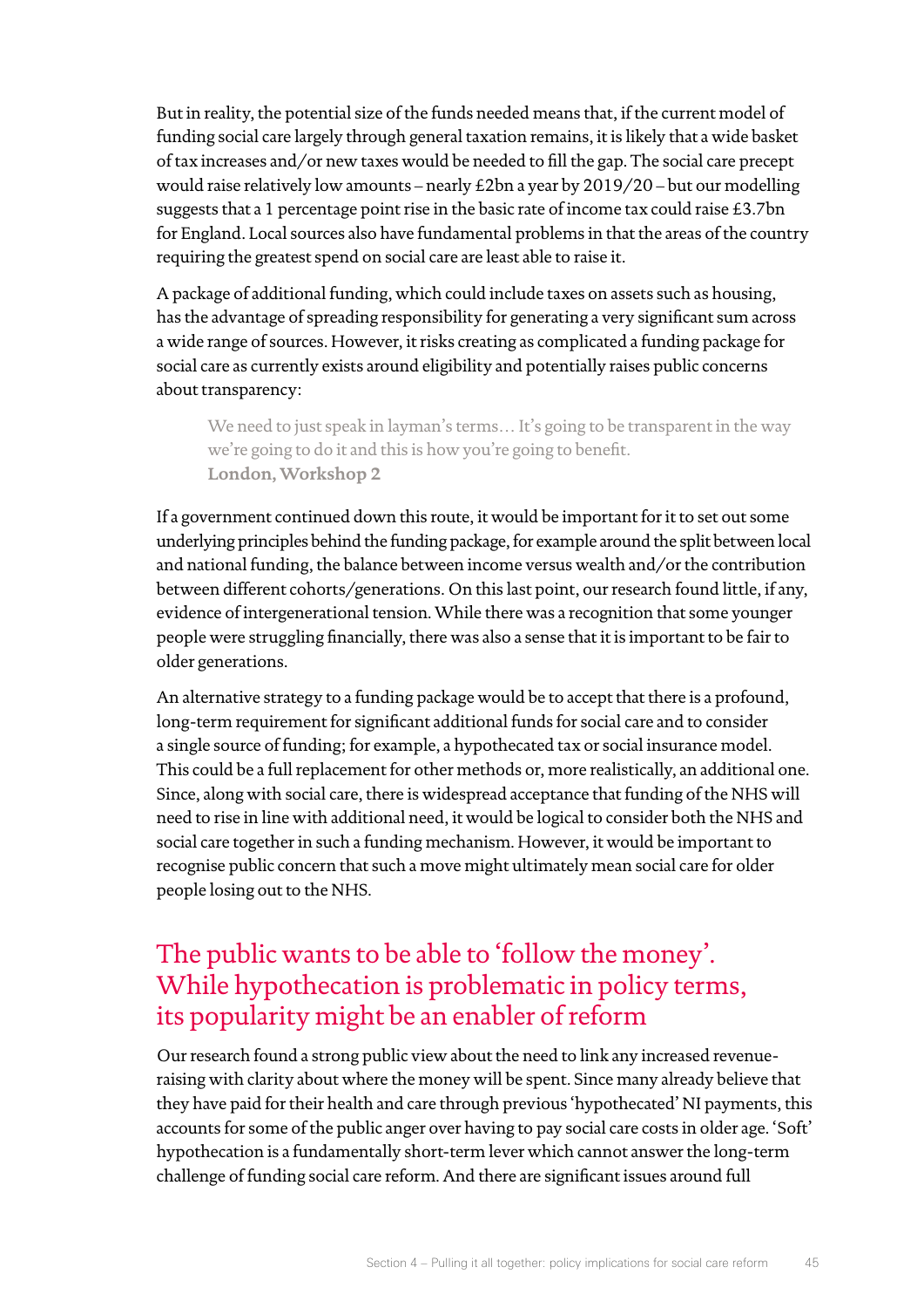But in reality, the potential size of the funds needed means that, if the current model of funding social care largely through general taxation remains, it is likely that a wide basket of tax increases and/or new taxes would be needed to fill the gap. The social care precept would raise relatively low amounts – nearly £2bn a year by 2019/20 – but our modelling suggests that a 1 percentage point rise in the basic rate of income tax could raise £3.7bn for England. Local sources also have fundamental problems in that the areas of the country requiring the greatest spend on social care are least able to raise it.

A package of additional funding, which could include taxes on assets such as housing, has the advantage of spreading responsibility for generating a very significant sum across a wide range of sources. However, it risks creating as complicated a funding package for social care as currently exists around eligibility and potentially raises public concerns about transparency:

> We need to just speak in layman's terms… It's going to be transparent in the way we're going to do it and this is how you're going to benefit.
> **London, Workshop 2**

If a government continued down this route, it would be important for it to set out some underlying principles behind the funding package, for example around the split between local and national funding, the balance between income versus wealth and/or the contribution between different cohorts/generations. On this last point, our research found little, if any, evidence of intergenerational tension. While there was a recognition that some younger people were struggling financially, there was also a sense that it is important to be fair to older generations.

An alternative strategy to a funding package would be to accept that there is a profound, long-term requirement for significant additional funds for social care and to consider a single source of funding; for example, a hypothecated tax or social insurance model. This could be a full replacement for other methods or, more realistically, an additional one. Since, along with social care, there is widespread acceptance that funding of the NHS will need to rise in line with additional need, it would be logical to consider both the NHS and social care together in such a funding mechanism. However, it would be important to recognise public concern that such a move might ultimately mean social care for older people losing out to the NHS.

## The public wants to be able to 'follow the money'. While hypothecation is problematic in policy terms, its popularity might be an enabler of reform

Our research found a strong public view about the need to link any increased revenue-raising with clarity about where the money will be spent. Since many already believe that they have paid for their health and care through previous 'hypothecated' NI payments, this accounts for some of the public anger over having to pay social care costs in older age. 'Soft' hypothecation is a fundamentally short-term lever which cannot answer the long-term challenge of funding social care reform. And there are significant issues around full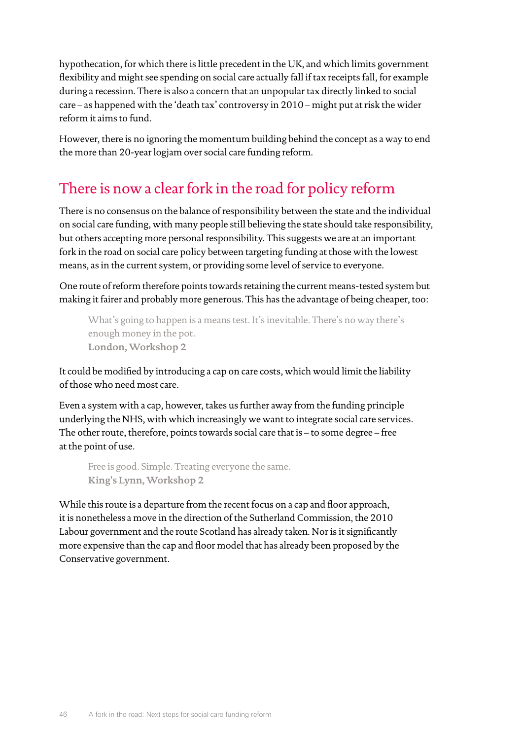hypothecation, for which there is little precedent in the UK, and which limits government flexibility and might see spending on social care actually fall if tax receipts fall, for example during a recession. There is also a concern that an unpopular tax directly linked to social care – as happened with the 'death tax' controversy in 2010 – might put at risk the wider reform it aims to fund.

However, there is no ignoring the momentum building behind the concept as a way to end the more than 20-year logjam over social care funding reform.

## There is now a clear fork in the road for policy reform

There is no consensus on the balance of responsibility between the state and the individual on social care funding, with many people still believing the state should take responsibility, but others accepting more personal responsibility. This suggests we are at an important fork in the road on social care policy between targeting funding at those with the lowest means, as in the current system, or providing some level of service to everyone.

One route of reform therefore points towards retaining the current means-tested system but making it fairer and probably more generous. This has the advantage of being cheaper, too:

> What's going to happen is a means test. It's inevitable. There's no way there's enough money in the pot.
> **London, Workshop 2**

It could be modified by introducing a cap on care costs, which would limit the liability of those who need most care.

Even a system with a cap, however, takes us further away from the funding principle underlying the NHS, with which increasingly we want to integrate social care services. The other route, therefore, points towards social care that is – to some degree – free at the point of use.

> Free is good. Simple. Treating everyone the same.
> **King's Lynn, Workshop 2**

While this route is a departure from the recent focus on a cap and floor approach, it is nonetheless a move in the direction of the Sutherland Commission, the 2010 Labour government and the route Scotland has already taken. Nor is it significantly more expensive than the cap and floor model that has already been proposed by the Conservative government.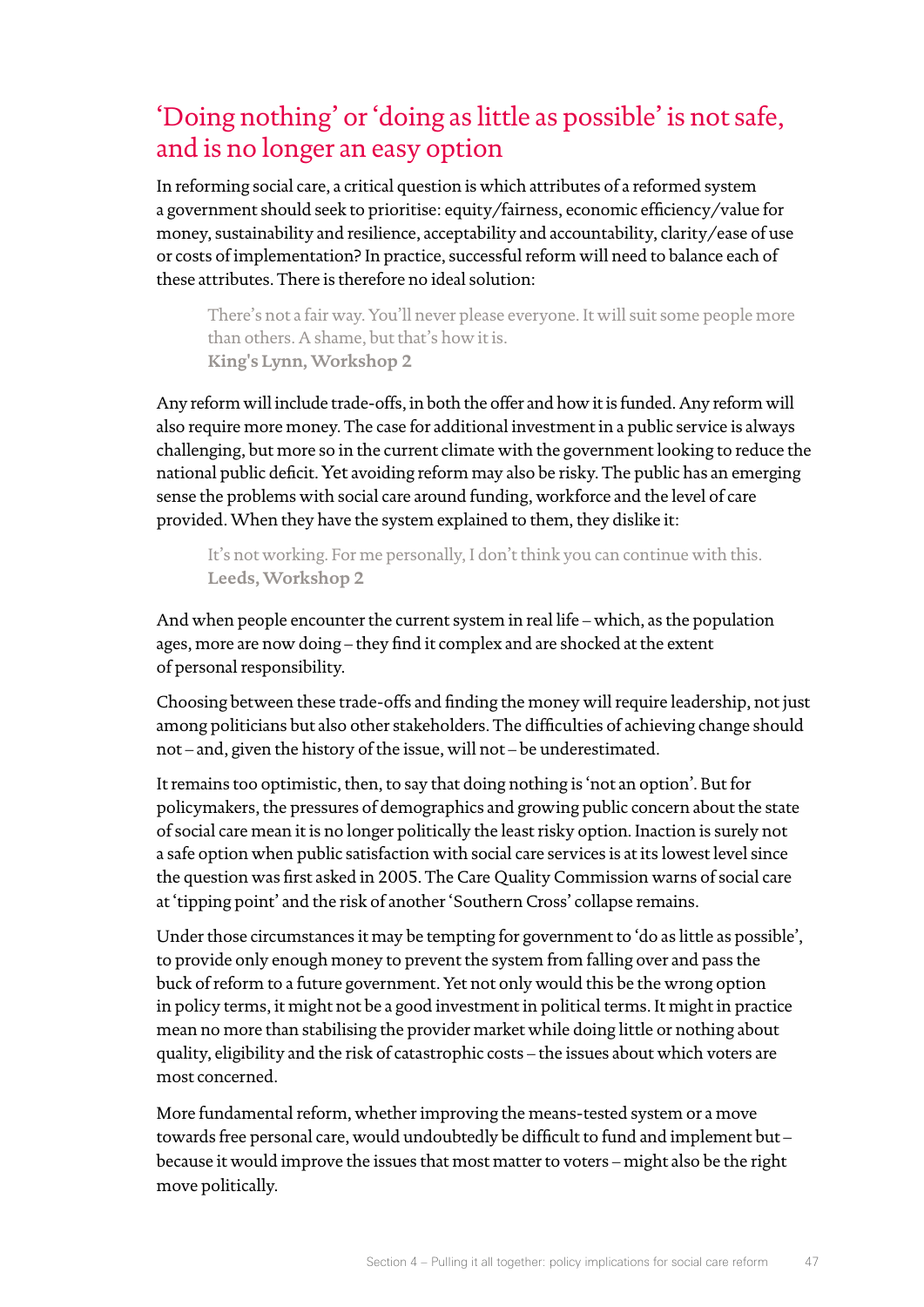## 'Doing nothing' or 'doing as little as possible' is not safe, and is no longer an easy option

In reforming social care, a critical question is which attributes of a reformed system a government should seek to prioritise: equity/fairness, economic efficiency/value for money, sustainability and resilience, acceptability and accountability, clarity/ease of use or costs of implementation? In practice, successful reform will need to balance each of these attributes. There is therefore no ideal solution:

> There's not a fair way. You'll never please everyone. It will suit some people more than others. A shame, but that's how it is.
> **King's Lynn, Workshop 2**

Any reform will include trade-offs, in both the offer and how it is funded. Any reform will also require more money. The case for additional investment in a public service is always challenging, but more so in the current climate with the government looking to reduce the national public deficit. Yet avoiding reform may also be risky. The public has an emerging sense the problems with social care around funding, workforce and the level of care provided. When they have the system explained to them, they dislike it:

> It's not working. For me personally, I don't think you can continue with this.
> **Leeds, Workshop 2**

And when people encounter the current system in real life – which, as the population ages, more are now doing – they find it complex and are shocked at the extent of personal responsibility.

Choosing between these trade-offs and finding the money will require leadership, not just among politicians but also other stakeholders. The difficulties of achieving change should not – and, given the history of the issue, will not – be underestimated.

It remains too optimistic, then, to say that doing nothing is 'not an option'. But for policymakers, the pressures of demographics and growing public concern about the state of social care mean it is no longer politically the least risky option. Inaction is surely not a safe option when public satisfaction with social care services is at its lowest level since the question was first asked in 2005. The Care Quality Commission warns of social care at 'tipping point' and the risk of another 'Southern Cross' collapse remains.

Under those circumstances it may be tempting for government to 'do as little as possible', to provide only enough money to prevent the system from falling over and pass the buck of reform to a future government. Yet not only would this be the wrong option in policy terms, it might not be a good investment in political terms. It might in practice mean no more than stabilising the provider market while doing little or nothing about quality, eligibility and the risk of catastrophic costs – the issues about which voters are most concerned.

More fundamental reform, whether improving the means-tested system or a move towards free personal care, would undoubtedly be difficult to fund and implement but – because it would improve the issues that most matter to voters – might also be the right move politically.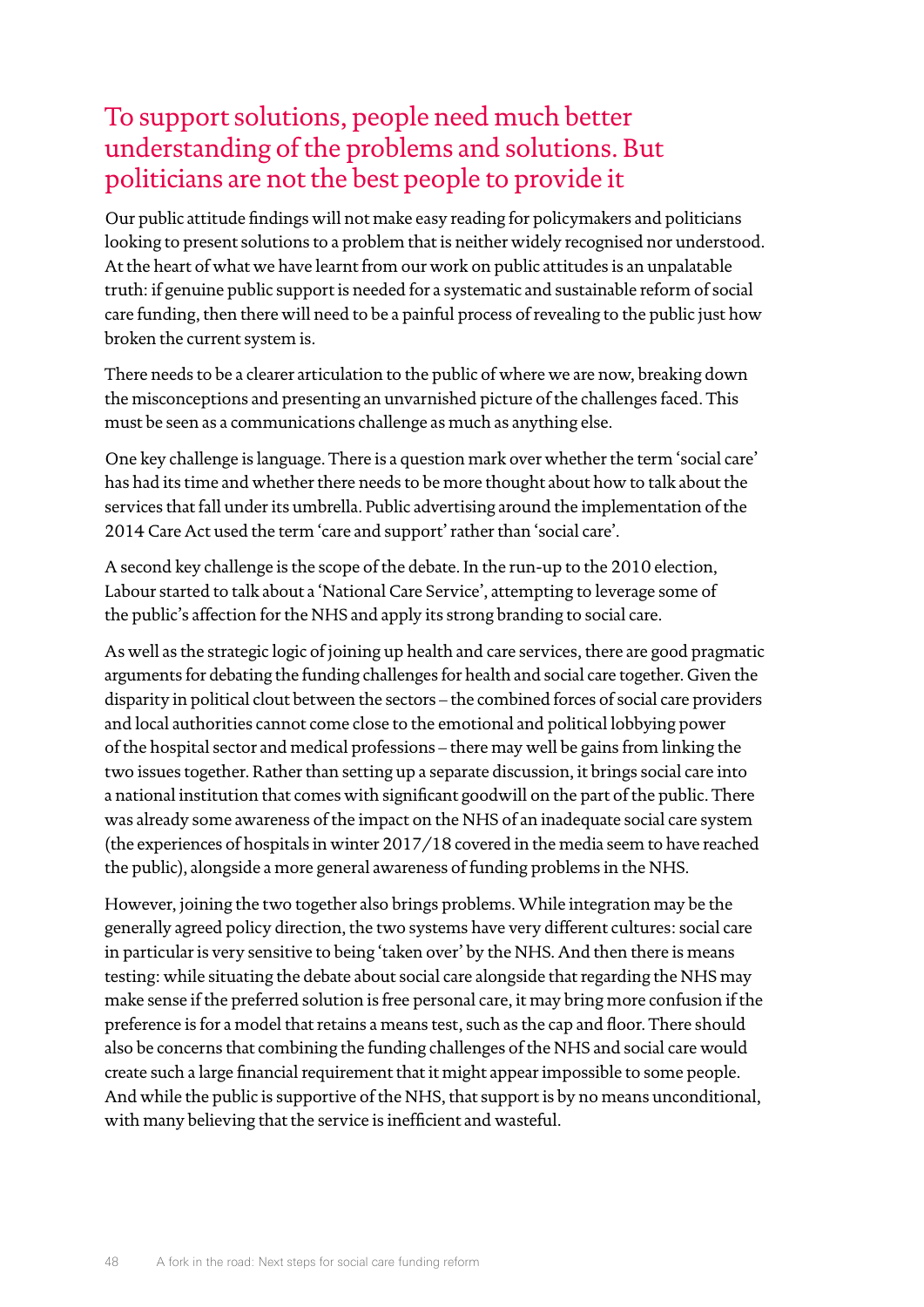## To support solutions, people need much better understanding of the problems and solutions. But politicians are not the best people to provide it

Our public attitude findings will not make easy reading for policymakers and politicians looking to present solutions to a problem that is neither widely recognised nor understood. At the heart of what we have learnt from our work on public attitudes is an unpalatable truth: if genuine public support is needed for a systematic and sustainable reform of social care funding, then there will need to be a painful process of revealing to the public just how broken the current system is.

There needs to be a clearer articulation to the public of where we are now, breaking down the misconceptions and presenting an unvarnished picture of the challenges faced. This must be seen as a communications challenge as much as anything else.

One key challenge is language. There is a question mark over whether the term 'social care' has had its time and whether there needs to be more thought about how to talk about the services that fall under its umbrella. Public advertising around the implementation of the 2014 Care Act used the term 'care and support' rather than 'social care'.

A second key challenge is the scope of the debate. In the run-up to the 2010 election, Labour started to talk about a 'National Care Service', attempting to leverage some of the public's affection for the NHS and apply its strong branding to social care.

As well as the strategic logic of joining up health and care services, there are good pragmatic arguments for debating the funding challenges for health and social care together. Given the disparity in political clout between the sectors – the combined forces of social care providers and local authorities cannot come close to the emotional and political lobbying power of the hospital sector and medical professions – there may well be gains from linking the two issues together. Rather than setting up a separate discussion, it brings social care into a national institution that comes with significant goodwill on the part of the public. There was already some awareness of the impact on the NHS of an inadequate social care system (the experiences of hospitals in winter 2017/18 covered in the media seem to have reached the public), alongside a more general awareness of funding problems in the NHS.

However, joining the two together also brings problems. While integration may be the generally agreed policy direction, the two systems have very different cultures: social care in particular is very sensitive to being 'taken over' by the NHS. And then there is means testing: while situating the debate about social care alongside that regarding the NHS may make sense if the preferred solution is free personal care, it may bring more confusion if the preference is for a model that retains a means test, such as the cap and floor. There should also be concerns that combining the funding challenges of the NHS and social care would create such a large financial requirement that it might appear impossible to some people. And while the public is supportive of the NHS, that support is by no means unconditional, with many believing that the service is inefficient and wasteful.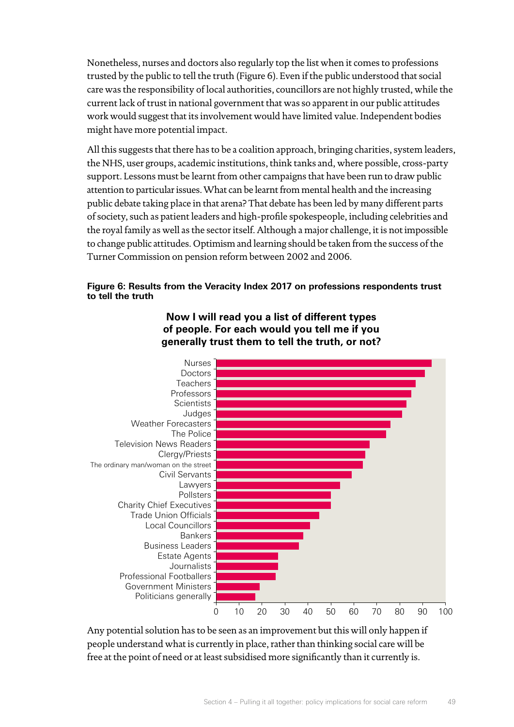Nonetheless, nurses and doctors also regularly top the list when it comes to professions trusted by the public to tell the truth (Figure 6). Even if the public understood that social care was the responsibility of local authorities, councillors are not highly trusted, while the current lack of trust in national government that was so apparent in our public attitudes work would suggest that its involvement would have limited value. Independent bodies might have more potential impact.

All this suggests that there has to be a coalition approach, bringing charities, system leaders, the NHS, user groups, academic institutions, think tanks and, where possible, cross-party support. Lessons must be learnt from other campaigns that have been run to draw public attention to particular issues. What can be learnt from mental health and the increasing public debate taking place in that arena? That debate has been led by many different parts of society, such as patient leaders and high-profile spokespeople, including celebrities and the royal family as well as the sector itself. Although a major challenge, it is not impossible to change public attitudes. Optimism and learning should be taken from the success of the Turner Commission on pension reform between 2002 and 2006.

**Figure 6: Results from the Veracity Index 2017 on professions respondents trust to tell the truth**

**Now I will read you a list of different types of people. For each would you tell me if you generally trust them to tell the truth, or not?**

- Nurses
- Doctors
- Teachers
- Professors
- Scientists
- Judges
- Weather Forecasters
- The Police
- Television News Readers
- Clergy/Priests
- The ordinary man/woman on the street
- Civil Servants
- Lawyers
- Pollsters
- Charity Chief Executives
- Trade Union Officials
- Local Councillors
- Bankers
- Business Leaders
- Estate Agents
- Journalists
- Professional Footballers
- Government Ministers
- Politicians generally

0 10 20 30 40 50 60 70 80 90 100

Any potential solution has to be seen as an improvement but this will only happen if people understand what is currently in place, rather than thinking social care will be free at the point of need or at least subsidised more significantly than it currently is.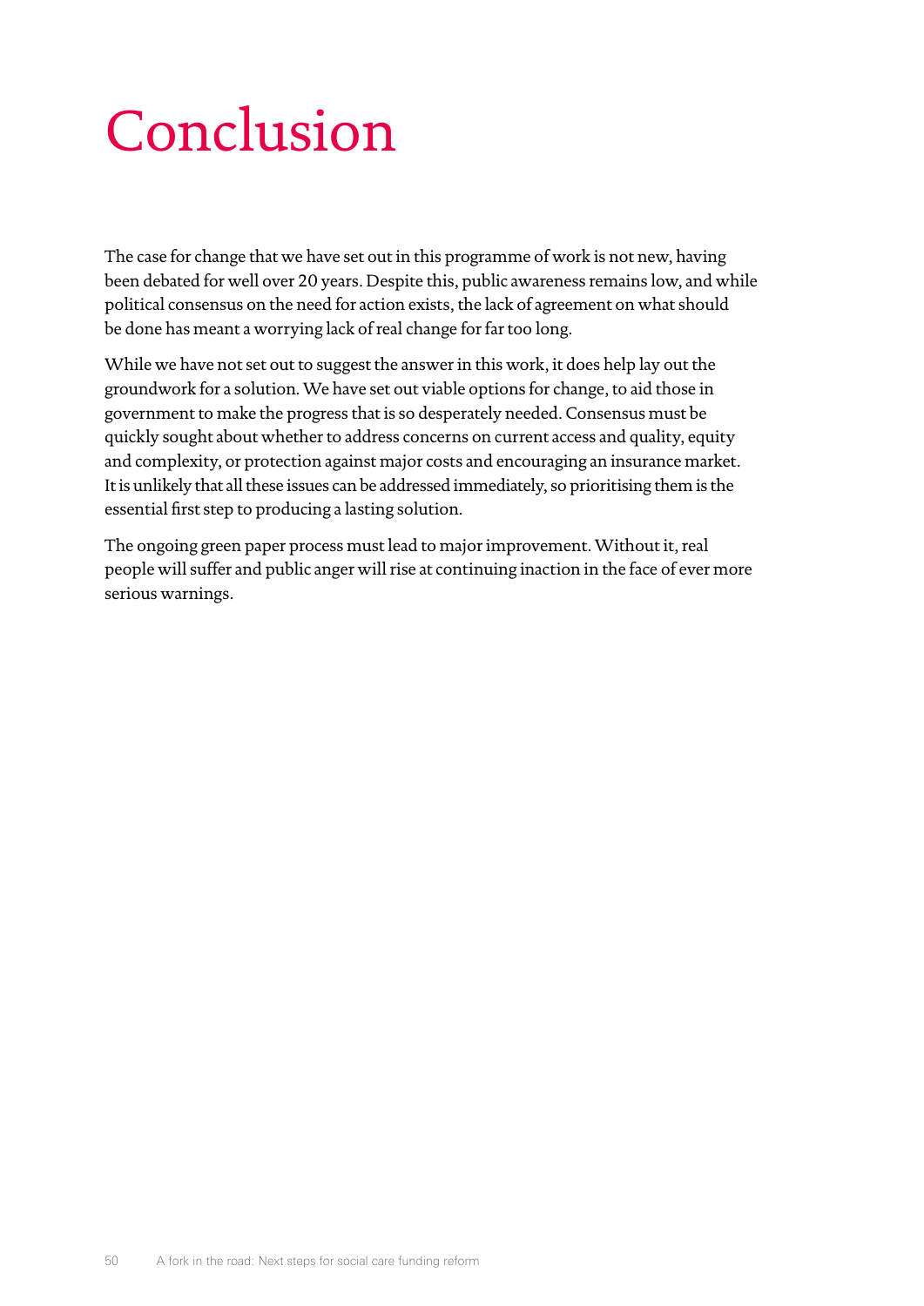# Conclusion

The case for change that we have set out in this programme of work is not new, having been debated for well over 20 years. Despite this, public awareness remains low, and while political consensus on the need for action exists, the lack of agreement on what should be done has meant a worrying lack of real change for far too long.

While we have not set out to suggest the answer in this work, it does help lay out the groundwork for a solution. We have set out viable options for change, to aid those in government to make the progress that is so desperately needed. Consensus must be quickly sought about whether to address concerns on current access and quality, equity and complexity, or protection against major costs and encouraging an insurance market. It is unlikely that all these issues can be addressed immediately, so prioritising them is the essential first step to producing a lasting solution.

The ongoing green paper process must lead to major improvement. Without it, real people will suffer and public anger will rise at continuing inaction in the face of ever more serious warnings.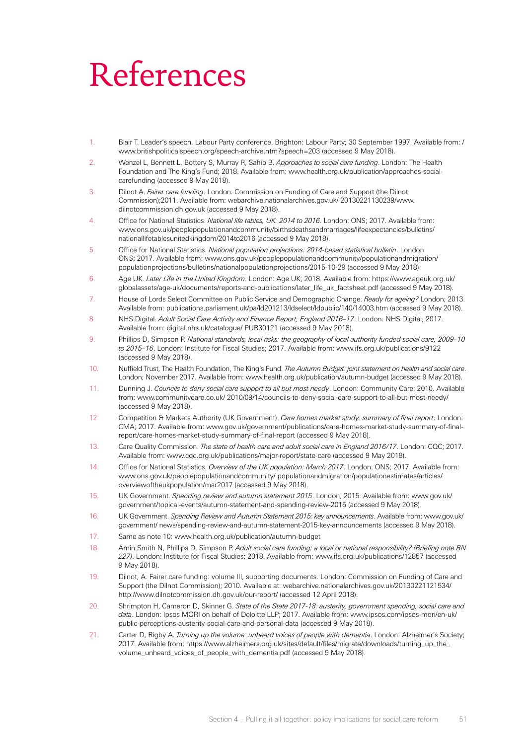# References

1. Blair T. Leader's speech, Labour Party conference. Brighton: Labour Party; 30 September 1997. Available from: / www.britishpoliticalspeech.org/speech-archive.htm?speech=203 (accessed 9 May 2018).
2. Wenzel L, Bennett L, Bottery S, Murray R, Sahib B. *Approaches to social care funding*. London: The Health Foundation and The King's Fund; 2018. Available from: www.health.org.uk/publication/approaches-social-carefunding (accessed 9 May 2018).
3. Dilnot A. *Fairer care funding*. London: Commission on Funding of Care and Support (the Dilnot Commission);2011. Available from: webarchive.nationalarchives.gov.uk/ 20130221130239/www.dilnotcommission.dh.gov.uk (accessed 9 May 2018).
4. Office for National Statistics. *National life tables, UK: 2014 to 2016*. London: ONS; 2017. Available from: www.ons.gov.uk/peoplepopulationandcommunity/birthsdeathsandmarriages/lifeexpectancies/bulletins/nationallifetablesunitedkingdom/2014to2016 (accessed 9 May 2018).
5. Office for National Statistics. *National population projections: 2014-based statistical bulletin*. London: ONS; 2017. Available from: www.ons.gov.uk/peoplepopulationandcommunity/populationandmigration/populationprojections/bulletins/nationalpopulationprojections/2015-10-29 (accessed 9 May 2018).
6. Age UK. *Later Life in the United Kingdom*. London: Age UK; 2018. Available from: https://www.ageuk.org.uk/globalassets/age-uk/documents/reports-and-publications/later_life_uk_factsheet.pdf (accessed 9 May 2018).
7. House of Lords Select Committee on Public Service and Demographic Change. *Ready for ageing?* London; 2013. Available from: publications.parliament.uk/pa/ld201213/ldselect/ldpublic/140/14003.htm (accessed 9 May 2018).
8. NHS Digital. *Adult Social Care Activity and Finance Report, England 2016–17*. London: NHS Digital; 2017. Available from: digital.nhs.uk/catalogue/ PUB30121 (accessed 9 May 2018).
9. Phillips D, Simpson P. *National standards, local risks: the geography of local authority funded social care, 2009–10 to 2015–16*. London: Institute for Fiscal Studies; 2017. Available from: www.ifs.org.uk/publications/9122 (accessed 9 May 2018).
10. Nuffield Trust, The Health Foundation, The King's Fund. *The Autumn Budget: joint statement on health and social care*. London; November 2017. Available from: www.health.org.uk/publication/autumn-budget (accessed 9 May 2018).
11. Dunning J. *Councils to deny social care support to all but most needy*. London: Community Care; 2010. Available from: www.communitycare.co.uk/ 2010/09/14/councils-to-deny-social-care-support-to-all-but-most-needy/ (accessed 9 May 2018).
12. Competition & Markets Authority (UK Government). *Care homes market study: summary of final report*. London: CMA; 2017. Available from: www.gov.uk/government/publications/care-homes-market-study-summary-of-final-report/care-homes-market-study-summary-of-final-report (accessed 9 May 2018).
13. Care Quality Commission. *The state of health care and adult social care in England 2016/17*. London: CQC; 2017. Available from: www.cqc.org.uk/publications/major-report/state-care (accessed 9 May 2018).
14. Office for National Statistics. *Overview of the UK population: March 2017*. London: ONS; 2017. Available from: www.ons.gov.uk/peoplepopulationandcommunity/populationandmigration/populationestimates/articles/overviewoftheukpopulation/mar2017 (accessed 9 May 2018).
15. UK Government. *Spending review and autumn statement 2015*. London; 2015. Available from: www.gov.uk/government/topical-events/autumn-statement-and-spending-review-2015 (accessed 9 May 2018).
16. UK Government. *Spending Review and Autumn Statement 2015: key announcements*. Available from: www.gov.uk/government/ news/spending-review-and-autumn-statement-2015-key-announcements (accessed 9 May 2018).
17. Same as note 10: www.health.org.uk/publication/autumn-budget
18. Amin Smith N, Phillips D, Simpson P. *Adult social care funding: a local or national responsibility? (Briefing note BN 227)*. London: Institute for Fiscal Studies; 2018. Available from: www.ifs.org.uk/publications/12857 (accessed 9 May 2018).
19. Dilnot, A. Fairer care funding: volume III, supporting documents. London: Commission on Funding of Care and Support (the Dilnot Commission); 2010. Available at: webarchive.nationalarchives.gov.uk/20130221121534/ http://www.dilnotcommission.dh.gov.uk/our-report/ (accessed 12 April 2018).
20. Shrimpton H, Cameron D, Skinner G. *State of the State 2017-18: austerity, government spending, social care and data*. London: Ipsos MORI on behalf of Deloitte LLP; 2017. Available from: www.ipsos.com/ipsos-mori/en-uk/public-perceptions-austerity-social-care-and-personal-data (accessed 9 May 2018).
21. Carter D, Rigby A. *Turning up the volume: unheard voices of people with dementia*. London: Alzheimer's Society; 2017. Available from: https://www.alzheimers.org.uk/sites/default/files/migrate/downloads/turning_up_the_volume_unheard_voices_of_people_with_dementia.pdf (accessed 9 May 2018).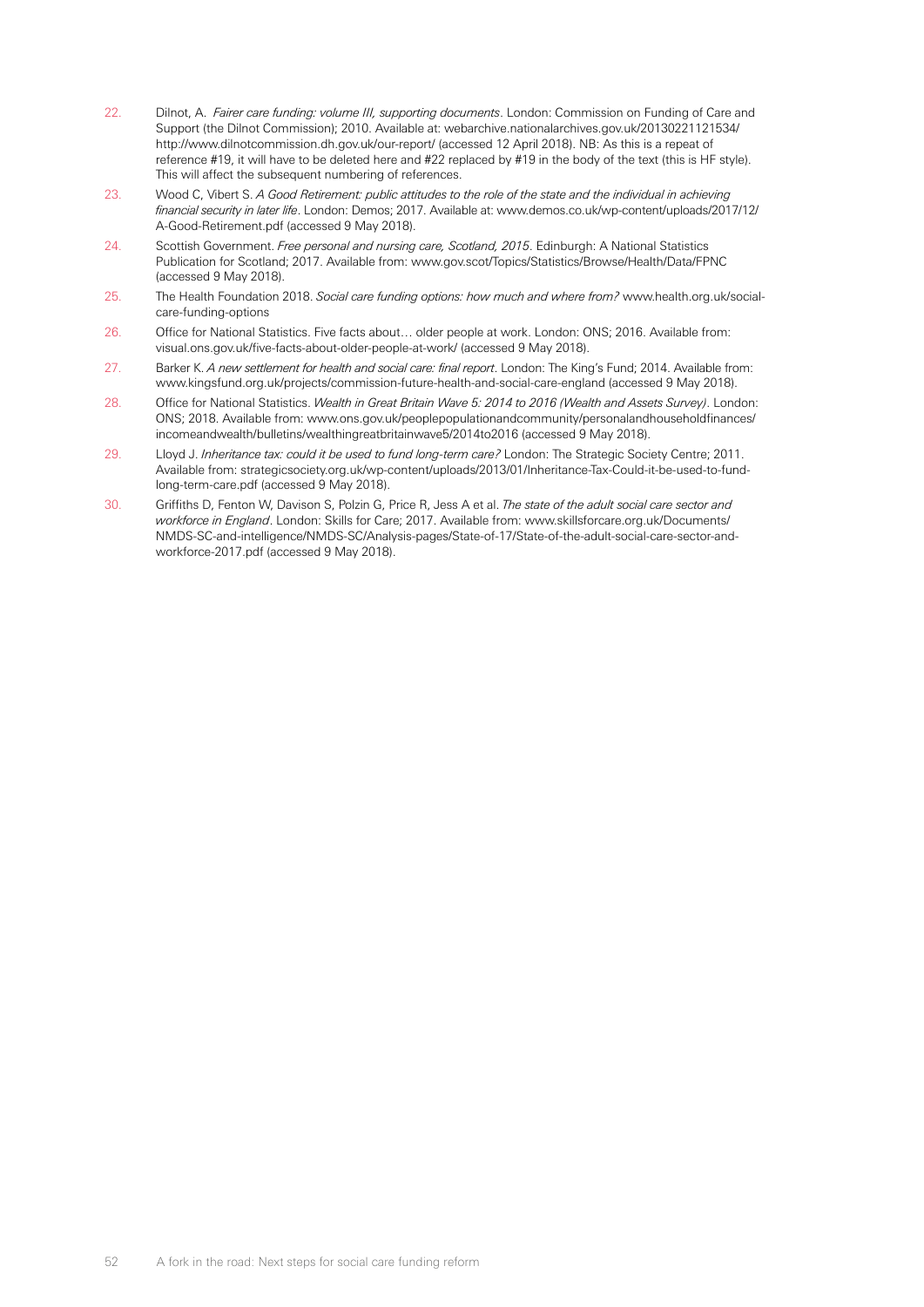22. Dilnot, A. *Fairer care funding: volume III, supporting documents*. London: Commission on Funding of Care and Support (the Dilnot Commission); 2010. Available at: webarchive.nationalarchives.gov.uk/20130221121534/ http://www.dilnotcommission.dh.gov.uk/our-report/ (accessed 12 April 2018). NB: As this is a repeat of reference #19, it will have to be deleted here and #22 replaced by #19 in the body of the text (this is HF style). This will affect the subsequent numbering of references.
23. Wood C, Vibert S. *A Good Retirement: public attitudes to the role of the state and the individual in achieving financial security in later life*. London: Demos; 2017. Available at: www.demos.co.uk/wp-content/uploads/2017/12/ A-Good-Retirement.pdf (accessed 9 May 2018).
24. Scottish Government. *Free personal and nursing care, Scotland, 2015*. Edinburgh: A National Statistics Publication for Scotland; 2017. Available from: www.gov.scot/Topics/Statistics/Browse/Health/Data/FPNC (accessed 9 May 2018).
25. The Health Foundation 2018. *Social care funding options: how much and where from?* www.health.org.uk/social-care-funding-options
26. Office for National Statistics. Five facts about… older people at work. London: ONS; 2016. Available from: visual.ons.gov.uk/five-facts-about-older-people-at-work/ (accessed 9 May 2018).
27. Barker K. *A new settlement for health and social care: final report*. London: The King's Fund; 2014. Available from: www.kingsfund.org.uk/projects/commission-future-health-and-social-care-england (accessed 9 May 2018).
28. Office for National Statistics. *Wealth in Great Britain Wave 5: 2014 to 2016 (Wealth and Assets Survey)*. London: ONS; 2018. Available from: www.ons.gov.uk/peoplepopulationandcommunity/personalandhouseholdfinances/ incomeandwealth/bulletins/wealthingreatbritainwave5/2014to2016 (accessed 9 May 2018).
29. Lloyd J. *Inheritance tax: could it be used to fund long-term care?* London: The Strategic Society Centre; 2011. Available from: strategicsociety.org.uk/wp-content/uploads/2013/01/Inheritance-Tax-Could-it-be-used-to-fund-long-term-care.pdf (accessed 9 May 2018).
30. Griffiths D, Fenton W, Davison S, Polzin G, Price R, Jess A et al. *The state of the adult social care sector and workforce in England*. London: Skills for Care; 2017. Available from: www.skillsforcare.org.uk/Documents/ NMDS-SC-and-intelligence/NMDS-SC/Analysis-pages/State-of-17/State-of-the-adult-social-care-sector-and-workforce-2017.pdf (accessed 9 May 2018).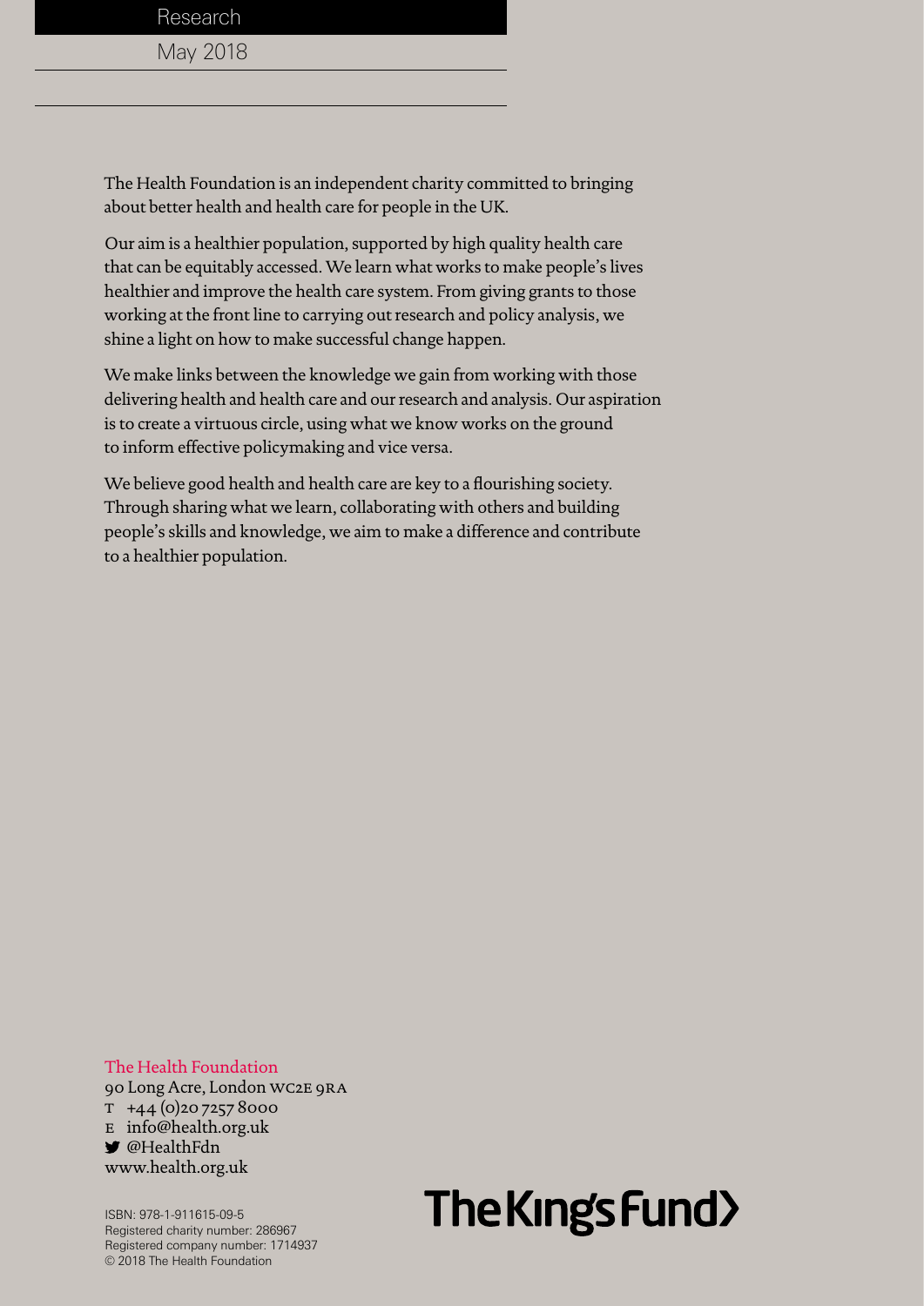Research

May 2018

The Health Foundation is an independent charity committed to bringing about better health and health care for people in the UK.

Our aim is a healthier population, supported by high quality health care that can be equitably accessed. We learn what works to make people's lives healthier and improve the health care system. From giving grants to those working at the front line to carrying out research and policy analysis, we shine a light on how to make successful change happen.

We make links between the knowledge we gain from working with those delivering health and health care and our research and analysis. Our aspiration is to create a virtuous circle, using what we know works on the ground to inform effective policymaking and vice versa.

We believe good health and health care are key to a flourishing society. Through sharing what we learn, collaborating with others and building people's skills and knowledge, we aim to make a difference and contribute to a healthier population.

The Health Foundation
90 Long Acre, London WC2E 9RA
T +44 (0)20 7257 8000
E info@health.org.uk
@HealthFdn
www.health.org.uk

ISBN: 978-1-911615-09-5
Registered charity number: 286967
Registered company number: 1714937
© 2018 The Health Foundation

The King's Fund